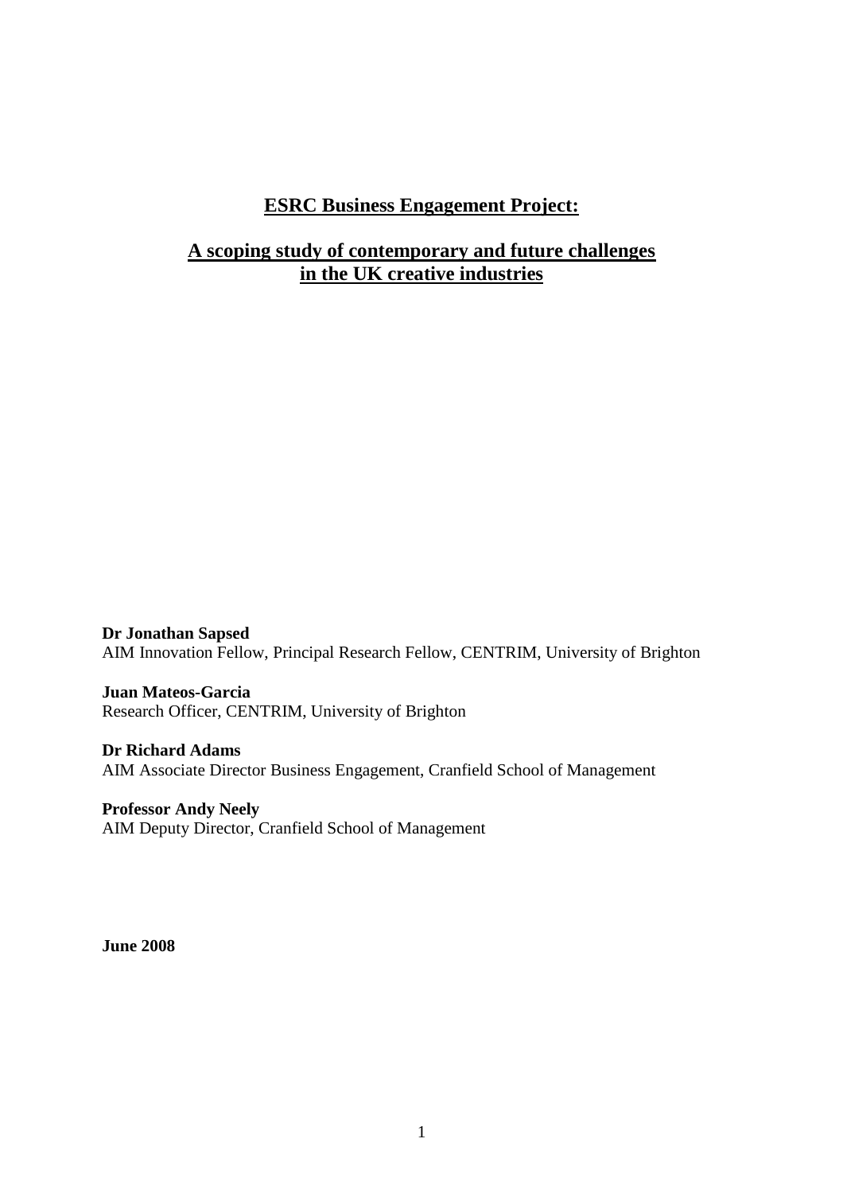# ESRC Business Engagement Project:

## A scoping study of contemporary and future challenges in the UK creative industries

**Dr Jonathan Sapsed**
AIM Innovation Fellow, Principal Research Fellow, CENTRIM, University of Brighton

**Juan Mateos-Garcia**
Research Officer, CENTRIM, University of Brighton

**Dr Richard Adams**
AIM Associate Director Business Engagement, Cranfield School of Management

**Professor Andy Neely**
AIM Deputy Director, Cranfield School of Management

**June 2008**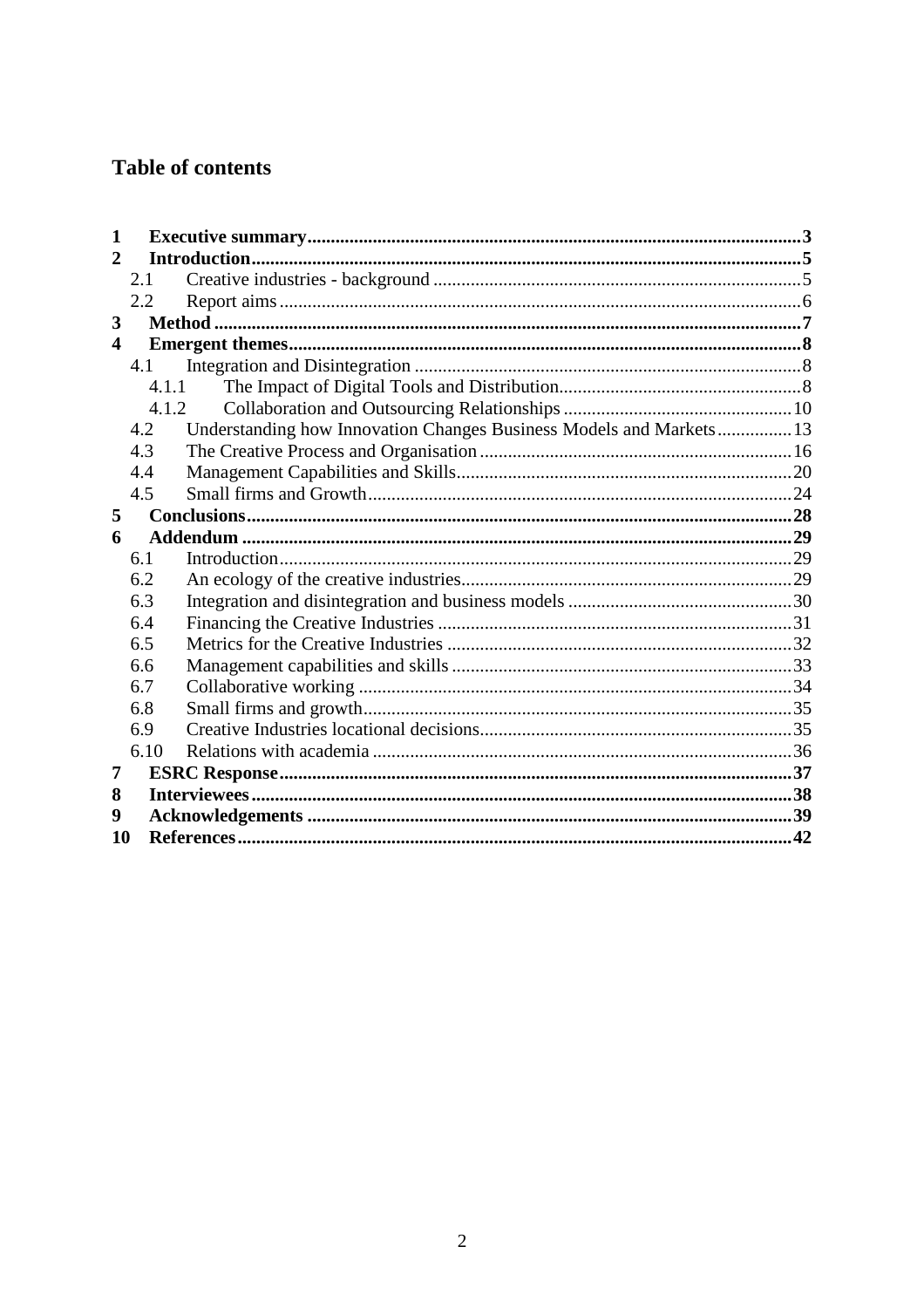# Table of contents

| | | |
|---|---|---|
| **1** | **Executive summary** | **3** |
| **2** | **Introduction** | **5** |
| 2.1 | Creative industries - background | 5 |
| 2.2 | Report aims | 6 |
| **3** | **Method** | **7** |
| **4** | **Emergent themes** | **8** |
| 4.1 | Integration and Disintegration | 8 |
| 4.1.1 | The Impact of Digital Tools and Distribution | 8 |
| 4.1.2 | Collaboration and Outsourcing Relationships | 10 |
| 4.2 | Understanding how Innovation Changes Business Models and Markets | 13 |
| 4.3 | The Creative Process and Organisation | 16 |
| 4.4 | Management Capabilities and Skills | 20 |
| 4.5 | Small firms and Growth | 24 |
| **5** | **Conclusions** | **28** |
| **6** | **Addendum** | **29** |
| 6.1 | Introduction | 29 |
| 6.2 | An ecology of the creative industries | 29 |
| 6.3 | Integration and disintegration and business models | 30 |
| 6.4 | Financing the Creative Industries | 31 |
| 6.5 | Metrics for the Creative Industries | 32 |
| 6.6 | Management capabilities and skills | 33 |
| 6.7 | Collaborative working | 34 |
| 6.8 | Small firms and growth | 35 |
| 6.9 | Creative Industries locational decisions | 35 |
| 6.10 | Relations with academia | 36 |
| **7** | **ESRC Response** | **37** |
| **8** | **Interviewees** | **38** |
| **9** | **Acknowledgements** | **39** |
| **10** | **References** | **42** |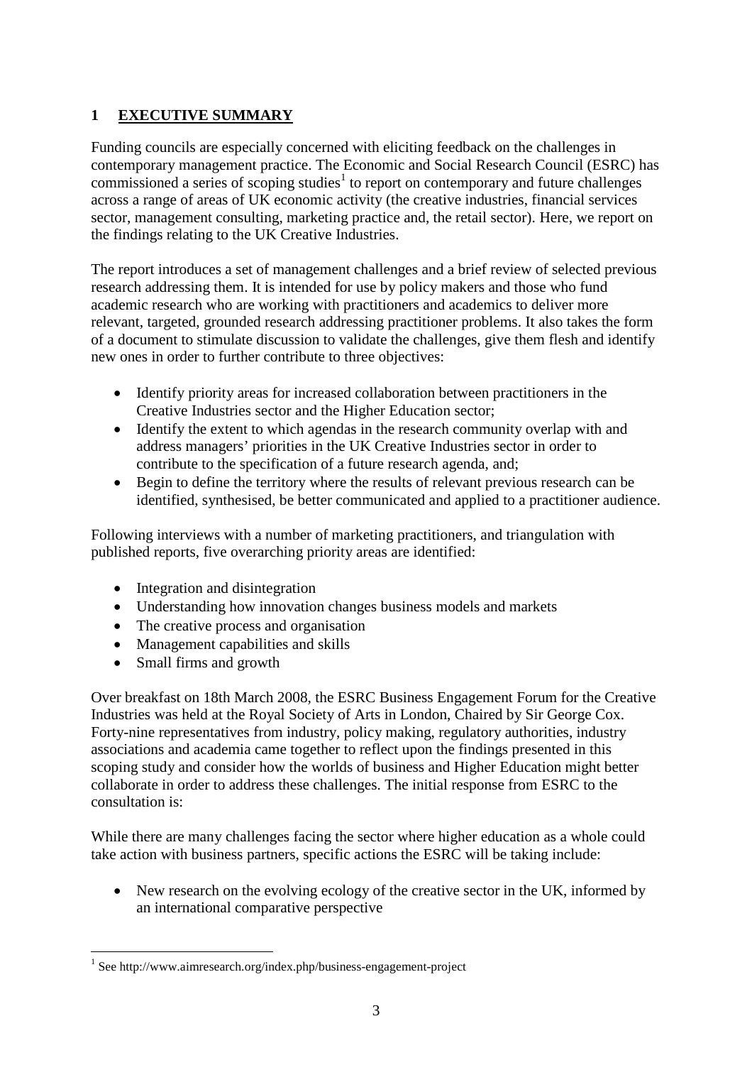# 1 EXECUTIVE SUMMARY

Funding councils are especially concerned with eliciting feedback on the challenges in contemporary management practice. The Economic and Social Research Council (ESRC) has commissioned a series of scoping studies[1] to report on contemporary and future challenges across a range of areas of UK economic activity (the creative industries, financial services sector, management consulting, marketing practice and, the retail sector). Here, we report on the findings relating to the UK Creative Industries.

The report introduces a set of management challenges and a brief review of selected previous research addressing them. It is intended for use by policy makers and those who fund academic research who are working with practitioners and academics to deliver more relevant, targeted, grounded research addressing practitioner problems. It also takes the form of a document to stimulate discussion to validate the challenges, give them flesh and identify new ones in order to further contribute to three objectives:

- Identify priority areas for increased collaboration between practitioners in the Creative Industries sector and the Higher Education sector;
- Identify the extent to which agendas in the research community overlap with and address managers' priorities in the UK Creative Industries sector in order to contribute to the specification of a future research agenda, and;
- Begin to define the territory where the results of relevant previous research can be identified, synthesised, be better communicated and applied to a practitioner audience.

Following interviews with a number of marketing practitioners, and triangulation with published reports, five overarching priority areas are identified:

- Integration and disintegration
- Understanding how innovation changes business models and markets
- The creative process and organisation
- Management capabilities and skills
- Small firms and growth

Over breakfast on 18th March 2008, the ESRC Business Engagement Forum for the Creative Industries was held at the Royal Society of Arts in London, Chaired by Sir George Cox. Forty-nine representatives from industry, policy making, regulatory authorities, industry associations and academia came together to reflect upon the findings presented in this scoping study and consider how the worlds of business and Higher Education might better collaborate in order to address these challenges. The initial response from ESRC to the consultation is:

While there are many challenges facing the sector where higher education as a whole could take action with business partners, specific actions the ESRC will be taking include:

- New research on the evolving ecology of the creative sector in the UK, informed by an international comparative perspective

[1] See http://www.aimresearch.org/index.php/business-engagement-project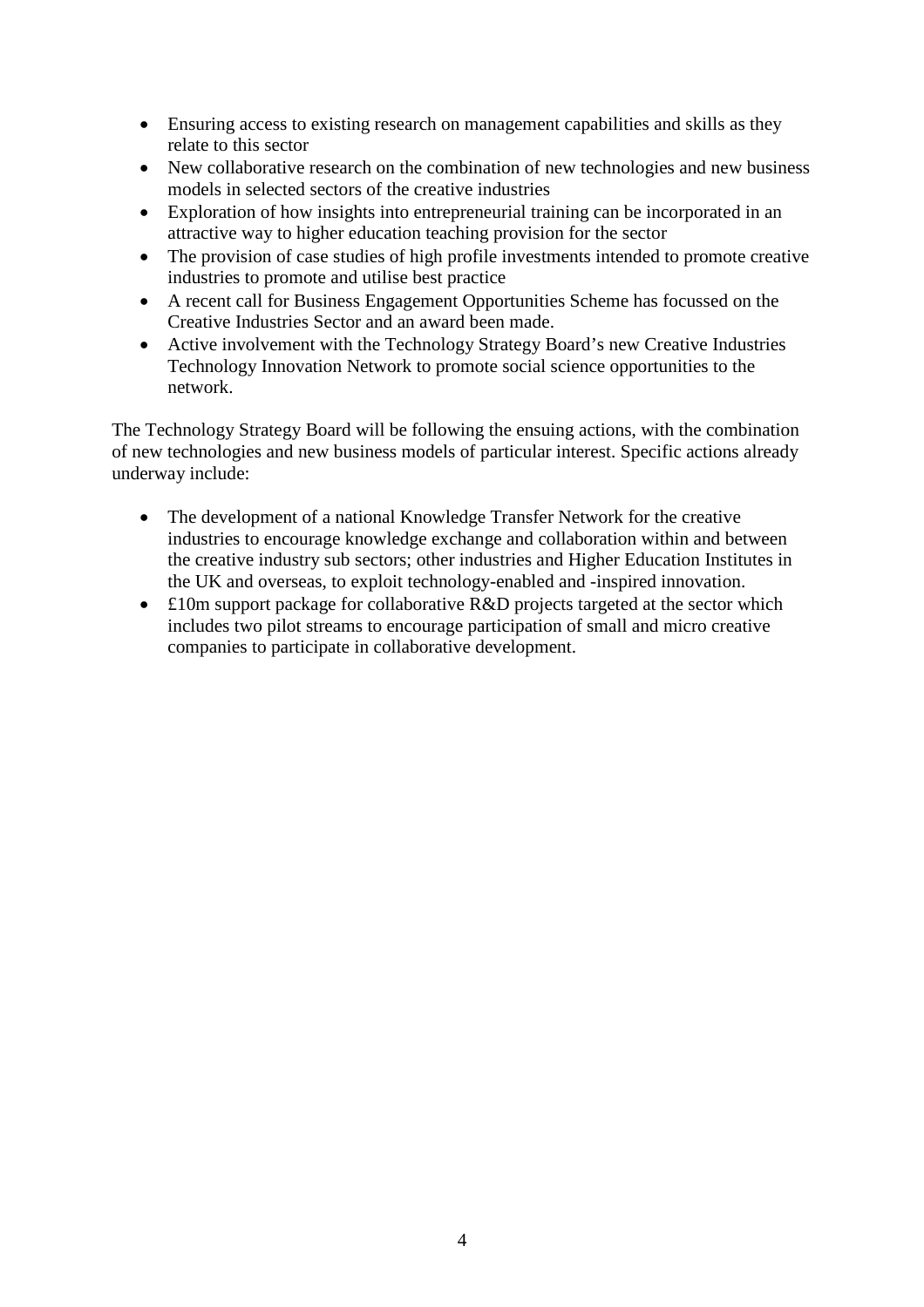- Ensuring access to existing research on management capabilities and skills as they relate to this sector
- New collaborative research on the combination of new technologies and new business models in selected sectors of the creative industries
- Exploration of how insights into entrepreneurial training can be incorporated in an attractive way to higher education teaching provision for the sector
- The provision of case studies of high profile investments intended to promote creative industries to promote and utilise best practice
- A recent call for Business Engagement Opportunities Scheme has focussed on the Creative Industries Sector and an award been made.
- Active involvement with the Technology Strategy Board's new Creative Industries Technology Innovation Network to promote social science opportunities to the network.

The Technology Strategy Board will be following the ensuing actions, with the combination of new technologies and new business models of particular interest. Specific actions already underway include:

- The development of a national Knowledge Transfer Network for the creative industries to encourage knowledge exchange and collaboration within and between the creative industry sub sectors; other industries and Higher Education Institutes in the UK and overseas, to exploit technology-enabled and -inspired innovation.
- £10m support package for collaborative R&D projects targeted at the sector which includes two pilot streams to encourage participation of small and micro creative companies to participate in collaborative development.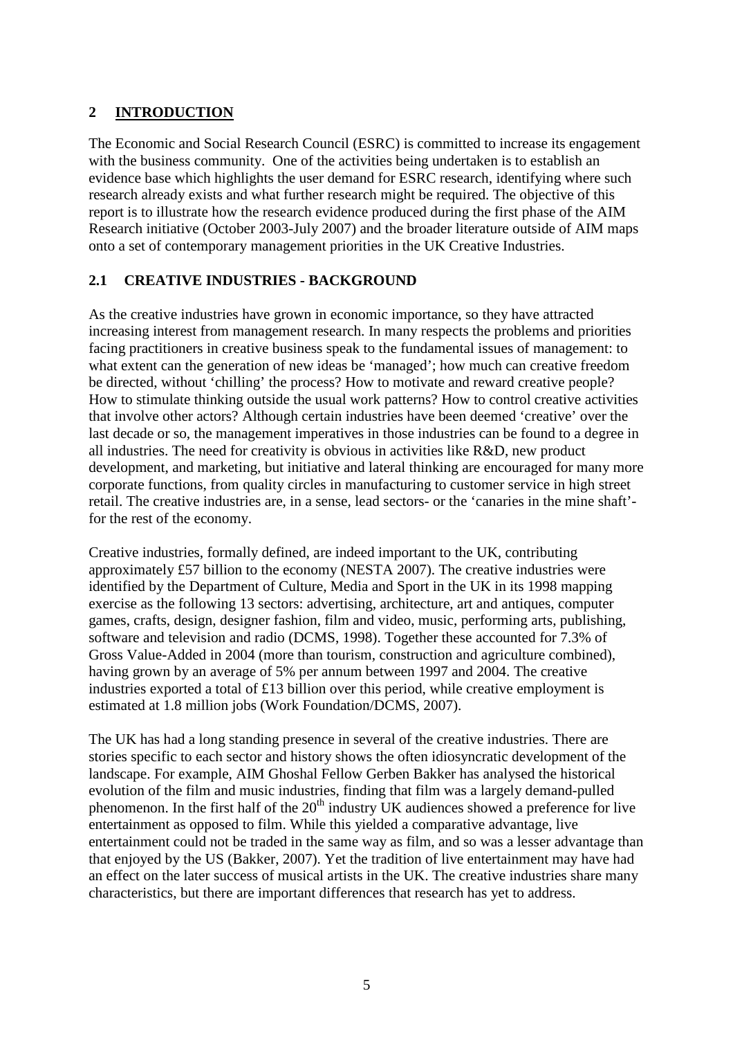## 2 INTRODUCTION

The Economic and Social Research Council (ESRC) is committed to increase its engagement with the business community. One of the activities being undertaken is to establish an evidence base which highlights the user demand for ESRC research, identifying where such research already exists and what further research might be required. The objective of this report is to illustrate how the research evidence produced during the first phase of the AIM Research initiative (October 2003-July 2007) and the broader literature outside of AIM maps onto a set of contemporary management priorities in the UK Creative Industries.

### 2.1 CREATIVE INDUSTRIES - BACKGROUND

As the creative industries have grown in economic importance, so they have attracted increasing interest from management research. In many respects the problems and priorities facing practitioners in creative business speak to the fundamental issues of management: to what extent can the generation of new ideas be 'managed'; how much can creative freedom be directed, without 'chilling' the process? How to motivate and reward creative people? How to stimulate thinking outside the usual work patterns? How to control creative activities that involve other actors? Although certain industries have been deemed 'creative' over the last decade or so, the management imperatives in those industries can be found to a degree in all industries. The need for creativity is obvious in activities like R&D, new product development, and marketing, but initiative and lateral thinking are encouraged for many more corporate functions, from quality circles in manufacturing to customer service in high street retail. The creative industries are, in a sense, lead sectors- or the 'canaries in the mine shaft'- for the rest of the economy.

Creative industries, formally defined, are indeed important to the UK, contributing approximately £57 billion to the economy (NESTA 2007). The creative industries were identified by the Department of Culture, Media and Sport in the UK in its 1998 mapping exercise as the following 13 sectors: advertising, architecture, art and antiques, computer games, crafts, design, designer fashion, film and video, music, performing arts, publishing, software and television and radio (DCMS, 1998). Together these accounted for 7.3% of Gross Value-Added in 2004 (more than tourism, construction and agriculture combined), having grown by an average of 5% per annum between 1997 and 2004. The creative industries exported a total of £13 billion over this period, while creative employment is estimated at 1.8 million jobs (Work Foundation/DCMS, 2007).

The UK has had a long standing presence in several of the creative industries. There are stories specific to each sector and history shows the often idiosyncratic development of the landscape. For example, AIM Ghoshal Fellow Gerben Bakker has analysed the historical evolution of the film and music industries, finding that film was a largely demand-pulled phenomenon. In the first half of the 20th industry UK audiences showed a preference for live entertainment as opposed to film. While this yielded a comparative advantage, live entertainment could not be traded in the same way as film, and so was a lesser advantage than that enjoyed by the US (Bakker, 2007). Yet the tradition of live entertainment may have had an effect on the later success of musical artists in the UK. The creative industries share many characteristics, but there are important differences that research has yet to address.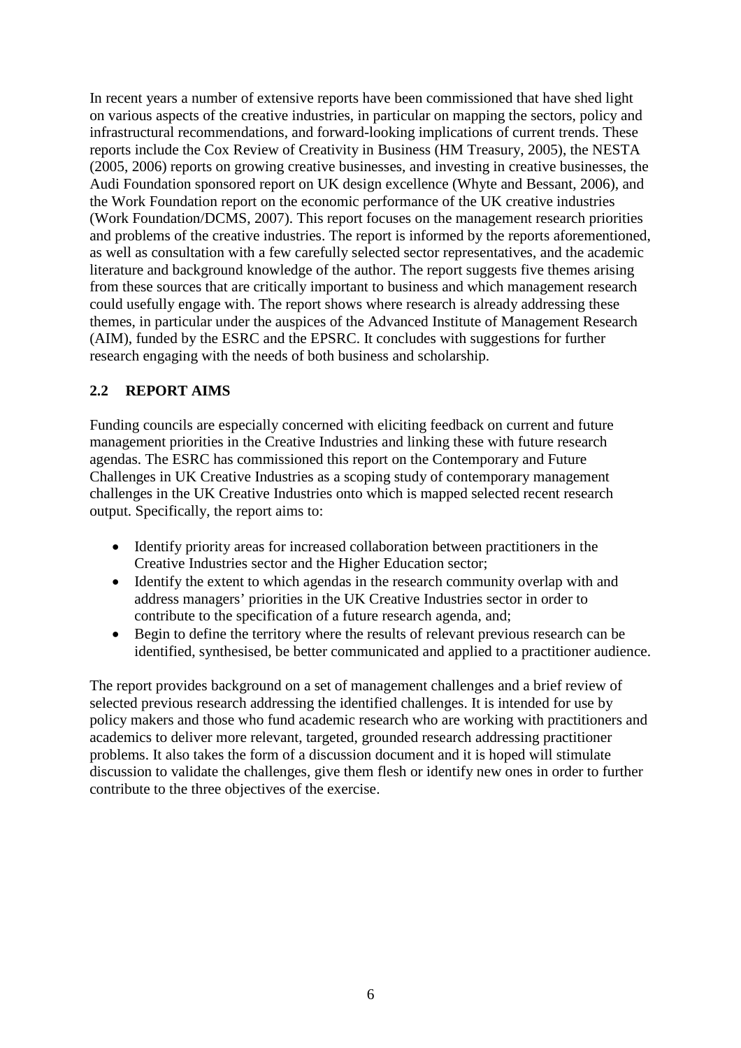In recent years a number of extensive reports have been commissioned that have shed light on various aspects of the creative industries, in particular on mapping the sectors, policy and infrastructural recommendations, and forward-looking implications of current trends. These reports include the Cox Review of Creativity in Business (HM Treasury, 2005), the NESTA (2005, 2006) reports on growing creative businesses, and investing in creative businesses, the Audi Foundation sponsored report on UK design excellence (Whyte and Bessant, 2006), and the Work Foundation report on the economic performance of the UK creative industries (Work Foundation/DCMS, 2007). This report focuses on the management research priorities and problems of the creative industries. The report is informed by the reports aforementioned, as well as consultation with a few carefully selected sector representatives, and the academic literature and background knowledge of the author. The report suggests five themes arising from these sources that are critically important to business and which management research could usefully engage with. The report shows where research is already addressing these themes, in particular under the auspices of the Advanced Institute of Management Research (AIM), funded by the ESRC and the EPSRC. It concludes with suggestions for further research engaging with the needs of both business and scholarship.

## 2.2 REPORT AIMS

Funding councils are especially concerned with eliciting feedback on current and future management priorities in the Creative Industries and linking these with future research agendas. The ESRC has commissioned this report on the Contemporary and Future Challenges in UK Creative Industries as a scoping study of contemporary management challenges in the UK Creative Industries onto which is mapped selected recent research output. Specifically, the report aims to:

- Identify priority areas for increased collaboration between practitioners in the Creative Industries sector and the Higher Education sector;
- Identify the extent to which agendas in the research community overlap with and address managers' priorities in the UK Creative Industries sector in order to contribute to the specification of a future research agenda, and;
- Begin to define the territory where the results of relevant previous research can be identified, synthesised, be better communicated and applied to a practitioner audience.

The report provides background on a set of management challenges and a brief review of selected previous research addressing the identified challenges. It is intended for use by policy makers and those who fund academic research who are working with practitioners and academics to deliver more relevant, targeted, grounded research addressing practitioner problems. It also takes the form of a discussion document and it is hoped will stimulate discussion to validate the challenges, give them flesh or identify new ones in order to further contribute to the three objectives of the exercise.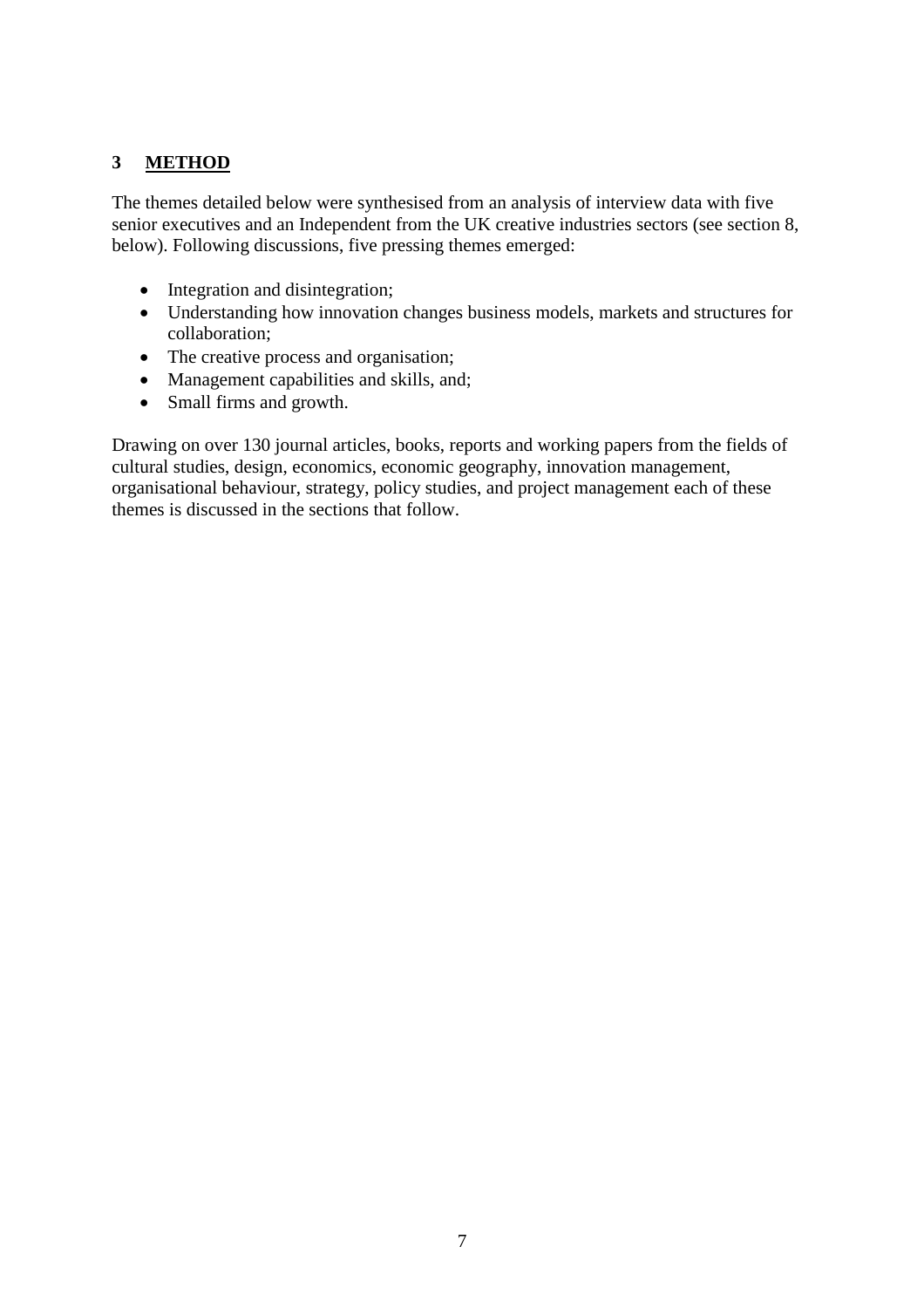## 3 METHOD

The themes detailed below were synthesised from an analysis of interview data with five senior executives and an Independent from the UK creative industries sectors (see section 8, below). Following discussions, five pressing themes emerged:

- Integration and disintegration;
- Understanding how innovation changes business models, markets and structures for collaboration;
- The creative process and organisation;
- Management capabilities and skills, and;
- Small firms and growth.

Drawing on over 130 journal articles, books, reports and working papers from the fields of cultural studies, design, economics, economic geography, innovation management, organisational behaviour, strategy, policy studies, and project management each of these themes is discussed in the sections that follow.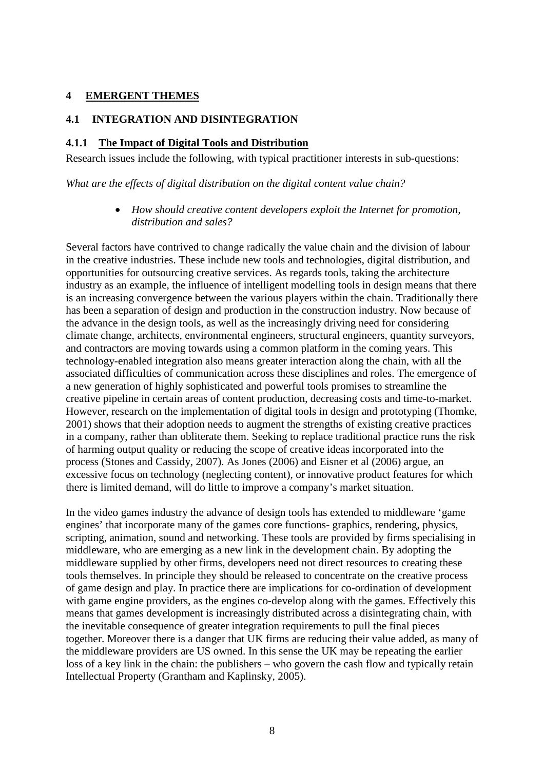# 4 EMERGENT THEMES

## 4.1 INTEGRATION AND DISINTEGRATION

### 4.1.1 The Impact of Digital Tools and Distribution

Research issues include the following, with typical practitioner interests in sub-questions:

*What are the effects of digital distribution on the digital content value chain?*

- *How should creative content developers exploit the Internet for promotion, distribution and sales?*

Several factors have contrived to change radically the value chain and the division of labour in the creative industries. These include new tools and technologies, digital distribution, and opportunities for outsourcing creative services. As regards tools, taking the architecture industry as an example, the influence of intelligent modelling tools in design means that there is an increasing convergence between the various players within the chain. Traditionally there has been a separation of design and production in the construction industry. Now because of the advance in the design tools, as well as the increasingly driving need for considering climate change, architects, environmental engineers, structural engineers, quantity surveyors, and contractors are moving towards using a common platform in the coming years. This technology-enabled integration also means greater interaction along the chain, with all the associated difficulties of communication across these disciplines and roles. The emergence of a new generation of highly sophisticated and powerful tools promises to streamline the creative pipeline in certain areas of content production, decreasing costs and time-to-market. However, research on the implementation of digital tools in design and prototyping (Thomke, 2001) shows that their adoption needs to augment the strengths of existing creative practices in a company, rather than obliterate them. Seeking to replace traditional practice runs the risk of harming output quality or reducing the scope of creative ideas incorporated into the process (Stones and Cassidy, 2007). As Jones (2006) and Eisner et al (2006) argue, an excessive focus on technology (neglecting content), or innovative product features for which there is limited demand, will do little to improve a company's market situation.

In the video games industry the advance of design tools has extended to middleware 'game engines' that incorporate many of the games core functions- graphics, rendering, physics, scripting, animation, sound and networking. These tools are provided by firms specialising in middleware, who are emerging as a new link in the development chain. By adopting the middleware supplied by other firms, developers need not direct resources to creating these tools themselves. In principle they should be released to concentrate on the creative process of game design and play. In practice there are implications for co-ordination of development with game engine providers, as the engines co-develop along with the games. Effectively this means that games development is increasingly distributed across a disintegrating chain, with the inevitable consequence of greater integration requirements to pull the final pieces together. Moreover there is a danger that UK firms are reducing their value added, as many of the middleware providers are US owned. In this sense the UK may be repeating the earlier loss of a key link in the chain: the publishers – who govern the cash flow and typically retain Intellectual Property (Grantham and Kaplinsky, 2005).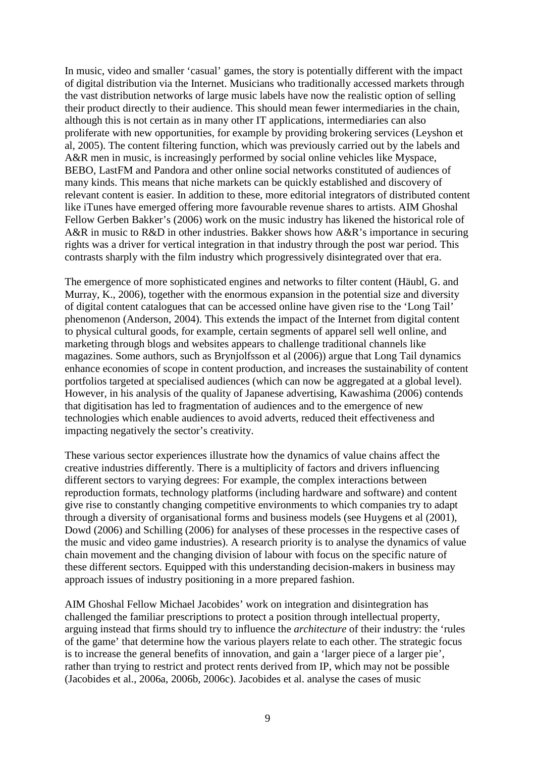In music, video and smaller 'casual' games, the story is potentially different with the impact of digital distribution via the Internet. Musicians who traditionally accessed markets through the vast distribution networks of large music labels have now the realistic option of selling their product directly to their audience. This should mean fewer intermediaries in the chain, although this is not certain as in many other IT applications, intermediaries can also proliferate with new opportunities, for example by providing brokering services (Leyshon et al, 2005). The content filtering function, which was previously carried out by the labels and A&R men in music, is increasingly performed by social online vehicles like Myspace, BEBO, LastFM and Pandora and other online social networks constituted of audiences of many kinds. This means that niche markets can be quickly established and discovery of relevant content is easier. In addition to these, more editorial integrators of distributed content like iTunes have emerged offering more favourable revenue shares to artists. AIM Ghoshal Fellow Gerben Bakker's (2006) work on the music industry has likened the historical role of A&R in music to R&D in other industries. Bakker shows how A&R's importance in securing rights was a driver for vertical integration in that industry through the post war period. This contrasts sharply with the film industry which progressively disintegrated over that era.

The emergence of more sophisticated engines and networks to filter content (Häubl, G. and Murray, K., 2006), together with the enormous expansion in the potential size and diversity of digital content catalogues that can be accessed online have given rise to the 'Long Tail' phenomenon (Anderson, 2004). This extends the impact of the Internet from digital content to physical cultural goods, for example, certain segments of apparel sell well online, and marketing through blogs and websites appears to challenge traditional channels like magazines. Some authors, such as Brynjolfsson et al (2006)) argue that Long Tail dynamics enhance economies of scope in content production, and increases the sustainability of content portfolios targeted at specialised audiences (which can now be aggregated at a global level). However, in his analysis of the quality of Japanese advertising, Kawashima (2006) contends that digitisation has led to fragmentation of audiences and to the emergence of new technologies which enable audiences to avoid adverts, reduced theit effectiveness and impacting negatively the sector's creativity.

These various sector experiences illustrate how the dynamics of value chains affect the creative industries differently. There is a multiplicity of factors and drivers influencing different sectors to varying degrees: For example, the complex interactions between reproduction formats, technology platforms (including hardware and software) and content give rise to constantly changing competitive environments to which companies try to adapt through a diversity of organisational forms and business models (see Huygens et al (2001), Dowd (2006) and Schilling (2006) for analyses of these processes in the respective cases of the music and video game industries). A research priority is to analyse the dynamics of value chain movement and the changing division of labour with focus on the specific nature of these different sectors. Equipped with this understanding decision-makers in business may approach issues of industry positioning in a more prepared fashion.

AIM Ghoshal Fellow Michael Jacobides' work on integration and disintegration has challenged the familiar prescriptions to protect a position through intellectual property, arguing instead that firms should try to influence the *architecture* of their industry: the 'rules of the game' that determine how the various players relate to each other. The strategic focus is to increase the general benefits of innovation, and gain a 'larger piece of a larger pie', rather than trying to restrict and protect rents derived from IP, which may not be possible (Jacobides et al., 2006a, 2006b, 2006c). Jacobides et al. analyse the cases of music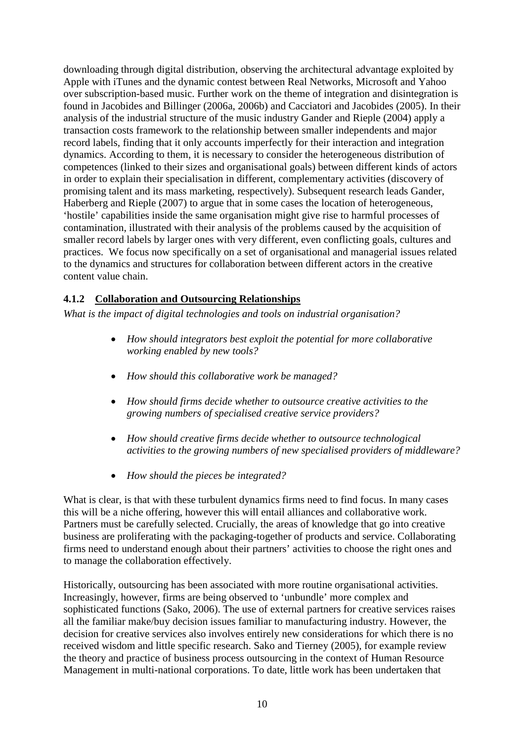downloading through digital distribution, observing the architectural advantage exploited by Apple with iTunes and the dynamic contest between Real Networks, Microsoft and Yahoo over subscription-based music. Further work on the theme of integration and disintegration is found in Jacobides and Billinger (2006a, 2006b) and Cacciatori and Jacobides (2005). In their analysis of the industrial structure of the music industry Gander and Rieple (2004) apply a transaction costs framework to the relationship between smaller independents and major record labels, finding that it only accounts imperfectly for their interaction and integration dynamics. According to them, it is necessary to consider the heterogeneous distribution of competences (linked to their sizes and organisational goals) between different kinds of actors in order to explain their specialisation in different, complementary activities (discovery of promising talent and its mass marketing, respectively). Subsequent research leads Gander, Haberberg and Rieple (2007) to argue that in some cases the location of heterogeneous, 'hostile' capabilities inside the same organisation might give rise to harmful processes of contamination, illustrated with their analysis of the problems caused by the acquisition of smaller record labels by larger ones with very different, even conflicting goals, cultures and practices. We focus now specifically on a set of organisational and managerial issues related to the dynamics and structures for collaboration between different actors in the creative content value chain.

### 4.1.2 Collaboration and Outsourcing Relationships

*What is the impact of digital technologies and tools on industrial organisation?*

- *How should integrators best exploit the potential for more collaborative working enabled by new tools?*
- *How should this collaborative work be managed?*
- *How should firms decide whether to outsource creative activities to the growing numbers of specialised creative service providers?*
- *How should creative firms decide whether to outsource technological activities to the growing numbers of new specialised providers of middleware?*
- *How should the pieces be integrated?*

What is clear, is that with these turbulent dynamics firms need to find focus. In many cases this will be a niche offering, however this will entail alliances and collaborative work. Partners must be carefully selected. Crucially, the areas of knowledge that go into creative business are proliferating with the packaging-together of products and service. Collaborating firms need to understand enough about their partners' activities to choose the right ones and to manage the collaboration effectively.

Historically, outsourcing has been associated with more routine organisational activities. Increasingly, however, firms are being observed to 'unbundle' more complex and sophisticated functions (Sako, 2006). The use of external partners for creative services raises all the familiar make/buy decision issues familiar to manufacturing industry. However, the decision for creative services also involves entirely new considerations for which there is no received wisdom and little specific research. Sako and Tierney (2005), for example review the theory and practice of business process outsourcing in the context of Human Resource Management in multi-national corporations. To date, little work has been undertaken that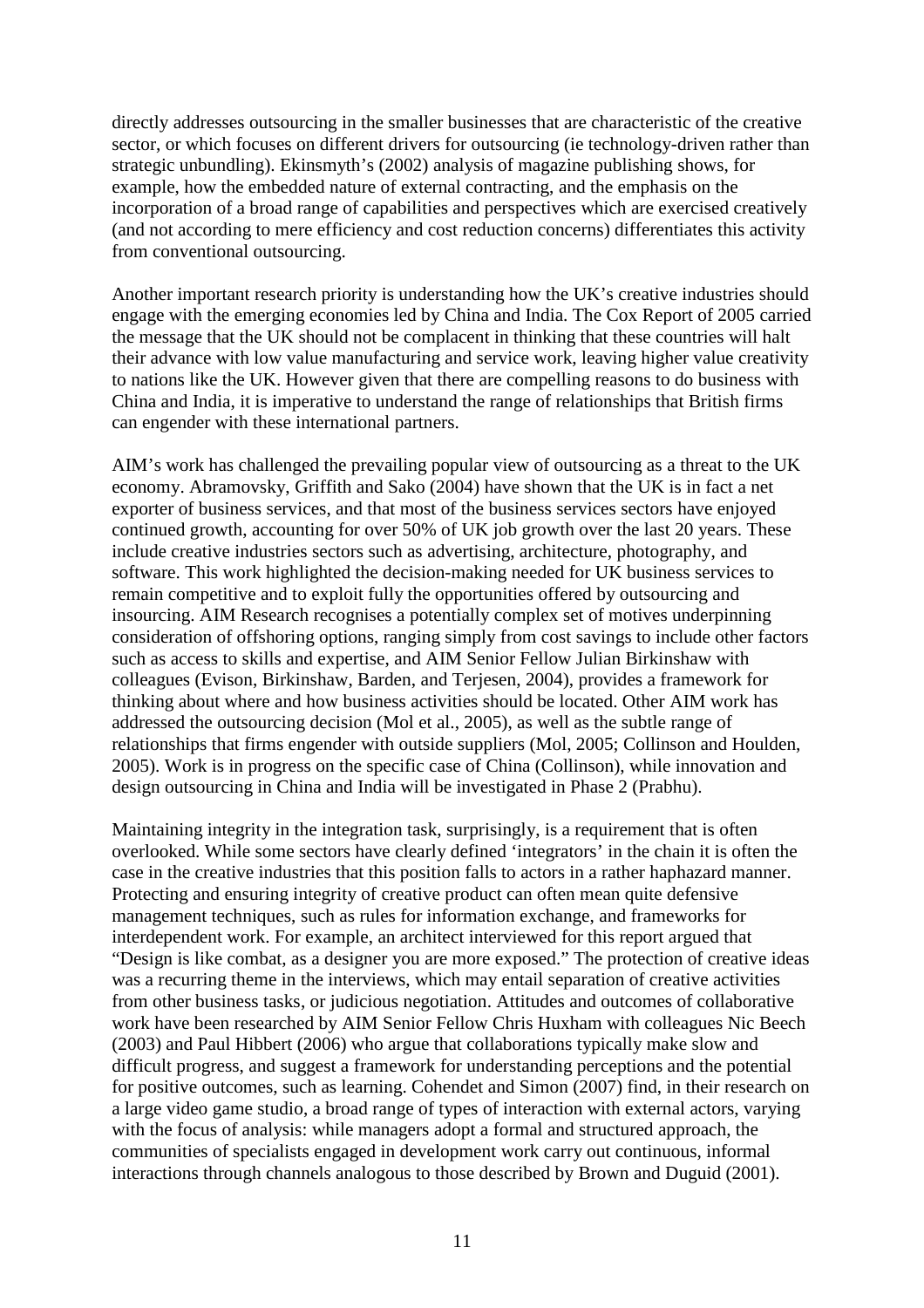directly addresses outsourcing in the smaller businesses that are characteristic of the creative sector, or which focuses on different drivers for outsourcing (ie technology-driven rather than strategic unbundling). Ekinsmyth's (2002) analysis of magazine publishing shows, for example, how the embedded nature of external contracting, and the emphasis on the incorporation of a broad range of capabilities and perspectives which are exercised creatively (and not according to mere efficiency and cost reduction concerns) differentiates this activity from conventional outsourcing.

Another important research priority is understanding how the UK's creative industries should engage with the emerging economies led by China and India. The Cox Report of 2005 carried the message that the UK should not be complacent in thinking that these countries will halt their advance with low value manufacturing and service work, leaving higher value creativity to nations like the UK. However given that there are compelling reasons to do business with China and India, it is imperative to understand the range of relationships that British firms can engender with these international partners.

AIM's work has challenged the prevailing popular view of outsourcing as a threat to the UK economy. Abramovsky, Griffith and Sako (2004) have shown that the UK is in fact a net exporter of business services, and that most of the business services sectors have enjoyed continued growth, accounting for over 50% of UK job growth over the last 20 years. These include creative industries sectors such as advertising, architecture, photography, and software. This work highlighted the decision-making needed for UK business services to remain competitive and to exploit fully the opportunities offered by outsourcing and insourcing. AIM Research recognises a potentially complex set of motives underpinning consideration of offshoring options, ranging simply from cost savings to include other factors such as access to skills and expertise, and AIM Senior Fellow Julian Birkinshaw with colleagues (Evison, Birkinshaw, Barden, and Terjesen, 2004), provides a framework for thinking about where and how business activities should be located. Other AIM work has addressed the outsourcing decision (Mol et al., 2005), as well as the subtle range of relationships that firms engender with outside suppliers (Mol, 2005; Collinson and Houlden, 2005). Work is in progress on the specific case of China (Collinson), while innovation and design outsourcing in China and India will be investigated in Phase 2 (Prabhu).

Maintaining integrity in the integration task, surprisingly, is a requirement that is often overlooked. While some sectors have clearly defined 'integrators' in the chain it is often the case in the creative industries that this position falls to actors in a rather haphazard manner. Protecting and ensuring integrity of creative product can often mean quite defensive management techniques, such as rules for information exchange, and frameworks for interdependent work. For example, an architect interviewed for this report argued that "Design is like combat, as a designer you are more exposed." The protection of creative ideas was a recurring theme in the interviews, which may entail separation of creative activities from other business tasks, or judicious negotiation. Attitudes and outcomes of collaborative work have been researched by AIM Senior Fellow Chris Huxham with colleagues Nic Beech (2003) and Paul Hibbert (2006) who argue that collaborations typically make slow and difficult progress, and suggest a framework for understanding perceptions and the potential for positive outcomes, such as learning. Cohendet and Simon (2007) find, in their research on a large video game studio, a broad range of types of interaction with external actors, varying with the focus of analysis: while managers adopt a formal and structured approach, the communities of specialists engaged in development work carry out continuous, informal interactions through channels analogous to those described by Brown and Duguid (2001).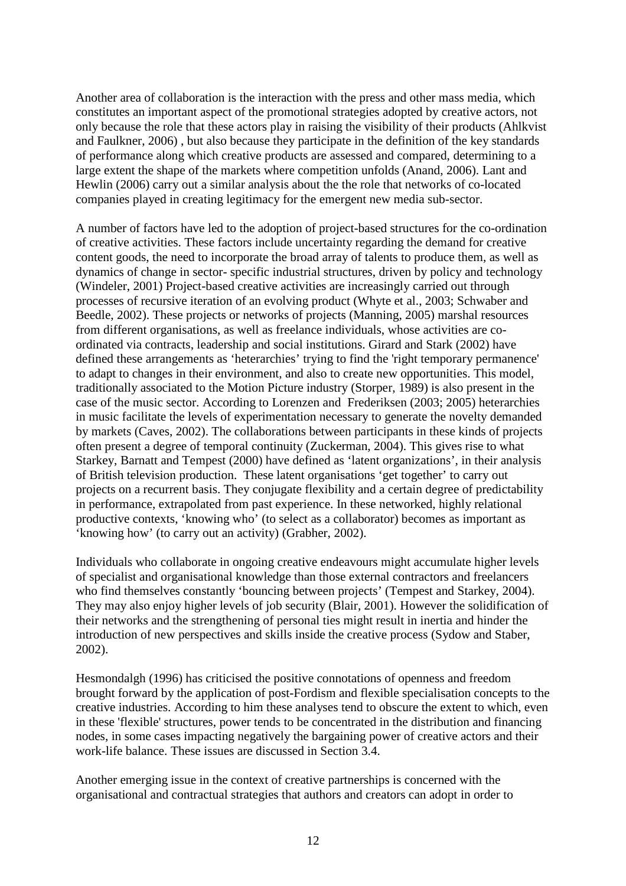Another area of collaboration is the interaction with the press and other mass media, which constitutes an important aspect of the promotional strategies adopted by creative actors, not only because the role that these actors play in raising the visibility of their products (Ahlkvist and Faulkner, 2006) , but also because they participate in the definition of the key standards of performance along which creative products are assessed and compared, determining to a large extent the shape of the markets where competition unfolds (Anand, 2006). Lant and Hewlin (2006) carry out a similar analysis about the the role that networks of co-located companies played in creating legitimacy for the emergent new media sub-sector.

A number of factors have led to the adoption of project-based structures for the co-ordination of creative activities. These factors include uncertainty regarding the demand for creative content goods, the need to incorporate the broad array of talents to produce them, as well as dynamics of change in sector- specific industrial structures, driven by policy and technology (Windeler, 2001) Project-based creative activities are increasingly carried out through processes of recursive iteration of an evolving product (Whyte et al., 2003; Schwaber and Beedle, 2002). These projects or networks of projects (Manning, 2005) marshal resources from different organisations, as well as freelance individuals, whose activities are co-ordinated via contracts, leadership and social institutions. Girard and Stark (2002) have defined these arrangements as 'heterarchies' trying to find the 'right temporary permanence' to adapt to changes in their environment, and also to create new opportunities. This model, traditionally associated to the Motion Picture industry (Storper, 1989) is also present in the case of the music sector. According to Lorenzen and Frederiksen (2003; 2005) heterarchies in music facilitate the levels of experimentation necessary to generate the novelty demanded by markets (Caves, 2002). The collaborations between participants in these kinds of projects often present a degree of temporal continuity (Zuckerman, 2004). This gives rise to what Starkey, Barnatt and Tempest (2000) have defined as 'latent organizations', in their analysis of British television production. These latent organisations 'get together' to carry out projects on a recurrent basis. They conjugate flexibility and a certain degree of predictability in performance, extrapolated from past experience. In these networked, highly relational productive contexts, 'knowing who' (to select as a collaborator) becomes as important as 'knowing how' (to carry out an activity) (Grabher, 2002).

Individuals who collaborate in ongoing creative endeavours might accumulate higher levels of specialist and organisational knowledge than those external contractors and freelancers who find themselves constantly 'bouncing between projects' (Tempest and Starkey, 2004). They may also enjoy higher levels of job security (Blair, 2001). However the solidification of their networks and the strengthening of personal ties might result in inertia and hinder the introduction of new perspectives and skills inside the creative process (Sydow and Staber, 2002).

Hesmondalgh (1996) has criticised the positive connotations of openness and freedom brought forward by the application of post-Fordism and flexible specialisation concepts to the creative industries. According to him these analyses tend to obscure the extent to which, even in these 'flexible' structures, power tends to be concentrated in the distribution and financing nodes, in some cases impacting negatively the bargaining power of creative actors and their work-life balance. These issues are discussed in Section 3.4.

Another emerging issue in the context of creative partnerships is concerned with the organisational and contractual strategies that authors and creators can adopt in order to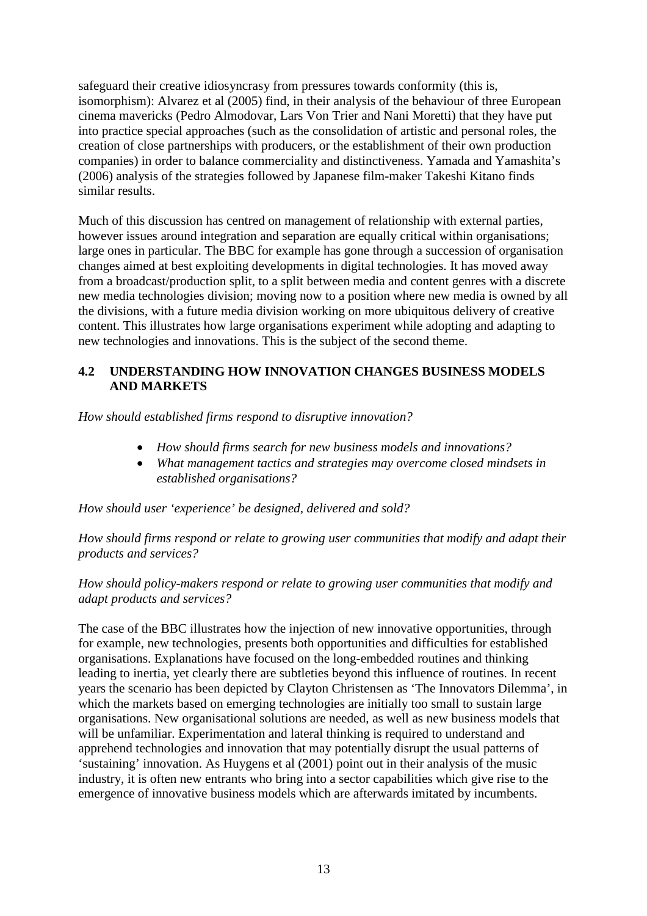safeguard their creative idiosyncrasy from pressures towards conformity (this is, isomorphism): Alvarez et al (2005) find, in their analysis of the behaviour of three European cinema mavericks (Pedro Almodovar, Lars Von Trier and Nani Moretti) that they have put into practice special approaches (such as the consolidation of artistic and personal roles, the creation of close partnerships with producers, or the establishment of their own production companies) in order to balance commerciality and distinctiveness. Yamada and Yamashita's (2006) analysis of the strategies followed by Japanese film-maker Takeshi Kitano finds similar results.

Much of this discussion has centred on management of relationship with external parties, however issues around integration and separation are equally critical within organisations; large ones in particular. The BBC for example has gone through a succession of organisation changes aimed at best exploiting developments in digital technologies. It has moved away from a broadcast/production split, to a split between media and content genres with a discrete new media technologies division; moving now to a position where new media is owned by all the divisions, with a future media division working on more ubiquitous delivery of creative content. This illustrates how large organisations experiment while adopting and adapting to new technologies and innovations. This is the subject of the second theme.

## 4.2 UNDERSTANDING HOW INNOVATION CHANGES BUSINESS MODELS AND MARKETS

*How should established firms respond to disruptive innovation?*

- *How should firms search for new business models and innovations?*
- *What management tactics and strategies may overcome closed mindsets in established organisations?*

*How should user 'experience' be designed, delivered and sold?*

*How should firms respond or relate to growing user communities that modify and adapt their products and services?*

*How should policy-makers respond or relate to growing user communities that modify and adapt products and services?*

The case of the BBC illustrates how the injection of new innovative opportunities, through for example, new technologies, presents both opportunities and difficulties for established organisations. Explanations have focused on the long-embedded routines and thinking leading to inertia, yet clearly there are subtleties beyond this influence of routines. In recent years the scenario has been depicted by Clayton Christensen as 'The Innovators Dilemma', in which the markets based on emerging technologies are initially too small to sustain large organisations. New organisational solutions are needed, as well as new business models that will be unfamiliar. Experimentation and lateral thinking is required to understand and apprehend technologies and innovation that may potentially disrupt the usual patterns of 'sustaining' innovation. As Huygens et al (2001) point out in their analysis of the music industry, it is often new entrants who bring into a sector capabilities which give rise to the emergence of innovative business models which are afterwards imitated by incumbents.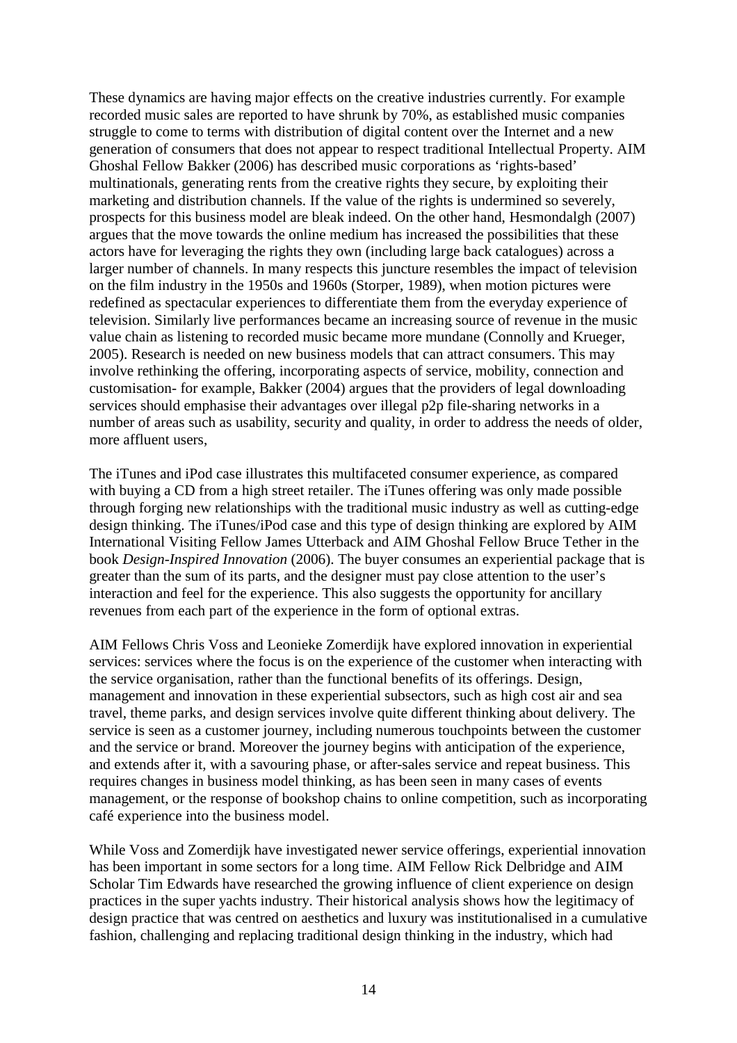These dynamics are having major effects on the creative industries currently. For example recorded music sales are reported to have shrunk by 70%, as established music companies struggle to come to terms with distribution of digital content over the Internet and a new generation of consumers that does not appear to respect traditional Intellectual Property. AIM Ghoshal Fellow Bakker (2006) has described music corporations as 'rights-based' multinationals, generating rents from the creative rights they secure, by exploiting their marketing and distribution channels. If the value of the rights is undermined so severely, prospects for this business model are bleak indeed. On the other hand, Hesmondalgh (2007) argues that the move towards the online medium has increased the possibilities that these actors have for leveraging the rights they own (including large back catalogues) across a larger number of channels. In many respects this juncture resembles the impact of television on the film industry in the 1950s and 1960s (Storper, 1989), when motion pictures were redefined as spectacular experiences to differentiate them from the everyday experience of television. Similarly live performances became an increasing source of revenue in the music value chain as listening to recorded music became more mundane (Connolly and Krueger, 2005). Research is needed on new business models that can attract consumers. This may involve rethinking the offering, incorporating aspects of service, mobility, connection and customisation- for example, Bakker (2004) argues that the providers of legal downloading services should emphasise their advantages over illegal p2p file-sharing networks in a number of areas such as usability, security and quality, in order to address the needs of older, more affluent users,

The iTunes and iPod case illustrates this multifaceted consumer experience, as compared with buying a CD from a high street retailer. The iTunes offering was only made possible through forging new relationships with the traditional music industry as well as cutting-edge design thinking. The iTunes/iPod case and this type of design thinking are explored by AIM International Visiting Fellow James Utterback and AIM Ghoshal Fellow Bruce Tether in the book *Design-Inspired Innovation* (2006). The buyer consumes an experiential package that is greater than the sum of its parts, and the designer must pay close attention to the user's interaction and feel for the experience. This also suggests the opportunity for ancillary revenues from each part of the experience in the form of optional extras.

AIM Fellows Chris Voss and Leonieke Zomerdijk have explored innovation in experiential services: services where the focus is on the experience of the customer when interacting with the service organisation, rather than the functional benefits of its offerings. Design, management and innovation in these experiential subsectors, such as high cost air and sea travel, theme parks, and design services involve quite different thinking about delivery. The service is seen as a customer journey, including numerous touchpoints between the customer and the service or brand. Moreover the journey begins with anticipation of the experience, and extends after it, with a savouring phase, or after-sales service and repeat business. This requires changes in business model thinking, as has been seen in many cases of events management, or the response of bookshop chains to online competition, such as incorporating café experience into the business model.

While Voss and Zomerdijk have investigated newer service offerings, experiential innovation has been important in some sectors for a long time. AIM Fellow Rick Delbridge and AIM Scholar Tim Edwards have researched the growing influence of client experience on design practices in the super yachts industry. Their historical analysis shows how the legitimacy of design practice that was centred on aesthetics and luxury was institutionalised in a cumulative fashion, challenging and replacing traditional design thinking in the industry, which had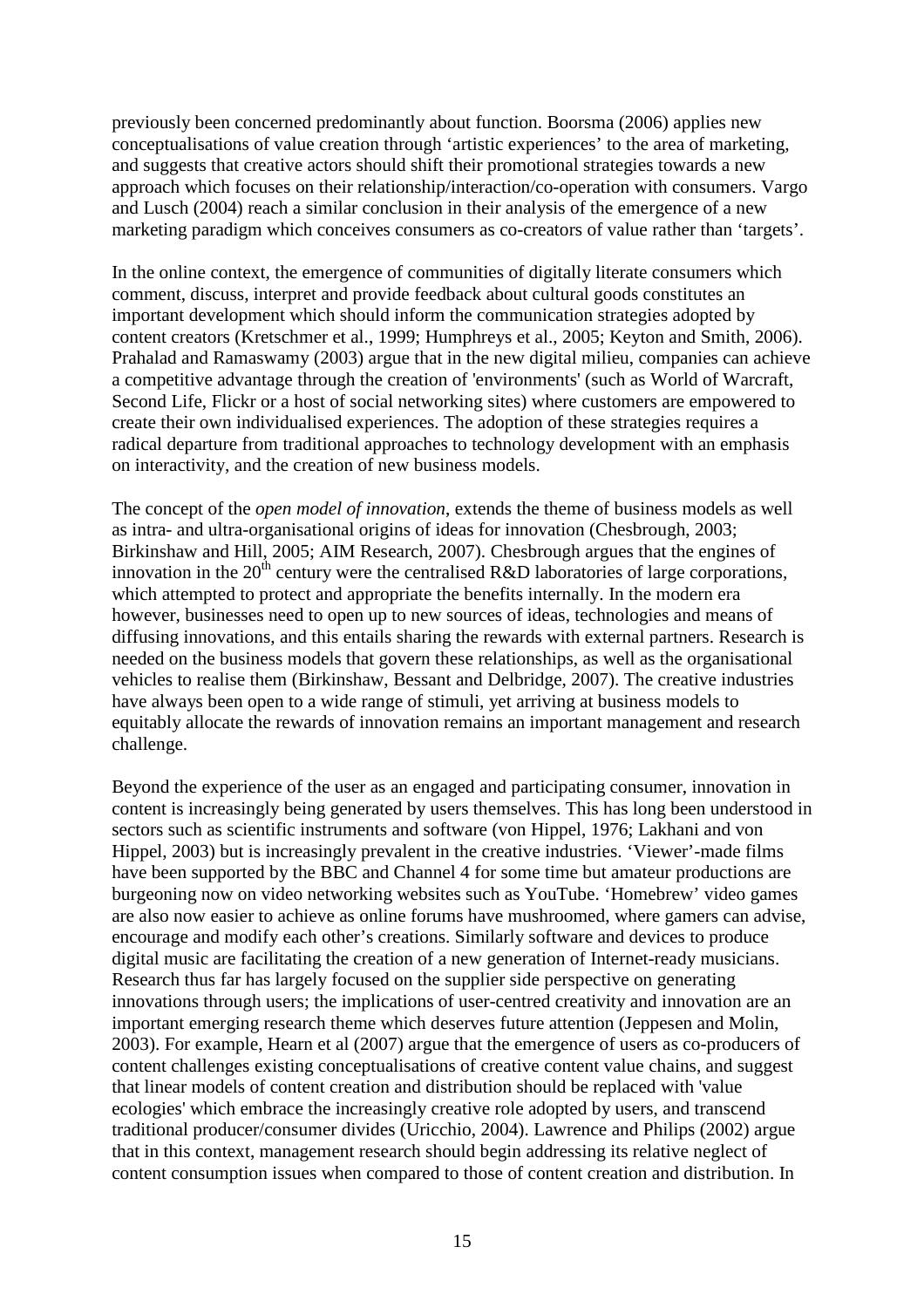previously been concerned predominantly about function. Boorsma (2006) applies new conceptualisations of value creation through 'artistic experiences' to the area of marketing, and suggests that creative actors should shift their promotional strategies towards a new approach which focuses on their relationship/interaction/co-operation with consumers. Vargo and Lusch (2004) reach a similar conclusion in their analysis of the emergence of a new marketing paradigm which conceives consumers as co-creators of value rather than 'targets'.

In the online context, the emergence of communities of digitally literate consumers which comment, discuss, interpret and provide feedback about cultural goods constitutes an important development which should inform the communication strategies adopted by content creators (Kretschmer et al., 1999; Humphreys et al., 2005; Keyton and Smith, 2006). Prahalad and Ramaswamy (2003) argue that in the new digital milieu, companies can achieve a competitive advantage through the creation of 'environments' (such as World of Warcraft, Second Life, Flickr or a host of social networking sites) where customers are empowered to create their own individualised experiences. The adoption of these strategies requires a radical departure from traditional approaches to technology development with an emphasis on interactivity, and the creation of new business models.

The concept of the *open model of innovation*, extends the theme of business models as well as intra- and ultra-organisational origins of ideas for innovation (Chesbrough, 2003; Birkinshaw and Hill, 2005; AIM Research, 2007). Chesbrough argues that the engines of innovation in the 20th century were the centralised R&D laboratories of large corporations, which attempted to protect and appropriate the benefits internally. In the modern era however, businesses need to open up to new sources of ideas, technologies and means of diffusing innovations, and this entails sharing the rewards with external partners. Research is needed on the business models that govern these relationships, as well as the organisational vehicles to realise them (Birkinshaw, Bessant and Delbridge, 2007). The creative industries have always been open to a wide range of stimuli, yet arriving at business models to equitably allocate the rewards of innovation remains an important management and research challenge.

Beyond the experience of the user as an engaged and participating consumer, innovation in content is increasingly being generated by users themselves. This has long been understood in sectors such as scientific instruments and software (von Hippel, 1976; Lakhani and von Hippel, 2003) but is increasingly prevalent in the creative industries. 'Viewer'-made films have been supported by the BBC and Channel 4 for some time but amateur productions are burgeoning now on video networking websites such as YouTube. 'Homebrew' video games are also now easier to achieve as online forums have mushroomed, where gamers can advise, encourage and modify each other's creations. Similarly software and devices to produce digital music are facilitating the creation of a new generation of Internet-ready musicians. Research thus far has largely focused on the supplier side perspective on generating innovations through users; the implications of user-centred creativity and innovation are an important emerging research theme which deserves future attention (Jeppesen and Molin, 2003). For example, Hearn et al (2007) argue that the emergence of users as co-producers of content challenges existing conceptualisations of creative content value chains, and suggest that linear models of content creation and distribution should be replaced with 'value ecologies' which embrace the increasingly creative role adopted by users, and transcend traditional producer/consumer divides (Uricchio, 2004). Lawrence and Philips (2002) argue that in this context, management research should begin addressing its relative neglect of content consumption issues when compared to those of content creation and distribution. In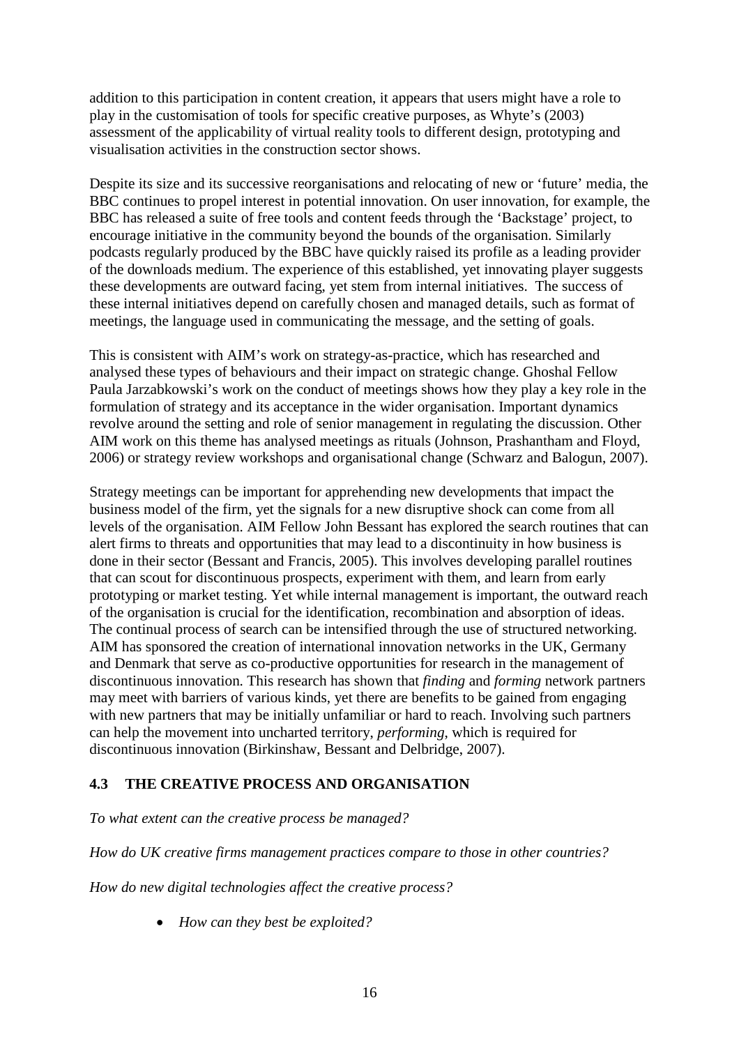addition to this participation in content creation, it appears that users might have a role to play in the customisation of tools for specific creative purposes, as Whyte's (2003) assessment of the applicability of virtual reality tools to different design, prototyping and visualisation activities in the construction sector shows.

Despite its size and its successive reorganisations and relocating of new or 'future' media, the BBC continues to propel interest in potential innovation. On user innovation, for example, the BBC has released a suite of free tools and content feeds through the 'Backstage' project, to encourage initiative in the community beyond the bounds of the organisation. Similarly podcasts regularly produced by the BBC have quickly raised its profile as a leading provider of the downloads medium. The experience of this established, yet innovating player suggests these developments are outward facing, yet stem from internal initiatives. The success of these internal initiatives depend on carefully chosen and managed details, such as format of meetings, the language used in communicating the message, and the setting of goals.

This is consistent with AIM's work on strategy-as-practice, which has researched and analysed these types of behaviours and their impact on strategic change. Ghoshal Fellow Paula Jarzabkowski's work on the conduct of meetings shows how they play a key role in the formulation of strategy and its acceptance in the wider organisation. Important dynamics revolve around the setting and role of senior management in regulating the discussion. Other AIM work on this theme has analysed meetings as rituals (Johnson, Prashantham and Floyd, 2006) or strategy review workshops and organisational change (Schwarz and Balogun, 2007).

Strategy meetings can be important for apprehending new developments that impact the business model of the firm, yet the signals for a new disruptive shock can come from all levels of the organisation. AIM Fellow John Bessant has explored the search routines that can alert firms to threats and opportunities that may lead to a discontinuity in how business is done in their sector (Bessant and Francis, 2005). This involves developing parallel routines that can scout for discontinuous prospects, experiment with them, and learn from early prototyping or market testing. Yet while internal management is important, the outward reach of the organisation is crucial for the identification, recombination and absorption of ideas. The continual process of search can be intensified through the use of structured networking. AIM has sponsored the creation of international innovation networks in the UK, Germany and Denmark that serve as co-productive opportunities for research in the management of discontinuous innovation. This research has shown that *finding* and *forming* network partners may meet with barriers of various kinds, yet there are benefits to be gained from engaging with new partners that may be initially unfamiliar or hard to reach. Involving such partners can help the movement into uncharted territory, *performing*, which is required for discontinuous innovation (Birkinshaw, Bessant and Delbridge, 2007).

### 4.3 THE CREATIVE PROCESS AND ORGANISATION

*To what extent can the creative process be managed?*

*How do UK creative firms management practices compare to those in other countries?*

*How do new digital technologies affect the creative process?*

- *How can they best be exploited?*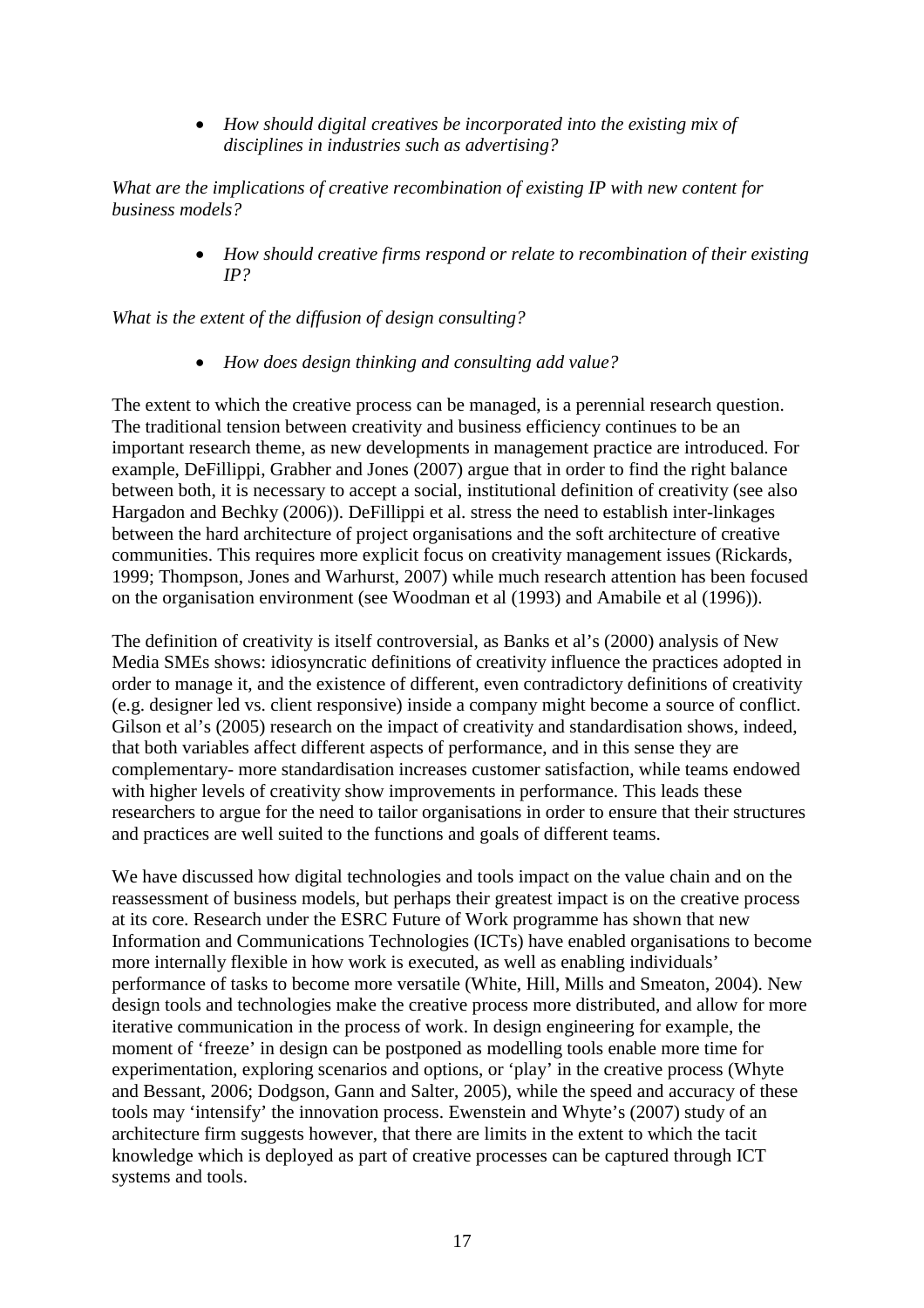- *How should digital creatives be incorporated into the existing mix of disciplines in industries such as advertising?*

*What are the implications of creative recombination of existing IP with new content for business models?*

- *How should creative firms respond or relate to recombination of their existing IP?*

*What is the extent of the diffusion of design consulting?*

- *How does design thinking and consulting add value?*

The extent to which the creative process can be managed, is a perennial research question. The traditional tension between creativity and business efficiency continues to be an important research theme, as new developments in management practice are introduced. For example, DeFillippi, Grabher and Jones (2007) argue that in order to find the right balance between both, it is necessary to accept a social, institutional definition of creativity (see also Hargadon and Bechky (2006)). DeFillippi et al. stress the need to establish inter-linkages between the hard architecture of project organisations and the soft architecture of creative communities. This requires more explicit focus on creativity management issues (Rickards, 1999; Thompson, Jones and Warhurst, 2007) while much research attention has been focused on the organisation environment (see Woodman et al (1993) and Amabile et al (1996)).

The definition of creativity is itself controversial, as Banks et al's (2000) analysis of New Media SMEs shows: idiosyncratic definitions of creativity influence the practices adopted in order to manage it, and the existence of different, even contradictory definitions of creativity (e.g. designer led vs. client responsive) inside a company might become a source of conflict. Gilson et al's (2005) research on the impact of creativity and standardisation shows, indeed, that both variables affect different aspects of performance, and in this sense they are complementary- more standardisation increases customer satisfaction, while teams endowed with higher levels of creativity show improvements in performance. This leads these researchers to argue for the need to tailor organisations in order to ensure that their structures and practices are well suited to the functions and goals of different teams.

We have discussed how digital technologies and tools impact on the value chain and on the reassessment of business models, but perhaps their greatest impact is on the creative process at its core. Research under the ESRC Future of Work programme has shown that new Information and Communications Technologies (ICTs) have enabled organisations to become more internally flexible in how work is executed, as well as enabling individuals' performance of tasks to become more versatile (White, Hill, Mills and Smeaton, 2004). New design tools and technologies make the creative process more distributed, and allow for more iterative communication in the process of work. In design engineering for example, the moment of 'freeze' in design can be postponed as modelling tools enable more time for experimentation, exploring scenarios and options, or 'play' in the creative process (Whyte and Bessant, 2006; Dodgson, Gann and Salter, 2005), while the speed and accuracy of these tools may 'intensify' the innovation process. Ewenstein and Whyte's (2007) study of an architecture firm suggests however, that there are limits in the extent to which the tacit knowledge which is deployed as part of creative processes can be captured through ICT systems and tools.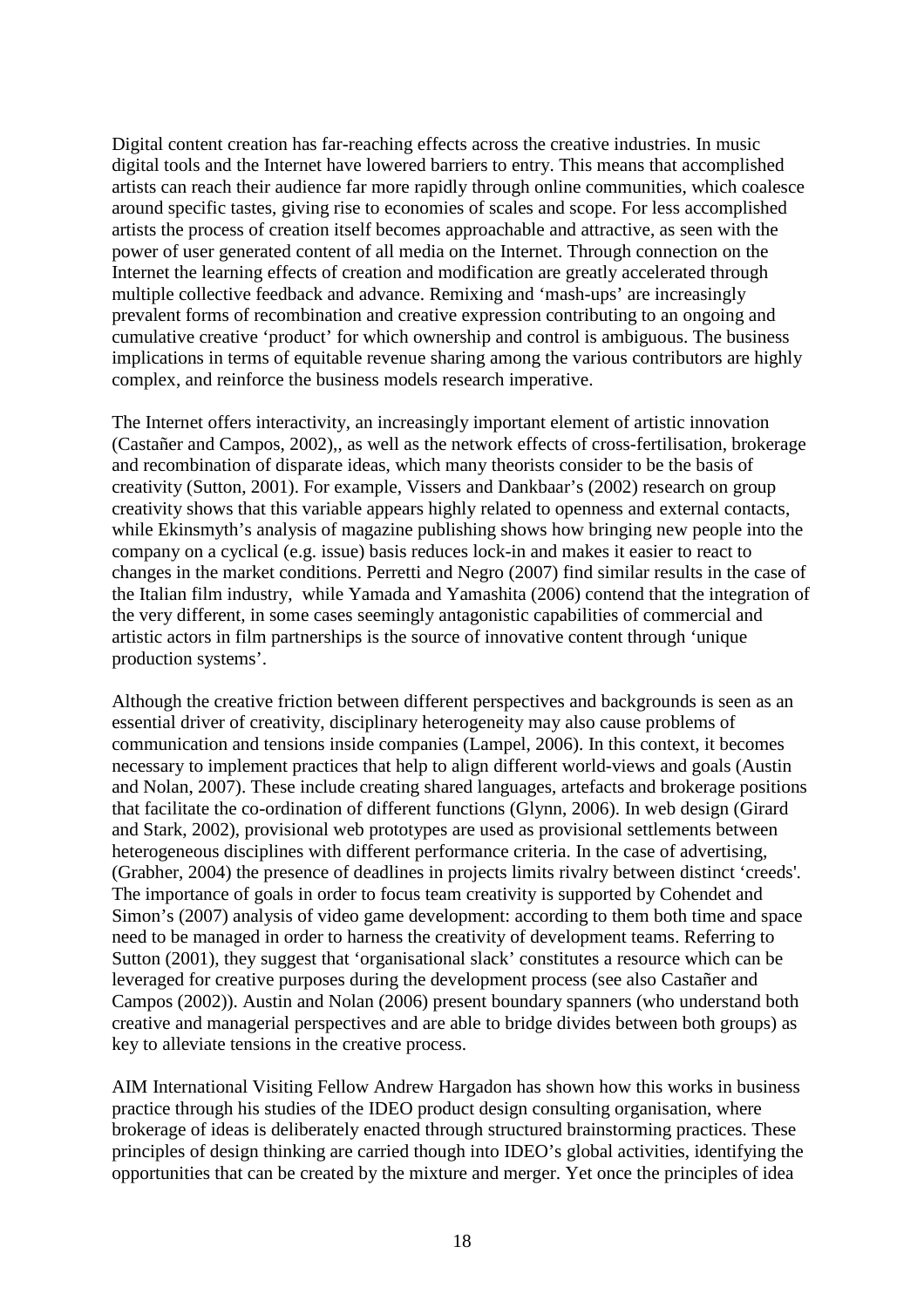Digital content creation has far-reaching effects across the creative industries. In music digital tools and the Internet have lowered barriers to entry. This means that accomplished artists can reach their audience far more rapidly through online communities, which coalesce around specific tastes, giving rise to economies of scales and scope. For less accomplished artists the process of creation itself becomes approachable and attractive, as seen with the power of user generated content of all media on the Internet. Through connection on the Internet the learning effects of creation and modification are greatly accelerated through multiple collective feedback and advance. Remixing and 'mash-ups' are increasingly prevalent forms of recombination and creative expression contributing to an ongoing and cumulative creative 'product' for which ownership and control is ambiguous. The business implications in terms of equitable revenue sharing among the various contributors are highly complex, and reinforce the business models research imperative.

The Internet offers interactivity, an increasingly important element of artistic innovation (Castañer and Campos, 2002),, as well as the network effects of cross-fertilisation, brokerage and recombination of disparate ideas, which many theorists consider to be the basis of creativity (Sutton, 2001). For example, Vissers and Dankbaar's (2002) research on group creativity shows that this variable appears highly related to openness and external contacts, while Ekinsmyth's analysis of magazine publishing shows how bringing new people into the company on a cyclical (e.g. issue) basis reduces lock-in and makes it easier to react to changes in the market conditions. Perretti and Negro (2007) find similar results in the case of the Italian film industry, while Yamada and Yamashita (2006) contend that the integration of the very different, in some cases seemingly antagonistic capabilities of commercial and artistic actors in film partnerships is the source of innovative content through 'unique production systems'.

Although the creative friction between different perspectives and backgrounds is seen as an essential driver of creativity, disciplinary heterogeneity may also cause problems of communication and tensions inside companies (Lampel, 2006). In this context, it becomes necessary to implement practices that help to align different world-views and goals (Austin and Nolan, 2007). These include creating shared languages, artefacts and brokerage positions that facilitate the co-ordination of different functions (Glynn, 2006). In web design (Girard and Stark, 2002), provisional web prototypes are used as provisional settlements between heterogeneous disciplines with different performance criteria. In the case of advertising, (Grabher, 2004) the presence of deadlines in projects limits rivalry between distinct 'creeds'. The importance of goals in order to focus team creativity is supported by Cohendet and Simon's (2007) analysis of video game development: according to them both time and space need to be managed in order to harness the creativity of development teams. Referring to Sutton (2001), they suggest that 'organisational slack' constitutes a resource which can be leveraged for creative purposes during the development process (see also Castañer and Campos (2002)). Austin and Nolan (2006) present boundary spanners (who understand both creative and managerial perspectives and are able to bridge divides between both groups) as key to alleviate tensions in the creative process.

AIM International Visiting Fellow Andrew Hargadon has shown how this works in business practice through his studies of the IDEO product design consulting organisation, where brokerage of ideas is deliberately enacted through structured brainstorming practices. These principles of design thinking are carried though into IDEO's global activities, identifying the opportunities that can be created by the mixture and merger. Yet once the principles of idea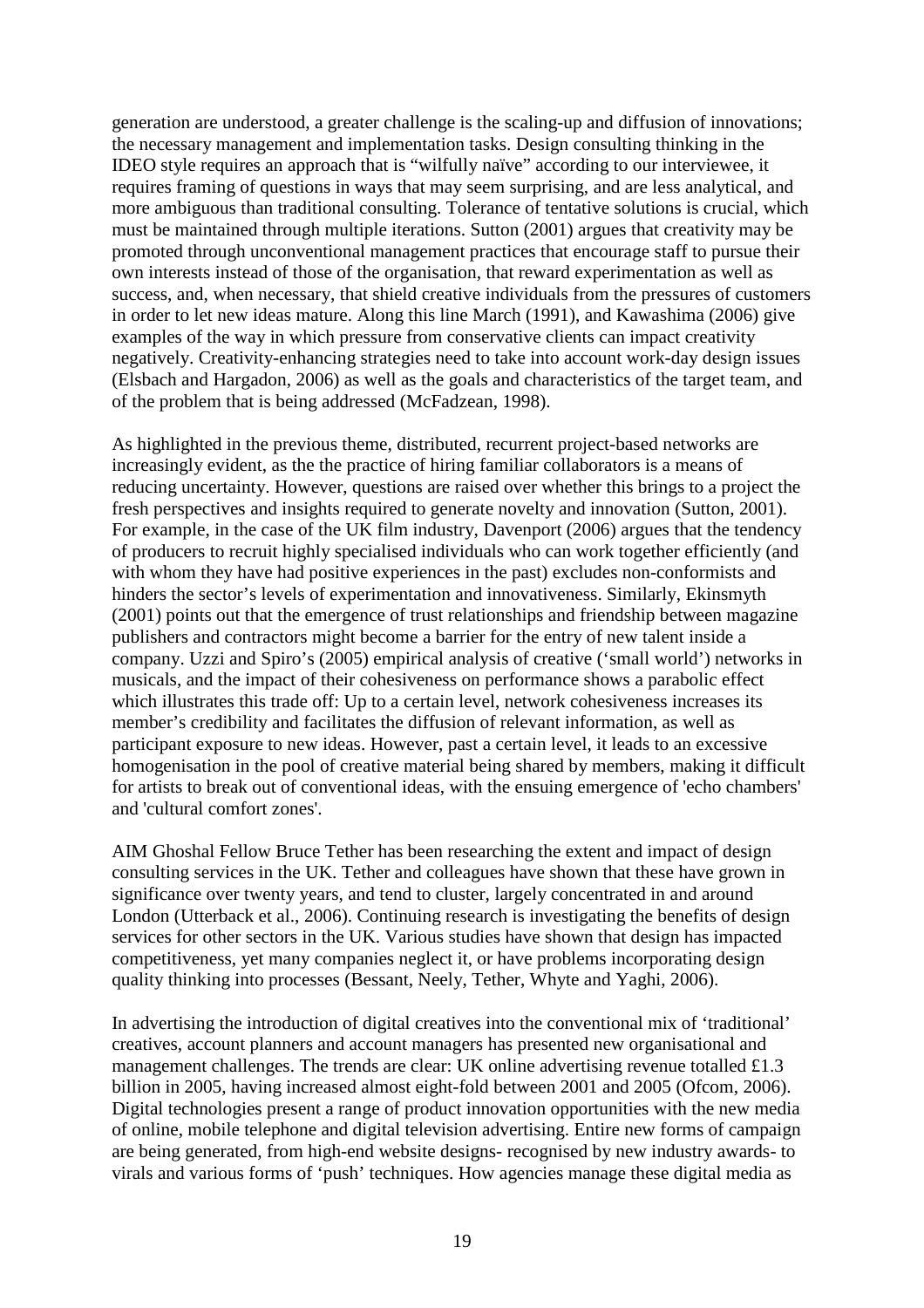generation are understood, a greater challenge is the scaling-up and diffusion of innovations; the necessary management and implementation tasks. Design consulting thinking in the IDEO style requires an approach that is "wilfully naïve" according to our interviewee, it requires framing of questions in ways that may seem surprising, and are less analytical, and more ambiguous than traditional consulting. Tolerance of tentative solutions is crucial, which must be maintained through multiple iterations. Sutton (2001) argues that creativity may be promoted through unconventional management practices that encourage staff to pursue their own interests instead of those of the organisation, that reward experimentation as well as success, and, when necessary, that shield creative individuals from the pressures of customers in order to let new ideas mature. Along this line March (1991), and Kawashima (2006) give examples of the way in which pressure from conservative clients can impact creativity negatively. Creativity-enhancing strategies need to take into account work-day design issues (Elsbach and Hargadon, 2006) as well as the goals and characteristics of the target team, and of the problem that is being addressed (McFadzean, 1998).

As highlighted in the previous theme, distributed, recurrent project-based networks are increasingly evident, as the the practice of hiring familiar collaborators is a means of reducing uncertainty. However, questions are raised over whether this brings to a project the fresh perspectives and insights required to generate novelty and innovation (Sutton, 2001). For example, in the case of the UK film industry, Davenport (2006) argues that the tendency of producers to recruit highly specialised individuals who can work together efficiently (and with whom they have had positive experiences in the past) excludes non-conformists and hinders the sector's levels of experimentation and innovativeness. Similarly, Ekinsmyth (2001) points out that the emergence of trust relationships and friendship between magazine publishers and contractors might become a barrier for the entry of new talent inside a company. Uzzi and Spiro's (2005) empirical analysis of creative ('small world') networks in musicals, and the impact of their cohesiveness on performance shows a parabolic effect which illustrates this trade off: Up to a certain level, network cohesiveness increases its member's credibility and facilitates the diffusion of relevant information, as well as participant exposure to new ideas. However, past a certain level, it leads to an excessive homogenisation in the pool of creative material being shared by members, making it difficult for artists to break out of conventional ideas, with the ensuing emergence of 'echo chambers' and 'cultural comfort zones'.

AIM Ghoshal Fellow Bruce Tether has been researching the extent and impact of design consulting services in the UK. Tether and colleagues have shown that these have grown in significance over twenty years, and tend to cluster, largely concentrated in and around London (Utterback et al., 2006). Continuing research is investigating the benefits of design services for other sectors in the UK. Various studies have shown that design has impacted competitiveness, yet many companies neglect it, or have problems incorporating design quality thinking into processes (Bessant, Neely, Tether, Whyte and Yaghi, 2006).

In advertising the introduction of digital creatives into the conventional mix of 'traditional' creatives, account planners and account managers has presented new organisational and management challenges. The trends are clear: UK online advertising revenue totalled £1.3 billion in 2005, having increased almost eight-fold between 2001 and 2005 (Ofcom, 2006). Digital technologies present a range of product innovation opportunities with the new media of online, mobile telephone and digital television advertising. Entire new forms of campaign are being generated, from high-end website designs- recognised by new industry awards- to virals and various forms of 'push' techniques. How agencies manage these digital media as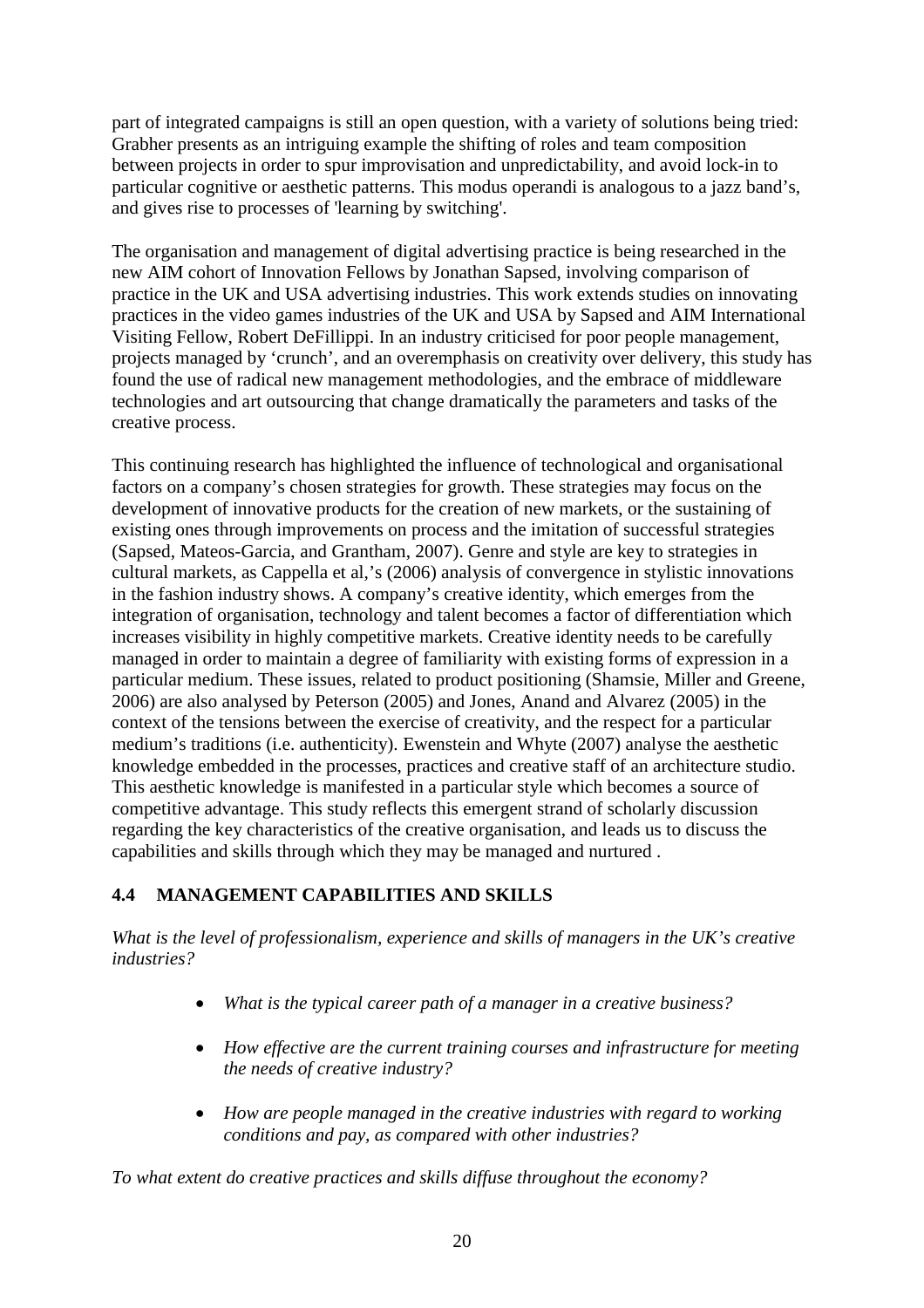part of integrated campaigns is still an open question, with a variety of solutions being tried: Grabher presents as an intriguing example the shifting of roles and team composition between projects in order to spur improvisation and unpredictability, and avoid lock-in to particular cognitive or aesthetic patterns. This modus operandi is analogous to a jazz band's, and gives rise to processes of 'learning by switching'.

The organisation and management of digital advertising practice is being researched in the new AIM cohort of Innovation Fellows by Jonathan Sapsed, involving comparison of practice in the UK and USA advertising industries. This work extends studies on innovating practices in the video games industries of the UK and USA by Sapsed and AIM International Visiting Fellow, Robert DeFillippi. In an industry criticised for poor people management, projects managed by 'crunch', and an overemphasis on creativity over delivery, this study has found the use of radical new management methodologies, and the embrace of middleware technologies and art outsourcing that change dramatically the parameters and tasks of the creative process.

This continuing research has highlighted the influence of technological and organisational factors on a company's chosen strategies for growth. These strategies may focus on the development of innovative products for the creation of new markets, or the sustaining of existing ones through improvements on process and the imitation of successful strategies (Sapsed, Mateos-Garcia, and Grantham, 2007). Genre and style are key to strategies in cultural markets, as Cappella et al,'s (2006) analysis of convergence in stylistic innovations in the fashion industry shows. A company's creative identity, which emerges from the integration of organisation, technology and talent becomes a factor of differentiation which increases visibility in highly competitive markets. Creative identity needs to be carefully managed in order to maintain a degree of familiarity with existing forms of expression in a particular medium. These issues, related to product positioning (Shamsie, Miller and Greene, 2006) are also analysed by Peterson (2005) and Jones, Anand and Alvarez (2005) in the context of the tensions between the exercise of creativity, and the respect for a particular medium's traditions (i.e. authenticity). Ewenstein and Whyte (2007) analyse the aesthetic knowledge embedded in the processes, practices and creative staff of an architecture studio. This aesthetic knowledge is manifested in a particular style which becomes a source of competitive advantage. This study reflects this emergent strand of scholarly discussion regarding the key characteristics of the creative organisation, and leads us to discuss the capabilities and skills through which they may be managed and nurtured .

## 4.4 MANAGEMENT CAPABILITIES AND SKILLS

*What is the level of professionalism, experience and skills of managers in the UK's creative industries?*

- *What is the typical career path of a manager in a creative business?*
- *How effective are the current training courses and infrastructure for meeting the needs of creative industry?*
- *How are people managed in the creative industries with regard to working conditions and pay, as compared with other industries?*

*To what extent do creative practices and skills diffuse throughout the economy?*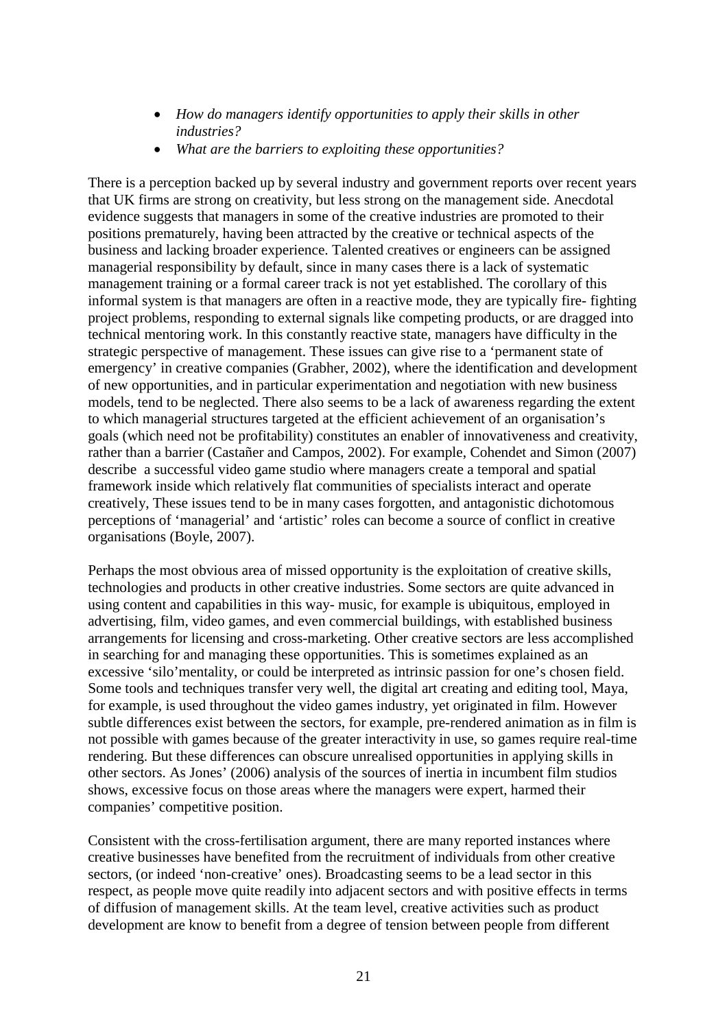- *How do managers identify opportunities to apply their skills in other industries?*
- *What are the barriers to exploiting these opportunities?*

There is a perception backed up by several industry and government reports over recent years that UK firms are strong on creativity, but less strong on the management side. Anecdotal evidence suggests that managers in some of the creative industries are promoted to their positions prematurely, having been attracted by the creative or technical aspects of the business and lacking broader experience. Talented creatives or engineers can be assigned managerial responsibility by default, since in many cases there is a lack of systematic management training or a formal career track is not yet established. The corollary of this informal system is that managers are often in a reactive mode, they are typically fire- fighting project problems, responding to external signals like competing products, or are dragged into technical mentoring work. In this constantly reactive state, managers have difficulty in the strategic perspective of management. These issues can give rise to a 'permanent state of emergency' in creative companies (Grabher, 2002), where the identification and development of new opportunities, and in particular experimentation and negotiation with new business models, tend to be neglected. There also seems to be a lack of awareness regarding the extent to which managerial structures targeted at the efficient achievement of an organisation's goals (which need not be profitability) constitutes an enabler of innovativeness and creativity, rather than a barrier (Castañer and Campos, 2002). For example, Cohendet and Simon (2007) describe a successful video game studio where managers create a temporal and spatial framework inside which relatively flat communities of specialists interact and operate creatively, These issues tend to be in many cases forgotten, and antagonistic dichotomous perceptions of 'managerial' and 'artistic' roles can become a source of conflict in creative organisations (Boyle, 2007).

Perhaps the most obvious area of missed opportunity is the exploitation of creative skills, technologies and products in other creative industries. Some sectors are quite advanced in using content and capabilities in this way- music, for example is ubiquitous, employed in advertising, film, video games, and even commercial buildings, with established business arrangements for licensing and cross-marketing. Other creative sectors are less accomplished in searching for and managing these opportunities. This is sometimes explained as an excessive 'silo'mentality, or could be interpreted as intrinsic passion for one's chosen field. Some tools and techniques transfer very well, the digital art creating and editing tool, Maya, for example, is used throughout the video games industry, yet originated in film. However subtle differences exist between the sectors, for example, pre-rendered animation as in film is not possible with games because of the greater interactivity in use, so games require real-time rendering. But these differences can obscure unrealised opportunities in applying skills in other sectors. As Jones' (2006) analysis of the sources of inertia in incumbent film studios shows, excessive focus on those areas where the managers were expert, harmed their companies' competitive position.

Consistent with the cross-fertilisation argument, there are many reported instances where creative businesses have benefited from the recruitment of individuals from other creative sectors, (or indeed 'non-creative' ones). Broadcasting seems to be a lead sector in this respect, as people move quite readily into adjacent sectors and with positive effects in terms of diffusion of management skills. At the team level, creative activities such as product development are know to benefit from a degree of tension between people from different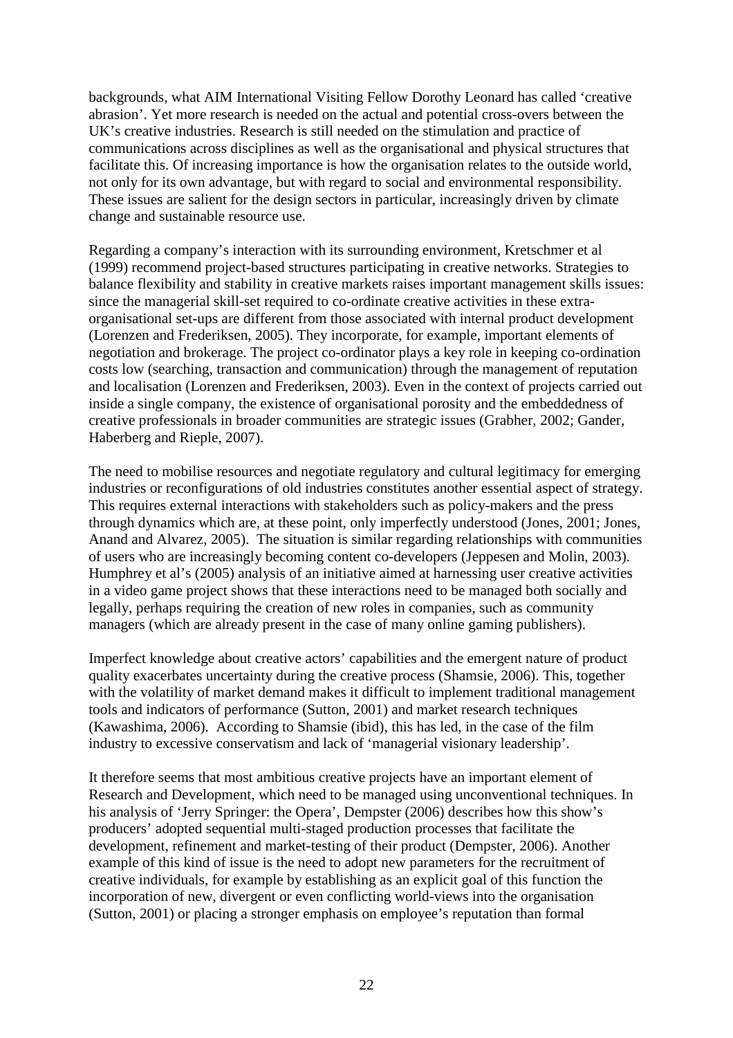backgrounds, what AIM International Visiting Fellow Dorothy Leonard has called 'creative abrasion'. Yet more research is needed on the actual and potential cross-overs between the UK's creative industries. Research is still needed on the stimulation and practice of communications across disciplines as well as the organisational and physical structures that facilitate this. Of increasing importance is how the organisation relates to the outside world, not only for its own advantage, but with regard to social and environmental responsibility. These issues are salient for the design sectors in particular, increasingly driven by climate change and sustainable resource use.

Regarding a company's interaction with its surrounding environment, Kretschmer et al (1999) recommend project-based structures participating in creative networks. Strategies to balance flexibility and stability in creative markets raises important management skills issues: since the managerial skill-set required to co-ordinate creative activities in these extra-organisational set-ups are different from those associated with internal product development (Lorenzen and Frederiksen, 2005). They incorporate, for example, important elements of negotiation and brokerage. The project co-ordinator plays a key role in keeping co-ordination costs low (searching, transaction and communication) through the management of reputation and localisation (Lorenzen and Frederiksen, 2003). Even in the context of projects carried out inside a single company, the existence of organisational porosity and the embeddedness of creative professionals in broader communities are strategic issues (Grabher, 2002; Gander, Haberberg and Rieple, 2007).

The need to mobilise resources and negotiate regulatory and cultural legitimacy for emerging industries or reconfigurations of old industries constitutes another essential aspect of strategy. This requires external interactions with stakeholders such as policy-makers and the press through dynamics which are, at these point, only imperfectly understood (Jones, 2001; Jones, Anand and Alvarez, 2005). The situation is similar regarding relationships with communities of users who are increasingly becoming content co-developers (Jeppesen and Molin, 2003). Humphrey et al's (2005) analysis of an initiative aimed at harnessing user creative activities in a video game project shows that these interactions need to be managed both socially and legally, perhaps requiring the creation of new roles in companies, such as community managers (which are already present in the case of many online gaming publishers).

Imperfect knowledge about creative actors' capabilities and the emergent nature of product quality exacerbates uncertainty during the creative process (Shamsie, 2006). This, together with the volatility of market demand makes it difficult to implement traditional management tools and indicators of performance (Sutton, 2001) and market research techniques (Kawashima, 2006). According to Shamsie (ibid), this has led, in the case of the film industry to excessive conservatism and lack of 'managerial visionary leadership'.

It therefore seems that most ambitious creative projects have an important element of Research and Development, which need to be managed using unconventional techniques. In his analysis of 'Jerry Springer: the Opera', Dempster (2006) describes how this show's producers' adopted sequential multi-staged production processes that facilitate the development, refinement and market-testing of their product (Dempster, 2006). Another example of this kind of issue is the need to adopt new parameters for the recruitment of creative individuals, for example by establishing as an explicit goal of this function the incorporation of new, divergent or even conflicting world-views into the organisation (Sutton, 2001) or placing a stronger emphasis on employee's reputation than formal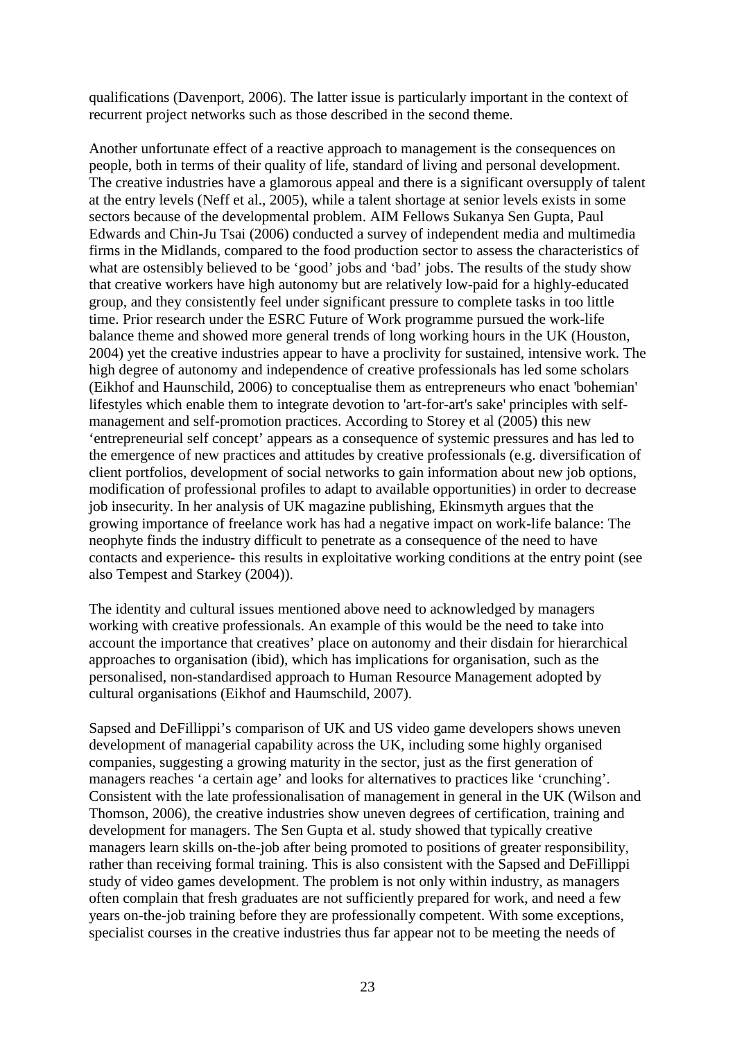qualifications (Davenport, 2006). The latter issue is particularly important in the context of recurrent project networks such as those described in the second theme.

Another unfortunate effect of a reactive approach to management is the consequences on people, both in terms of their quality of life, standard of living and personal development. The creative industries have a glamorous appeal and there is a significant oversupply of talent at the entry levels (Neff et al., 2005), while a talent shortage at senior levels exists in some sectors because of the developmental problem. AIM Fellows Sukanya Sen Gupta, Paul Edwards and Chin-Ju Tsai (2006) conducted a survey of independent media and multimedia firms in the Midlands, compared to the food production sector to assess the characteristics of what are ostensibly believed to be 'good' jobs and 'bad' jobs. The results of the study show that creative workers have high autonomy but are relatively low-paid for a highly-educated group, and they consistently feel under significant pressure to complete tasks in too little time. Prior research under the ESRC Future of Work programme pursued the work-life balance theme and showed more general trends of long working hours in the UK (Houston, 2004) yet the creative industries appear to have a proclivity for sustained, intensive work. The high degree of autonomy and independence of creative professionals has led some scholars (Eikhof and Haunschild, 2006) to conceptualise them as entrepreneurs who enact 'bohemian' lifestyles which enable them to integrate devotion to 'art-for-art's sake' principles with self-management and self-promotion practices. According to Storey et al (2005) this new 'entrepreneurial self concept' appears as a consequence of systemic pressures and has led to the emergence of new practices and attitudes by creative professionals (e.g. diversification of client portfolios, development of social networks to gain information about new job options, modification of professional profiles to adapt to available opportunities) in order to decrease job insecurity. In her analysis of UK magazine publishing, Ekinsmyth argues that the growing importance of freelance work has had a negative impact on work-life balance: The neophyte finds the industry difficult to penetrate as a consequence of the need to have contacts and experience- this results in exploitative working conditions at the entry point (see also Tempest and Starkey (2004)).

The identity and cultural issues mentioned above need to acknowledged by managers working with creative professionals. An example of this would be the need to take into account the importance that creatives' place on autonomy and their disdain for hierarchical approaches to organisation (ibid), which has implications for organisation, such as the personalised, non-standardised approach to Human Resource Management adopted by cultural organisations (Eikhof and Haumschild, 2007).

Sapsed and DeFillippi's comparison of UK and US video game developers shows uneven development of managerial capability across the UK, including some highly organised companies, suggesting a growing maturity in the sector, just as the first generation of managers reaches 'a certain age' and looks for alternatives to practices like 'crunching'. Consistent with the late professionalisation of management in general in the UK (Wilson and Thomson, 2006), the creative industries show uneven degrees of certification, training and development for managers. The Sen Gupta et al. study showed that typically creative managers learn skills on-the-job after being promoted to positions of greater responsibility, rather than receiving formal training. This is also consistent with the Sapsed and DeFillippi study of video games development. The problem is not only within industry, as managers often complain that fresh graduates are not sufficiently prepared for work, and need a few years on-the-job training before they are professionally competent. With some exceptions, specialist courses in the creative industries thus far appear not to be meeting the needs of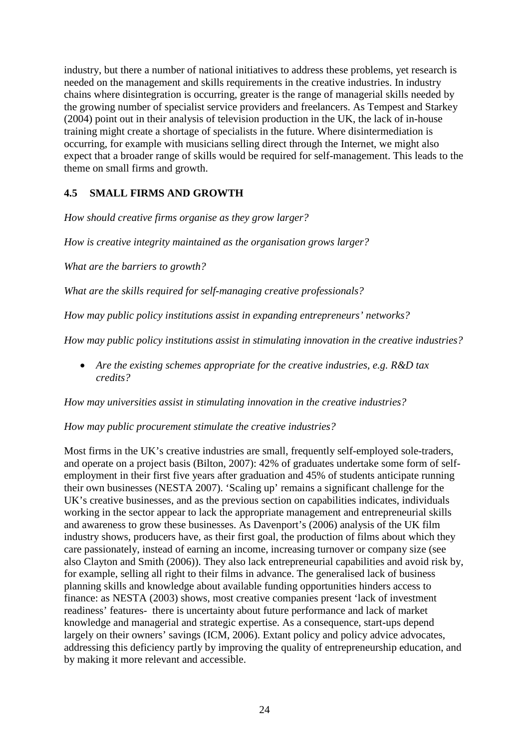industry, but there a number of national initiatives to address these problems, yet research is needed on the management and skills requirements in the creative industries. In industry chains where disintegration is occurring, greater is the range of managerial skills needed by the growing number of specialist service providers and freelancers. As Tempest and Starkey (2004) point out in their analysis of television production in the UK, the lack of in-house training might create a shortage of specialists in the future. Where disintermediation is occurring, for example with musicians selling direct through the Internet, we might also expect that a broader range of skills would be required for self-management. This leads to the theme on small firms and growth.

## 4.5 SMALL FIRMS AND GROWTH

*How should creative firms organise as they grow larger?*

*How is creative integrity maintained as the organisation grows larger?*

*What are the barriers to growth?*

*What are the skills required for self-managing creative professionals?*

*How may public policy institutions assist in expanding entrepreneurs' networks?*

*How may public policy institutions assist in stimulating innovation in the creative industries?*

- *Are the existing schemes appropriate for the creative industries, e.g. R&D tax credits?*

*How may universities assist in stimulating innovation in the creative industries?*

*How may public procurement stimulate the creative industries?*

Most firms in the UK's creative industries are small, frequently self-employed sole-traders, and operate on a project basis (Bilton, 2007): 42% of graduates undertake some form of self-employment in their first five years after graduation and 45% of students anticipate running their own businesses (NESTA 2007). 'Scaling up' remains a significant challenge for the UK's creative businesses, and as the previous section on capabilities indicates, individuals working in the sector appear to lack the appropriate management and entrepreneurial skills and awareness to grow these businesses. As Davenport's (2006) analysis of the UK film industry shows, producers have, as their first goal, the production of films about which they care passionately, instead of earning an income, increasing turnover or company size (see also Clayton and Smith (2006)). They also lack entrepreneurial capabilities and avoid risk by, for example, selling all right to their films in advance. The generalised lack of business planning skills and knowledge about available funding opportunities hinders access to finance: as NESTA (2003) shows, most creative companies present 'lack of investment readiness' features- there is uncertainty about future performance and lack of market knowledge and managerial and strategic expertise. As a consequence, start-ups depend largely on their owners' savings (ICM, 2006). Extant policy and policy advice advocates, addressing this deficiency partly by improving the quality of entrepreneurship education, and by making it more relevant and accessible.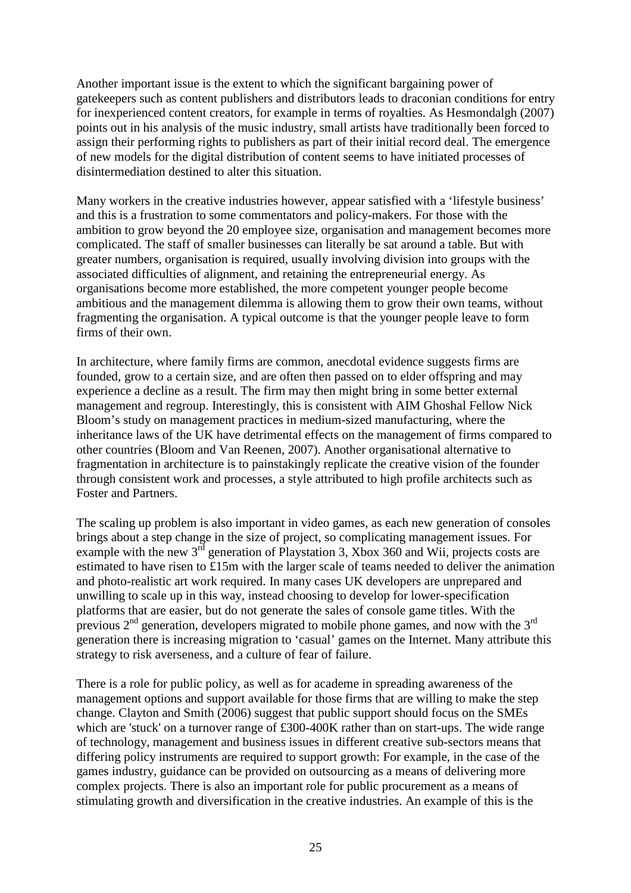Another important issue is the extent to which the significant bargaining power of gatekeepers such as content publishers and distributors leads to draconian conditions for entry for inexperienced content creators, for example in terms of royalties. As Hesmondalgh (2007) points out in his analysis of the music industry, small artists have traditionally been forced to assign their performing rights to publishers as part of their initial record deal. The emergence of new models for the digital distribution of content seems to have initiated processes of disintermediation destined to alter this situation.

Many workers in the creative industries however, appear satisfied with a 'lifestyle business' and this is a frustration to some commentators and policy-makers. For those with the ambition to grow beyond the 20 employee size, organisation and management becomes more complicated. The staff of smaller businesses can literally be sat around a table. But with greater numbers, organisation is required, usually involving division into groups with the associated difficulties of alignment, and retaining the entrepreneurial energy. As organisations become more established, the more competent younger people become ambitious and the management dilemma is allowing them to grow their own teams, without fragmenting the organisation. A typical outcome is that the younger people leave to form firms of their own.

In architecture, where family firms are common, anecdotal evidence suggests firms are founded, grow to a certain size, and are often then passed on to elder offspring and may experience a decline as a result. The firm may then might bring in some better external management and regroup. Interestingly, this is consistent with AIM Ghoshal Fellow Nick Bloom's study on management practices in medium-sized manufacturing, where the inheritance laws of the UK have detrimental effects on the management of firms compared to other countries (Bloom and Van Reenen, 2007). Another organisational alternative to fragmentation in architecture is to painstakingly replicate the creative vision of the founder through consistent work and processes, a style attributed to high profile architects such as Foster and Partners.

The scaling up problem is also important in video games, as each new generation of consoles brings about a step change in the size of project, so complicating management issues. For example with the new 3rd generation of Playstation 3, Xbox 360 and Wii, projects costs are estimated to have risen to £15m with the larger scale of teams needed to deliver the animation and photo-realistic art work required. In many cases UK developers are unprepared and unwilling to scale up in this way, instead choosing to develop for lower-specification platforms that are easier, but do not generate the sales of console game titles. With the previous 2nd generation, developers migrated to mobile phone games, and now with the 3rd generation there is increasing migration to 'casual' games on the Internet. Many attribute this strategy to risk averseness, and a culture of fear of failure.

There is a role for public policy, as well as for academe in spreading awareness of the management options and support available for those firms that are willing to make the step change. Clayton and Smith (2006) suggest that public support should focus on the SMEs which are 'stuck' on a turnover range of £300-400K rather than on start-ups. The wide range of technology, management and business issues in different creative sub-sectors means that differing policy instruments are required to support growth: For example, in the case of the games industry, guidance can be provided on outsourcing as a means of delivering more complex projects. There is also an important role for public procurement as a means of stimulating growth and diversification in the creative industries. An example of this is the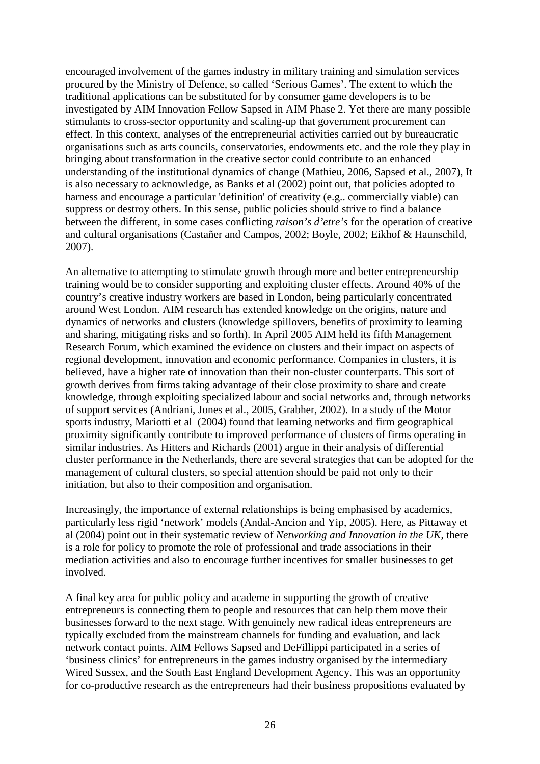encouraged involvement of the games industry in military training and simulation services procured by the Ministry of Defence, so called 'Serious Games'. The extent to which the traditional applications can be substituted for by consumer game developers is to be investigated by AIM Innovation Fellow Sapsed in AIM Phase 2. Yet there are many possible stimulants to cross-sector opportunity and scaling-up that government procurement can effect. In this context, analyses of the entrepreneurial activities carried out by bureaucratic organisations such as arts councils, conservatories, endowments etc. and the role they play in bringing about transformation in the creative sector could contribute to an enhanced understanding of the institutional dynamics of change (Mathieu, 2006, Sapsed et al., 2007), It is also necessary to acknowledge, as Banks et al (2002) point out, that policies adopted to harness and encourage a particular 'definition' of creativity (e.g.. commercially viable) can suppress or destroy others. In this sense, public policies should strive to find a balance between the different, in some cases conflicting *raison's d'etre's* for the operation of creative and cultural organisations (Castañer and Campos, 2002; Boyle, 2002; Eikhof & Haunschild, 2007).

An alternative to attempting to stimulate growth through more and better entrepreneurship training would be to consider supporting and exploiting cluster effects. Around 40% of the country's creative industry workers are based in London, being particularly concentrated around West London. AIM research has extended knowledge on the origins, nature and dynamics of networks and clusters (knowledge spillovers, benefits of proximity to learning and sharing, mitigating risks and so forth). In April 2005 AIM held its fifth Management Research Forum, which examined the evidence on clusters and their impact on aspects of regional development, innovation and economic performance. Companies in clusters, it is believed, have a higher rate of innovation than their non-cluster counterparts. This sort of growth derives from firms taking advantage of their close proximity to share and create knowledge, through exploiting specialized labour and social networks and, through networks of support services (Andriani, Jones et al., 2005, Grabher, 2002). In a study of the Motor sports industry, Mariotti et al (2004) found that learning networks and firm geographical proximity significantly contribute to improved performance of clusters of firms operating in similar industries. As Hitters and Richards (2001) argue in their analysis of differential cluster performance in the Netherlands, there are several strategies that can be adopted for the management of cultural clusters, so special attention should be paid not only to their initiation, but also to their composition and organisation.

Increasingly, the importance of external relationships is being emphasised by academics, particularly less rigid 'network' models (Andal-Ancion and Yip, 2005). Here, as Pittaway et al (2004) point out in their systematic review of *Networking and Innovation in the UK*, there is a role for policy to promote the role of professional and trade associations in their mediation activities and also to encourage further incentives for smaller businesses to get involved.

A final key area for public policy and academe in supporting the growth of creative entrepreneurs is connecting them to people and resources that can help them move their businesses forward to the next stage. With genuinely new radical ideas entrepreneurs are typically excluded from the mainstream channels for funding and evaluation, and lack network contact points. AIM Fellows Sapsed and DeFillippi participated in a series of 'business clinics' for entrepreneurs in the games industry organised by the intermediary Wired Sussex, and the South East England Development Agency. This was an opportunity for co-productive research as the entrepreneurs had their business propositions evaluated by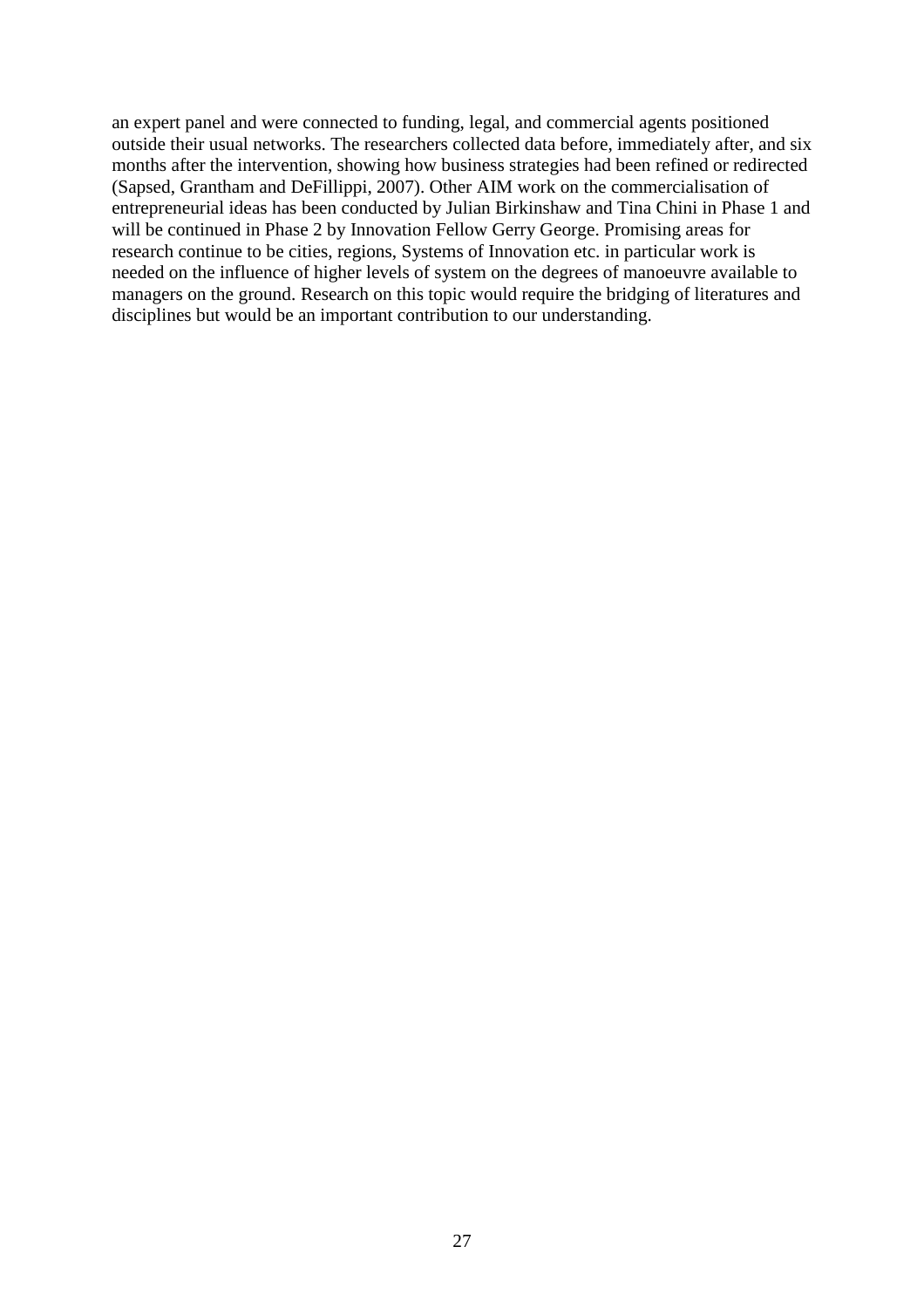an expert panel and were connected to funding, legal, and commercial agents positioned outside their usual networks. The researchers collected data before, immediately after, and six months after the intervention, showing how business strategies had been refined or redirected (Sapsed, Grantham and DeFillippi, 2007). Other AIM work on the commercialisation of entrepreneurial ideas has been conducted by Julian Birkinshaw and Tina Chini in Phase 1 and will be continued in Phase 2 by Innovation Fellow Gerry George. Promising areas for research continue to be cities, regions, Systems of Innovation etc. in particular work is needed on the influence of higher levels of system on the degrees of manoeuvre available to managers on the ground. Research on this topic would require the bridging of literatures and disciplines but would be an important contribution to our understanding.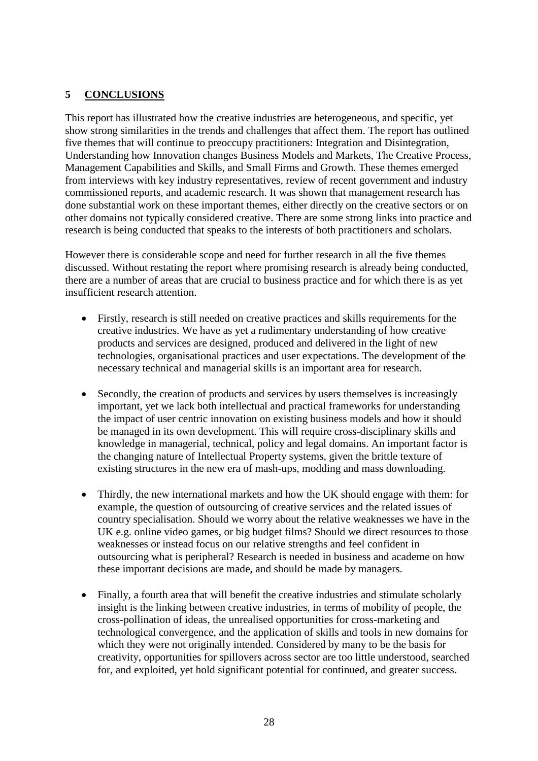## 5 CONCLUSIONS

This report has illustrated how the creative industries are heterogeneous, and specific, yet show strong similarities in the trends and challenges that affect them. The report has outlined five themes that will continue to preoccupy practitioners: Integration and Disintegration, Understanding how Innovation changes Business Models and Markets, The Creative Process, Management Capabilities and Skills, and Small Firms and Growth. These themes emerged from interviews with key industry representatives, review of recent government and industry commissioned reports, and academic research. It was shown that management research has done substantial work on these important themes, either directly on the creative sectors or on other domains not typically considered creative. There are some strong links into practice and research is being conducted that speaks to the interests of both practitioners and scholars.

However there is considerable scope and need for further research in all the five themes discussed. Without restating the report where promising research is already being conducted, there are a number of areas that are crucial to business practice and for which there is as yet insufficient research attention.

- Firstly, research is still needed on creative practices and skills requirements for the creative industries. We have as yet a rudimentary understanding of how creative products and services are designed, produced and delivered in the light of new technologies, organisational practices and user expectations. The development of the necessary technical and managerial skills is an important area for research.

- Secondly, the creation of products and services by users themselves is increasingly important, yet we lack both intellectual and practical frameworks for understanding the impact of user centric innovation on existing business models and how it should be managed in its own development. This will require cross-disciplinary skills and knowledge in managerial, technical, policy and legal domains. An important factor is the changing nature of Intellectual Property systems, given the brittle texture of existing structures in the new era of mash-ups, modding and mass downloading.

- Thirdly, the new international markets and how the UK should engage with them: for example, the question of outsourcing of creative services and the related issues of country specialisation. Should we worry about the relative weaknesses we have in the UK e.g. online video games, or big budget films? Should we direct resources to those weaknesses or instead focus on our relative strengths and feel confident in outsourcing what is peripheral? Research is needed in business and academe on how these important decisions are made, and should be made by managers.

- Finally, a fourth area that will benefit the creative industries and stimulate scholarly insight is the linking between creative industries, in terms of mobility of people, the cross-pollination of ideas, the unrealised opportunities for cross-marketing and technological convergence, and the application of skills and tools in new domains for which they were not originally intended. Considered by many to be the basis for creativity, opportunities for spillovers across sector are too little understood, searched for, and exploited, yet hold significant potential for continued, and greater success.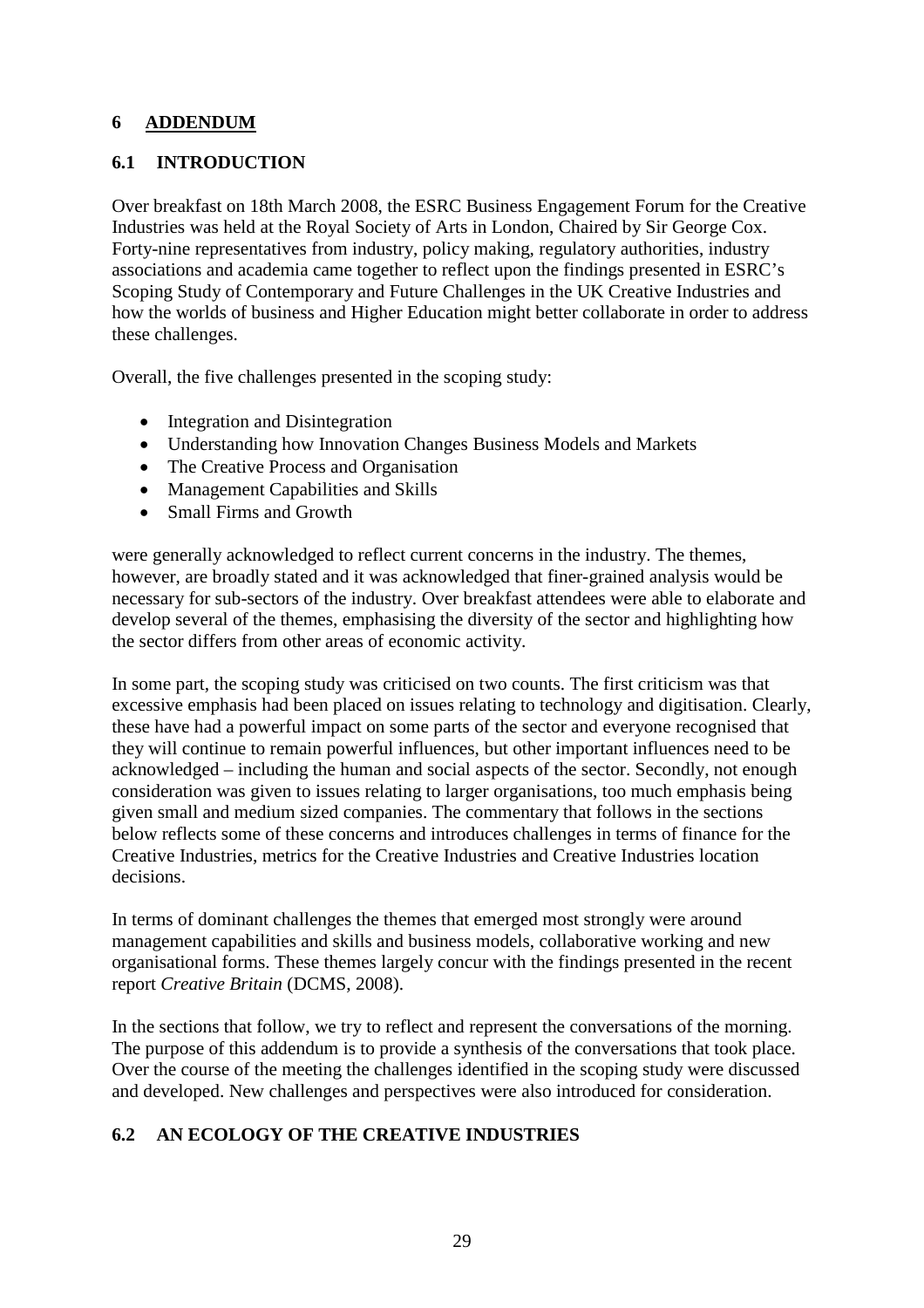## 6 ADDENDUM

### 6.1 INTRODUCTION

Over breakfast on 18th March 2008, the ESRC Business Engagement Forum for the Creative Industries was held at the Royal Society of Arts in London, Chaired by Sir George Cox. Forty-nine representatives from industry, policy making, regulatory authorities, industry associations and academia came together to reflect upon the findings presented in ESRC's Scoping Study of Contemporary and Future Challenges in the UK Creative Industries and how the worlds of business and Higher Education might better collaborate in order to address these challenges.

Overall, the five challenges presented in the scoping study:

- Integration and Disintegration
- Understanding how Innovation Changes Business Models and Markets
- The Creative Process and Organisation
- Management Capabilities and Skills
- Small Firms and Growth

were generally acknowledged to reflect current concerns in the industry. The themes, however, are broadly stated and it was acknowledged that finer-grained analysis would be necessary for sub-sectors of the industry. Over breakfast attendees were able to elaborate and develop several of the themes, emphasising the diversity of the sector and highlighting how the sector differs from other areas of economic activity.

In some part, the scoping study was criticised on two counts. The first criticism was that excessive emphasis had been placed on issues relating to technology and digitisation. Clearly, these have had a powerful impact on some parts of the sector and everyone recognised that they will continue to remain powerful influences, but other important influences need to be acknowledged – including the human and social aspects of the sector. Secondly, not enough consideration was given to issues relating to larger organisations, too much emphasis being given small and medium sized companies. The commentary that follows in the sections below reflects some of these concerns and introduces challenges in terms of finance for the Creative Industries, metrics for the Creative Industries and Creative Industries location decisions.

In terms of dominant challenges the themes that emerged most strongly were around management capabilities and skills and business models, collaborative working and new organisational forms. These themes largely concur with the findings presented in the recent report *Creative Britain* (DCMS, 2008).

In the sections that follow, we try to reflect and represent the conversations of the morning. The purpose of this addendum is to provide a synthesis of the conversations that took place. Over the course of the meeting the challenges identified in the scoping study were discussed and developed. New challenges and perspectives were also introduced for consideration.

### 6.2 AN ECOLOGY OF THE CREATIVE INDUSTRIES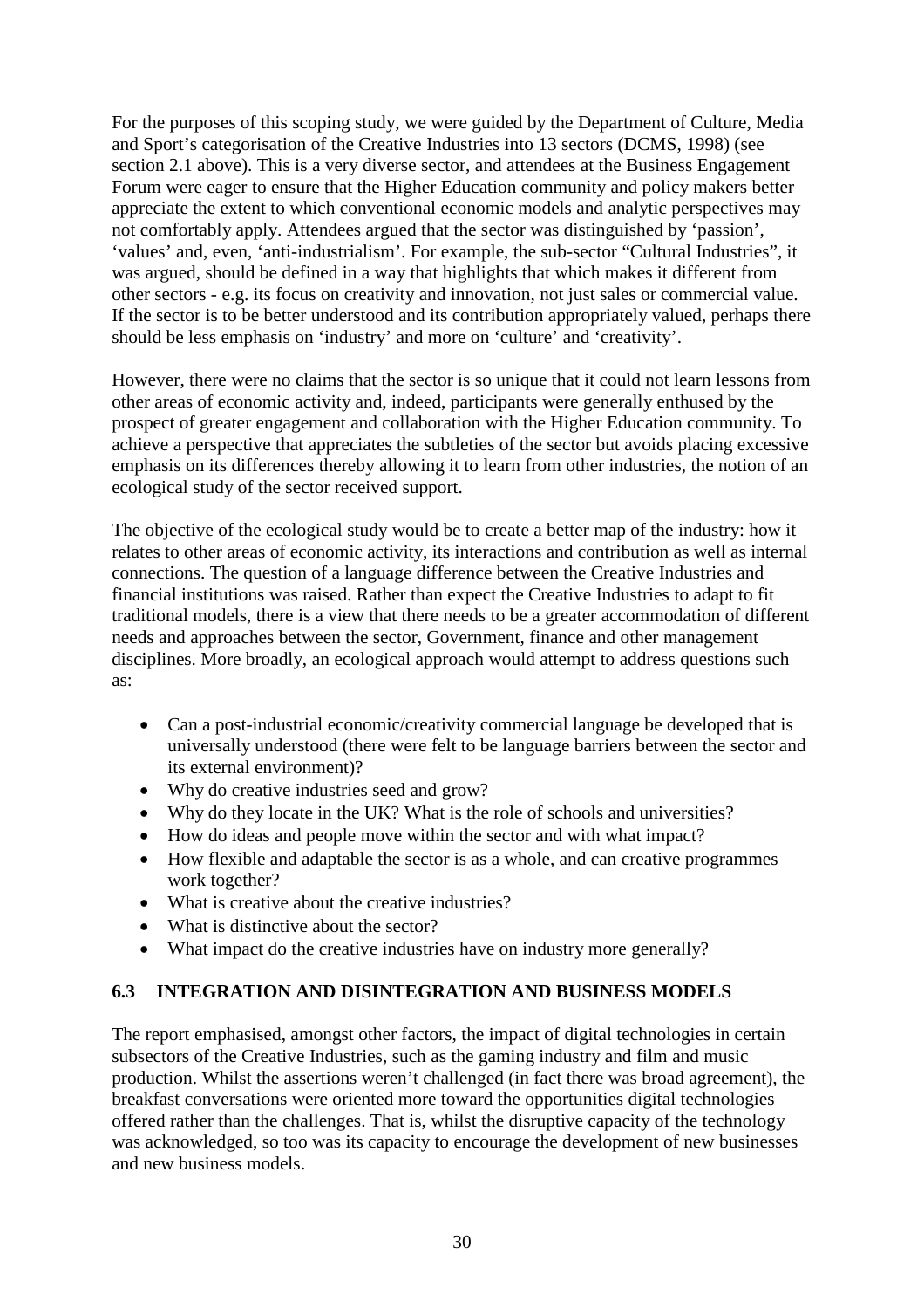For the purposes of this scoping study, we were guided by the Department of Culture, Media and Sport's categorisation of the Creative Industries into 13 sectors (DCMS, 1998) (see section 2.1 above). This is a very diverse sector, and attendees at the Business Engagement Forum were eager to ensure that the Higher Education community and policy makers better appreciate the extent to which conventional economic models and analytic perspectives may not comfortably apply. Attendees argued that the sector was distinguished by 'passion', 'values' and, even, 'anti-industrialism'. For example, the sub-sector "Cultural Industries", it was argued, should be defined in a way that highlights that which makes it different from other sectors - e.g. its focus on creativity and innovation, not just sales or commercial value. If the sector is to be better understood and its contribution appropriately valued, perhaps there should be less emphasis on 'industry' and more on 'culture' and 'creativity'.

However, there were no claims that the sector is so unique that it could not learn lessons from other areas of economic activity and, indeed, participants were generally enthused by the prospect of greater engagement and collaboration with the Higher Education community. To achieve a perspective that appreciates the subtleties of the sector but avoids placing excessive emphasis on its differences thereby allowing it to learn from other industries, the notion of an ecological study of the sector received support.

The objective of the ecological study would be to create a better map of the industry: how it relates to other areas of economic activity, its interactions and contribution as well as internal connections. The question of a language difference between the Creative Industries and financial institutions was raised. Rather than expect the Creative Industries to adapt to fit traditional models, there is a view that there needs to be a greater accommodation of different needs and approaches between the sector, Government, finance and other management disciplines. More broadly, an ecological approach would attempt to address questions such as:

- Can a post-industrial economic/creativity commercial language be developed that is universally understood (there were felt to be language barriers between the sector and its external environment)?
- Why do creative industries seed and grow?
- Why do they locate in the UK? What is the role of schools and universities?
- How do ideas and people move within the sector and with what impact?
- How flexible and adaptable the sector is as a whole, and can creative programmes work together?
- What is creative about the creative industries?
- What is distinctive about the sector?
- What impact do the creative industries have on industry more generally?

### 6.3 INTEGRATION AND DISINTEGRATION AND BUSINESS MODELS

The report emphasised, amongst other factors, the impact of digital technologies in certain subsectors of the Creative Industries, such as the gaming industry and film and music production. Whilst the assertions weren't challenged (in fact there was broad agreement), the breakfast conversations were oriented more toward the opportunities digital technologies offered rather than the challenges. That is, whilst the disruptive capacity of the technology was acknowledged, so too was its capacity to encourage the development of new businesses and new business models.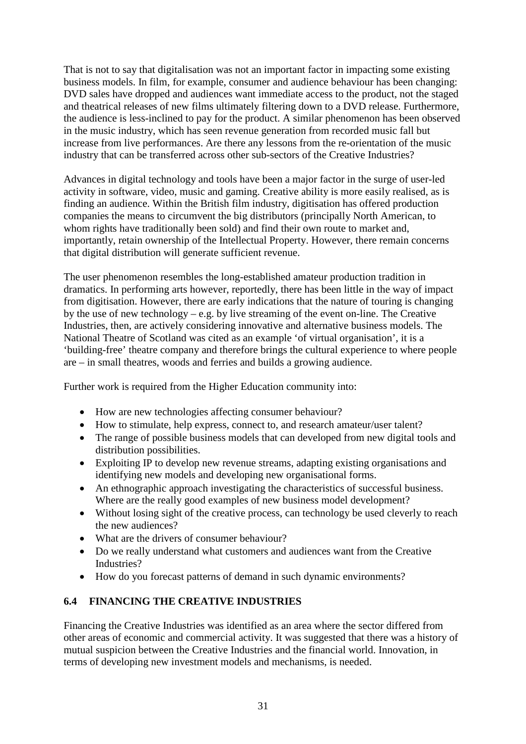That is not to say that digitalisation was not an important factor in impacting some existing business models. In film, for example, consumer and audience behaviour has been changing: DVD sales have dropped and audiences want immediate access to the product, not the staged and theatrical releases of new films ultimately filtering down to a DVD release. Furthermore, the audience is less-inclined to pay for the product. A similar phenomenon has been observed in the music industry, which has seen revenue generation from recorded music fall but increase from live performances. Are there any lessons from the re-orientation of the music industry that can be transferred across other sub-sectors of the Creative Industries?

Advances in digital technology and tools have been a major factor in the surge of user-led activity in software, video, music and gaming. Creative ability is more easily realised, as is finding an audience. Within the British film industry, digitisation has offered production companies the means to circumvent the big distributors (principally North American, to whom rights have traditionally been sold) and find their own route to market and, importantly, retain ownership of the Intellectual Property. However, there remain concerns that digital distribution will generate sufficient revenue.

The user phenomenon resembles the long-established amateur production tradition in dramatics. In performing arts however, reportedly, there has been little in the way of impact from digitisation. However, there are early indications that the nature of touring is changing by the use of new technology – e.g. by live streaming of the event on-line. The Creative Industries, then, are actively considering innovative and alternative business models. The National Theatre of Scotland was cited as an example 'of virtual organisation', it is a 'building-free' theatre company and therefore brings the cultural experience to where people are – in small theatres, woods and ferries and builds a growing audience.

Further work is required from the Higher Education community into:

- How are new technologies affecting consumer behaviour?
- How to stimulate, help express, connect to, and research amateur/user talent?
- The range of possible business models that can developed from new digital tools and distribution possibilities.
- Exploiting IP to develop new revenue streams, adapting existing organisations and identifying new models and developing new organisational forms.
- An ethnographic approach investigating the characteristics of successful business. Where are the really good examples of new business model development?
- Without losing sight of the creative process, can technology be used cleverly to reach the new audiences?
- What are the drivers of consumer behaviour?
- Do we really understand what customers and audiences want from the Creative Industries?
- How do you forecast patterns of demand in such dynamic environments?

## 6.4 FINANCING THE CREATIVE INDUSTRIES

Financing the Creative Industries was identified as an area where the sector differed from other areas of economic and commercial activity. It was suggested that there was a history of mutual suspicion between the Creative Industries and the financial world. Innovation, in terms of developing new investment models and mechanisms, is needed.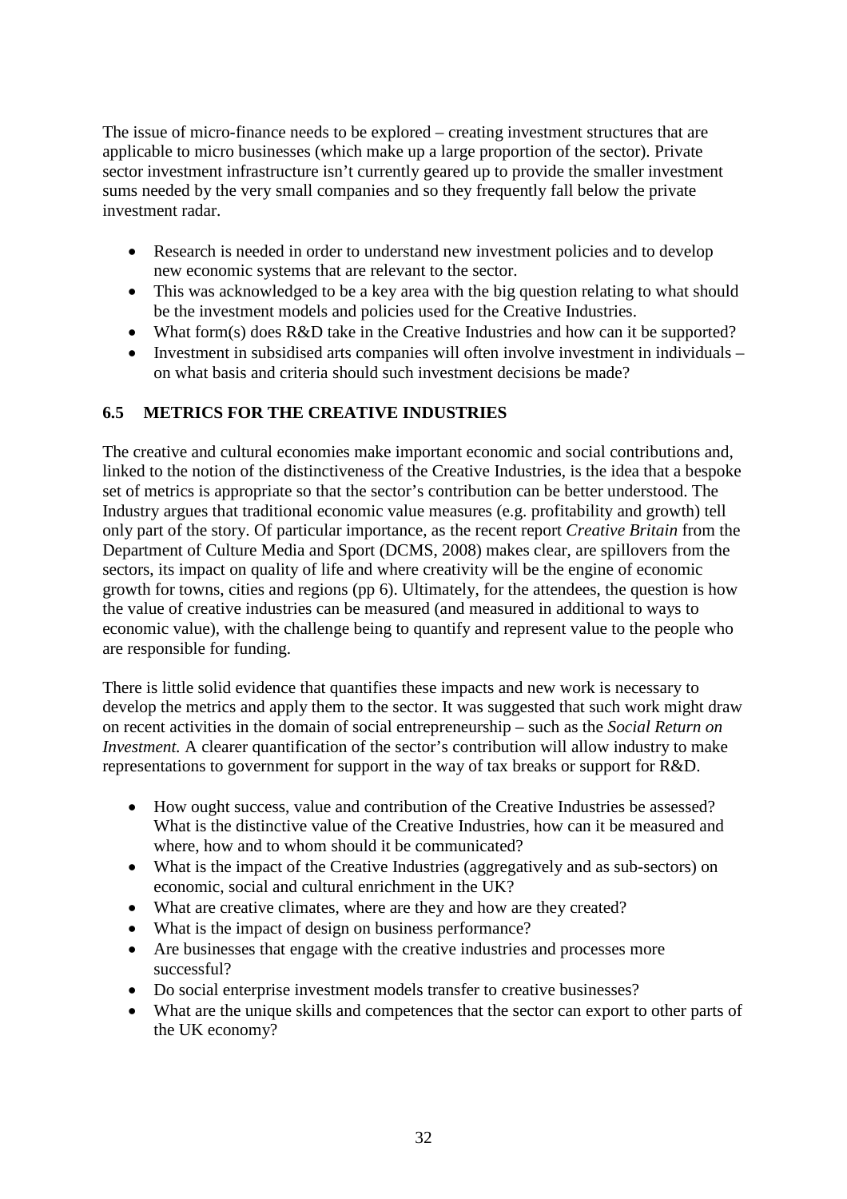The issue of micro-finance needs to be explored – creating investment structures that are applicable to micro businesses (which make up a large proportion of the sector). Private sector investment infrastructure isn't currently geared up to provide the smaller investment sums needed by the very small companies and so they frequently fall below the private investment radar.

- Research is needed in order to understand new investment policies and to develop new economic systems that are relevant to the sector.
- This was acknowledged to be a key area with the big question relating to what should be the investment models and policies used for the Creative Industries.
- What form(s) does R&D take in the Creative Industries and how can it be supported?
- Investment in subsidised arts companies will often involve investment in individuals – on what basis and criteria should such investment decisions be made?

## 6.5 METRICS FOR THE CREATIVE INDUSTRIES

The creative and cultural economies make important economic and social contributions and, linked to the notion of the distinctiveness of the Creative Industries, is the idea that a bespoke set of metrics is appropriate so that the sector's contribution can be better understood. The Industry argues that traditional economic value measures (e.g. profitability and growth) tell only part of the story. Of particular importance, as the recent report *Creative Britain* from the Department of Culture Media and Sport (DCMS, 2008) makes clear, are spillovers from the sectors, its impact on quality of life and where creativity will be the engine of economic growth for towns, cities and regions (pp 6). Ultimately, for the attendees, the question is how the value of creative industries can be measured (and measured in additional to ways to economic value), with the challenge being to quantify and represent value to the people who are responsible for funding.

There is little solid evidence that quantifies these impacts and new work is necessary to develop the metrics and apply them to the sector. It was suggested that such work might draw on recent activities in the domain of social entrepreneurship – such as the *Social Return on Investment.* A clearer quantification of the sector's contribution will allow industry to make representations to government for support in the way of tax breaks or support for R&D.

- How ought success, value and contribution of the Creative Industries be assessed? What is the distinctive value of the Creative Industries, how can it be measured and where, how and to whom should it be communicated?
- What is the impact of the Creative Industries (aggregatively and as sub-sectors) on economic, social and cultural enrichment in the UK?
- What are creative climates, where are they and how are they created?
- What is the impact of design on business performance?
- Are businesses that engage with the creative industries and processes more successful?
- Do social enterprise investment models transfer to creative businesses?
- What are the unique skills and competences that the sector can export to other parts of the UK economy?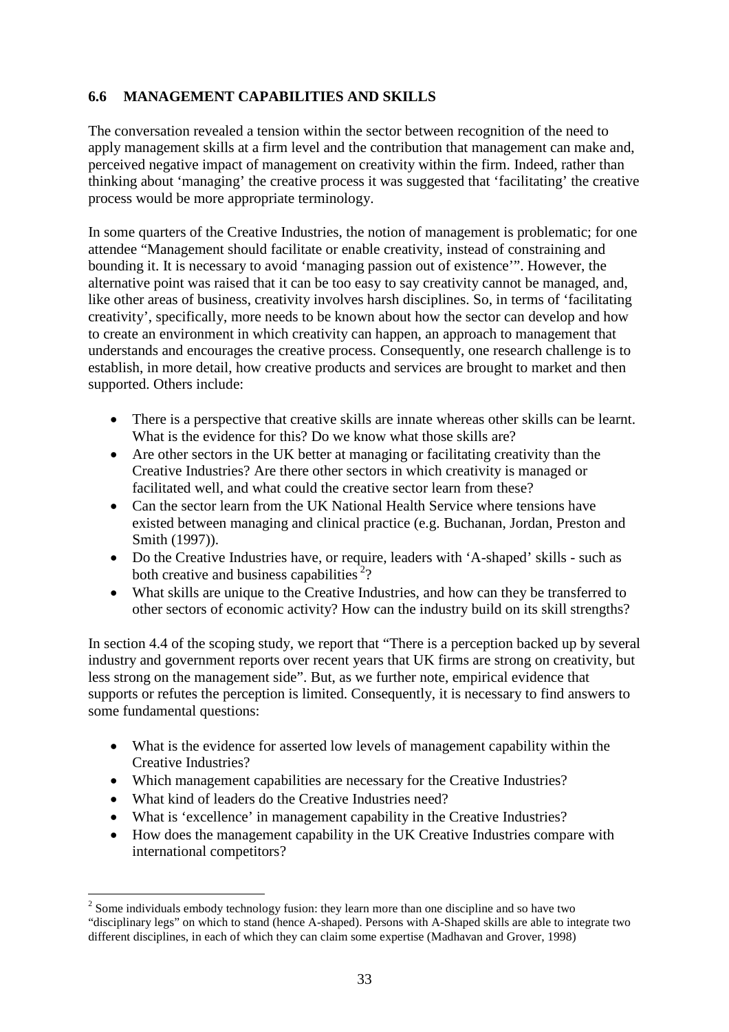## 6.6 MANAGEMENT CAPABILITIES AND SKILLS

The conversation revealed a tension within the sector between recognition of the need to apply management skills at a firm level and the contribution that management can make and, perceived negative impact of management on creativity within the firm. Indeed, rather than thinking about 'managing' the creative process it was suggested that 'facilitating' the creative process would be more appropriate terminology.

In some quarters of the Creative Industries, the notion of management is problematic; for one attendee "Management should facilitate or enable creativity, instead of constraining and bounding it. It is necessary to avoid 'managing passion out of existence'". However, the alternative point was raised that it can be too easy to say creativity cannot be managed, and, like other areas of business, creativity involves harsh disciplines. So, in terms of 'facilitating creativity', specifically, more needs to be known about how the sector can develop and how to create an environment in which creativity can happen, an approach to management that understands and encourages the creative process. Consequently, one research challenge is to establish, in more detail, how creative products and services are brought to market and then supported. Others include:

- There is a perspective that creative skills are innate whereas other skills can be learnt. What is the evidence for this? Do we know what those skills are?
- Are other sectors in the UK better at managing or facilitating creativity than the Creative Industries? Are there other sectors in which creativity is managed or facilitated well, and what could the creative sector learn from these?
- Can the sector learn from the UK National Health Service where tensions have existed between managing and clinical practice (e.g. Buchanan, Jordan, Preston and Smith (1997)).
- Do the Creative Industries have, or require, leaders with 'A-shaped' skills - such as both creative and business capabilities [2]?
- What skills are unique to the Creative Industries, and how can they be transferred to other sectors of economic activity? How can the industry build on its skill strengths?

In section 4.4 of the scoping study, we report that "There is a perception backed up by several industry and government reports over recent years that UK firms are strong on creativity, but less strong on the management side". But, as we further note, empirical evidence that supports or refutes the perception is limited. Consequently, it is necessary to find answers to some fundamental questions:

- What is the evidence for asserted low levels of management capability within the Creative Industries?
- Which management capabilities are necessary for the Creative Industries?
- What kind of leaders do the Creative Industries need?
- What is 'excellence' in management capability in the Creative Industries?
- How does the management capability in the UK Creative Industries compare with international competitors?

[2] Some individuals embody technology fusion: they learn more than one discipline and so have two "disciplinary legs" on which to stand (hence A-shaped). Persons with A-Shaped skills are able to integrate two different disciplines, in each of which they can claim some expertise (Madhavan and Grover, 1998)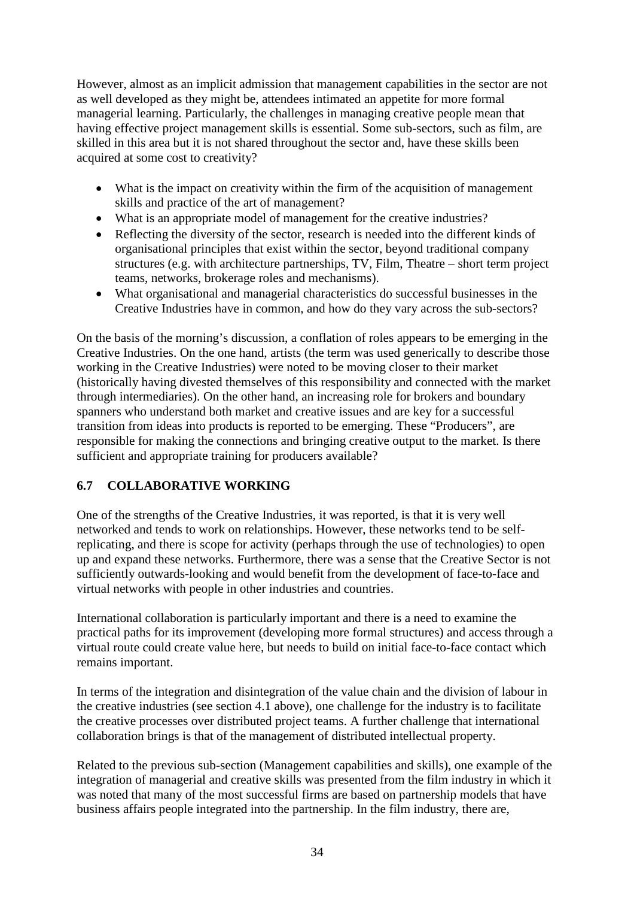However, almost as an implicit admission that management capabilities in the sector are not as well developed as they might be, attendees intimated an appetite for more formal managerial learning. Particularly, the challenges in managing creative people mean that having effective project management skills is essential. Some sub-sectors, such as film, are skilled in this area but it is not shared throughout the sector and, have these skills been acquired at some cost to creativity?

- What is the impact on creativity within the firm of the acquisition of management skills and practice of the art of management?
- What is an appropriate model of management for the creative industries?
- Reflecting the diversity of the sector, research is needed into the different kinds of organisational principles that exist within the sector, beyond traditional company structures (e.g. with architecture partnerships, TV, Film, Theatre – short term project teams, networks, brokerage roles and mechanisms).
- What organisational and managerial characteristics do successful businesses in the Creative Industries have in common, and how do they vary across the sub-sectors?

On the basis of the morning's discussion, a conflation of roles appears to be emerging in the Creative Industries. On the one hand, artists (the term was used generically to describe those working in the Creative Industries) were noted to be moving closer to their market (historically having divested themselves of this responsibility and connected with the market through intermediaries). On the other hand, an increasing role for brokers and boundary spanners who understand both market and creative issues and are key for a successful transition from ideas into products is reported to be emerging. These "Producers", are responsible for making the connections and bringing creative output to the market. Is there sufficient and appropriate training for producers available?

## 6.7 COLLABORATIVE WORKING

One of the strengths of the Creative Industries, it was reported, is that it is very well networked and tends to work on relationships. However, these networks tend to be self-replicating, and there is scope for activity (perhaps through the use of technologies) to open up and expand these networks. Furthermore, there was a sense that the Creative Sector is not sufficiently outwards-looking and would benefit from the development of face-to-face and virtual networks with people in other industries and countries.

International collaboration is particularly important and there is a need to examine the practical paths for its improvement (developing more formal structures) and access through a virtual route could create value here, but needs to build on initial face-to-face contact which remains important.

In terms of the integration and disintegration of the value chain and the division of labour in the creative industries (see section 4.1 above), one challenge for the industry is to facilitate the creative processes over distributed project teams. A further challenge that international collaboration brings is that of the management of distributed intellectual property.

Related to the previous sub-section (Management capabilities and skills), one example of the integration of managerial and creative skills was presented from the film industry in which it was noted that many of the most successful firms are based on partnership models that have business affairs people integrated into the partnership. In the film industry, there are,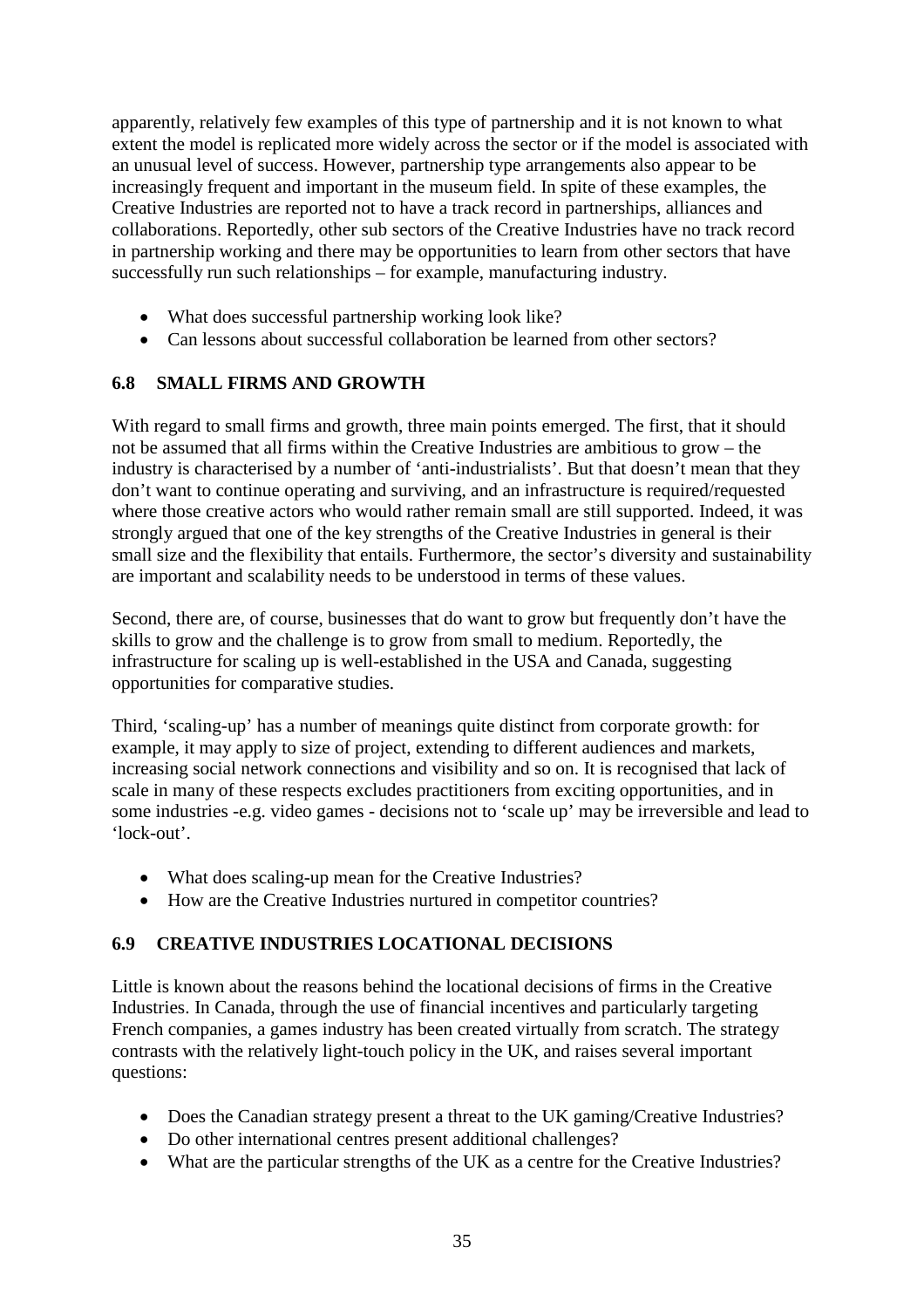apparently, relatively few examples of this type of partnership and it is not known to what extent the model is replicated more widely across the sector or if the model is associated with an unusual level of success. However, partnership type arrangements also appear to be increasingly frequent and important in the museum field. In spite of these examples, the Creative Industries are reported not to have a track record in partnerships, alliances and collaborations. Reportedly, other sub sectors of the Creative Industries have no track record in partnership working and there may be opportunities to learn from other sectors that have successfully run such relationships – for example, manufacturing industry.

- What does successful partnership working look like?
- Can lessons about successful collaboration be learned from other sectors?

### 6.8 SMALL FIRMS AND GROWTH

With regard to small firms and growth, three main points emerged. The first, that it should not be assumed that all firms within the Creative Industries are ambitious to grow – the industry is characterised by a number of 'anti-industrialists'. But that doesn't mean that they don't want to continue operating and surviving, and an infrastructure is required/requested where those creative actors who would rather remain small are still supported. Indeed, it was strongly argued that one of the key strengths of the Creative Industries in general is their small size and the flexibility that entails. Furthermore, the sector's diversity and sustainability are important and scalability needs to be understood in terms of these values.

Second, there are, of course, businesses that do want to grow but frequently don't have the skills to grow and the challenge is to grow from small to medium. Reportedly, the infrastructure for scaling up is well-established in the USA and Canada, suggesting opportunities for comparative studies.

Third, 'scaling-up' has a number of meanings quite distinct from corporate growth: for example, it may apply to size of project, extending to different audiences and markets, increasing social network connections and visibility and so on. It is recognised that lack of scale in many of these respects excludes practitioners from exciting opportunities, and in some industries -e.g. video games - decisions not to 'scale up' may be irreversible and lead to 'lock-out'.

- What does scaling-up mean for the Creative Industries?
- How are the Creative Industries nurtured in competitor countries?

### 6.9 CREATIVE INDUSTRIES LOCATIONAL DECISIONS

Little is known about the reasons behind the locational decisions of firms in the Creative Industries. In Canada, through the use of financial incentives and particularly targeting French companies, a games industry has been created virtually from scratch. The strategy contrasts with the relatively light-touch policy in the UK, and raises several important questions:

- Does the Canadian strategy present a threat to the UK gaming/Creative Industries?
- Do other international centres present additional challenges?
- What are the particular strengths of the UK as a centre for the Creative Industries?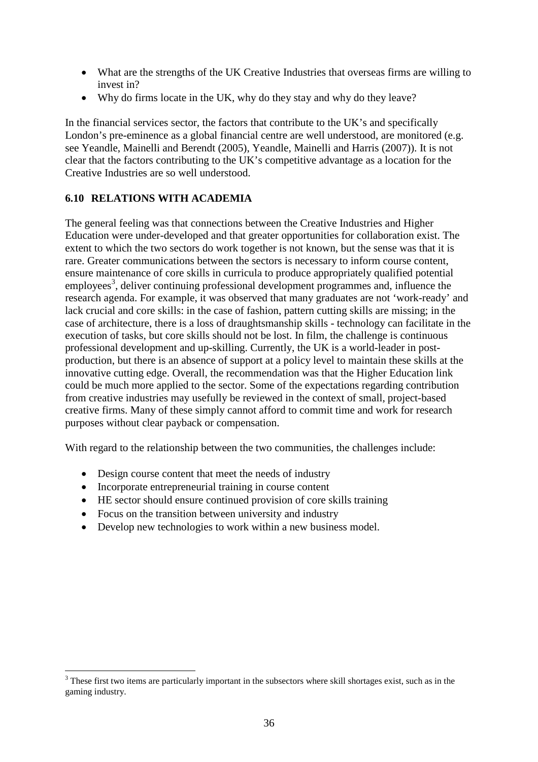- What are the strengths of the UK Creative Industries that overseas firms are willing to invest in?
- Why do firms locate in the UK, why do they stay and why do they leave?

In the financial services sector, the factors that contribute to the UK's and specifically London's pre-eminence as a global financial centre are well understood, are monitored (e.g. see Yeandle, Mainelli and Berendt (2005), Yeandle, Mainelli and Harris (2007)). It is not clear that the factors contributing to the UK's competitive advantage as a location for the Creative Industries are so well understood.

## 6.10 RELATIONS WITH ACADEMIA

The general feeling was that connections between the Creative Industries and Higher Education were under-developed and that greater opportunities for collaboration exist. The extent to which the two sectors do work together is not known, but the sense was that it is rare. Greater communications between the sectors is necessary to inform course content, ensure maintenance of core skills in curricula to produce appropriately qualified potential employees[3], deliver continuing professional development programmes and, influence the research agenda. For example, it was observed that many graduates are not 'work-ready' and lack crucial and core skills: in the case of fashion, pattern cutting skills are missing; in the case of architecture, there is a loss of draughtsmanship skills - technology can facilitate in the execution of tasks, but core skills should not be lost. In film, the challenge is continuous professional development and up-skilling. Currently, the UK is a world-leader in post-production, but there is an absence of support at a policy level to maintain these skills at the innovative cutting edge. Overall, the recommendation was that the Higher Education link could be much more applied to the sector. Some of the expectations regarding contribution from creative industries may usefully be reviewed in the context of small, project-based creative firms. Many of these simply cannot afford to commit time and work for research purposes without clear payback or compensation.

With regard to the relationship between the two communities, the challenges include:

- Design course content that meet the needs of industry
- Incorporate entrepreneurial training in course content
- HE sector should ensure continued provision of core skills training
- Focus on the transition between university and industry
- Develop new technologies to work within a new business model.

---

[3] These first two items are particularly important in the subsectors where skill shortages exist, such as in the gaming industry.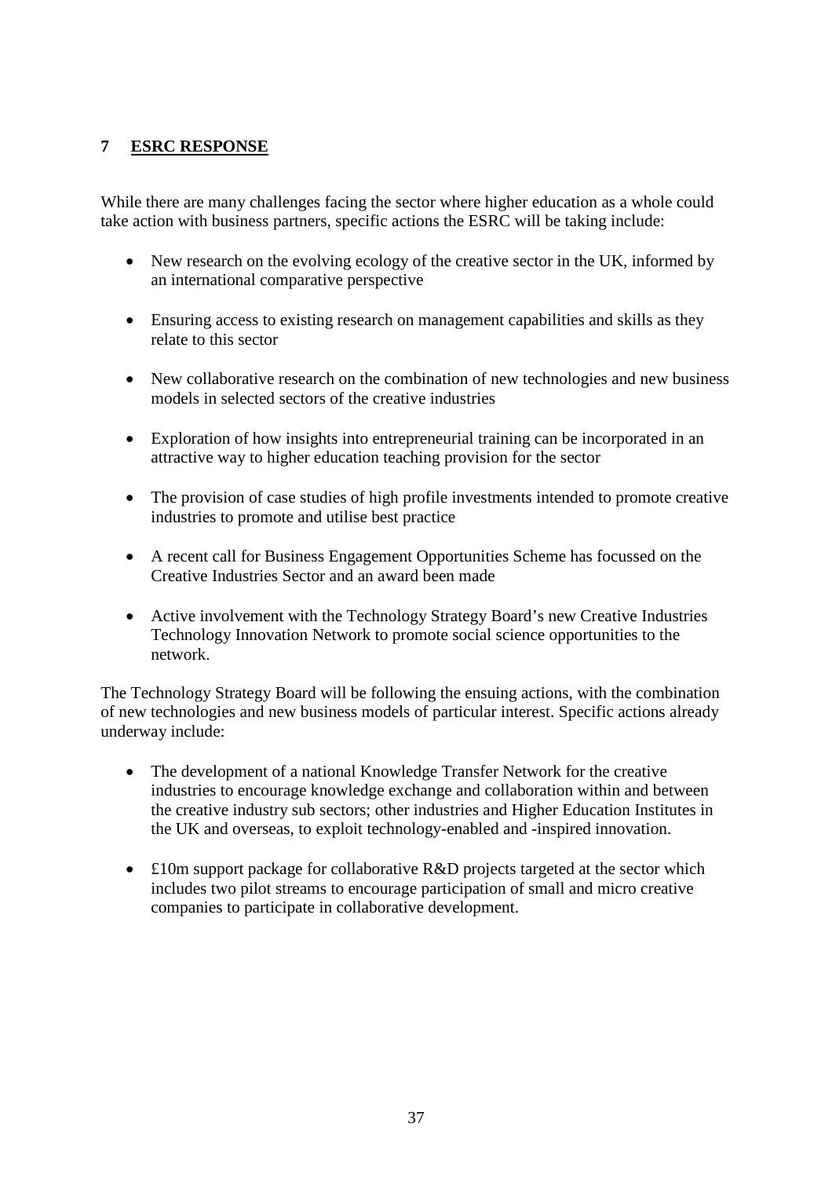## 7 ESRC RESPONSE

While there are many challenges facing the sector where higher education as a whole could take action with business partners, specific actions the ESRC will be taking include:

- New research on the evolving ecology of the creative sector in the UK, informed by an international comparative perspective
- Ensuring access to existing research on management capabilities and skills as they relate to this sector
- New collaborative research on the combination of new technologies and new business models in selected sectors of the creative industries
- Exploration of how insights into entrepreneurial training can be incorporated in an attractive way to higher education teaching provision for the sector
- The provision of case studies of high profile investments intended to promote creative industries to promote and utilise best practice
- A recent call for Business Engagement Opportunities Scheme has focussed on the Creative Industries Sector and an award been made
- Active involvement with the Technology Strategy Board's new Creative Industries Technology Innovation Network to promote social science opportunities to the network.

The Technology Strategy Board will be following the ensuing actions, with the combination of new technologies and new business models of particular interest. Specific actions already underway include:

- The development of a national Knowledge Transfer Network for the creative industries to encourage knowledge exchange and collaboration within and between the creative industry sub sectors; other industries and Higher Education Institutes in the UK and overseas, to exploit technology-enabled and -inspired innovation.
- £10m support package for collaborative R&D projects targeted at the sector which includes two pilot streams to encourage participation of small and micro creative companies to participate in collaborative development.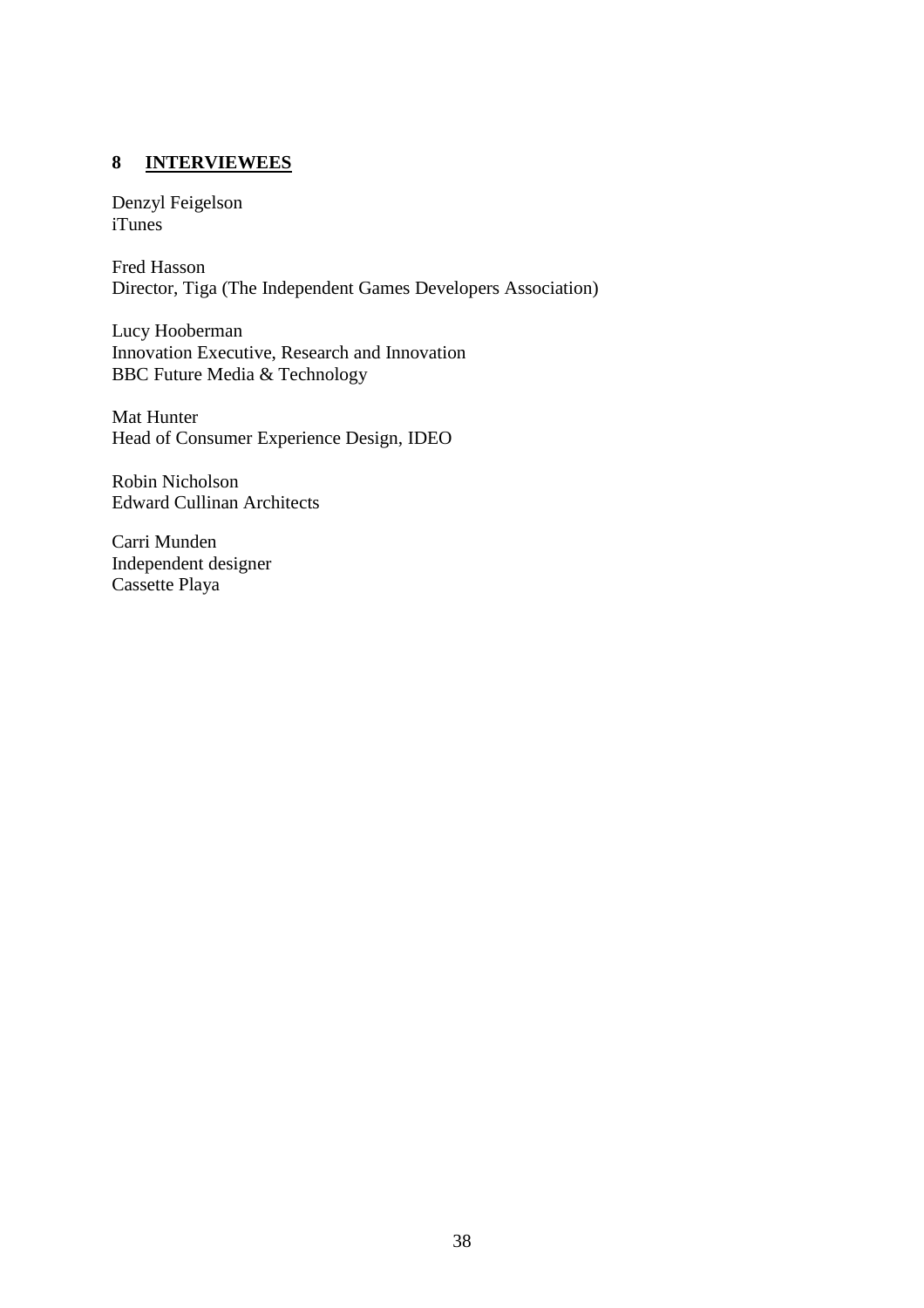## 8 INTERVIEWEES

Denzyl Feigelson
iTunes

Fred Hasson
Director, Tiga (The Independent Games Developers Association)

Lucy Hooberman
Innovation Executive, Research and Innovation
BBC Future Media & Technology

Mat Hunter
Head of Consumer Experience Design, IDEO

Robin Nicholson
Edward Cullinan Architects

Carri Munden
Independent designer
Cassette Playa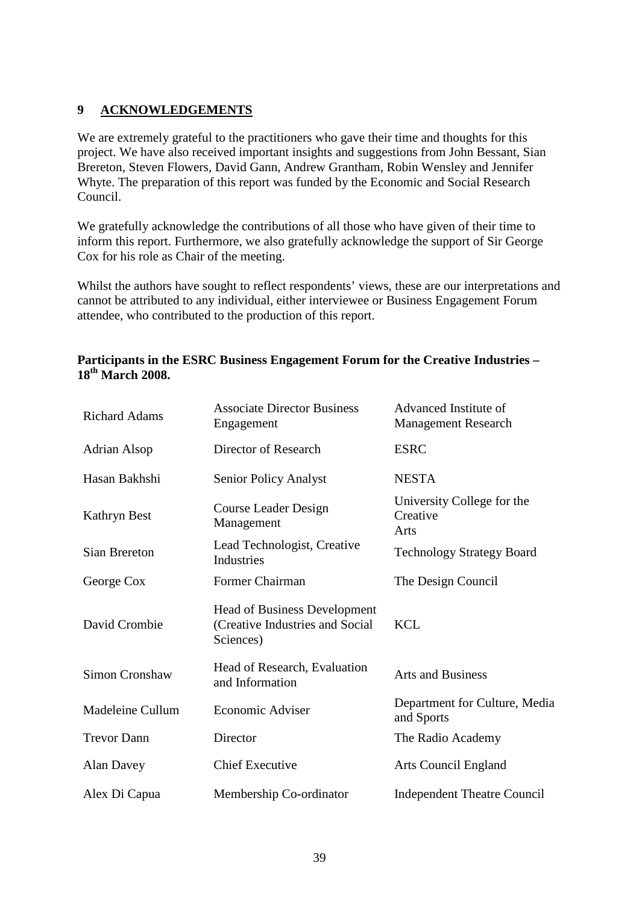## 9 ACKNOWLEDGEMENTS

We are extremely grateful to the practitioners who gave their time and thoughts for this project. We have also received important insights and suggestions from John Bessant, Sian Brereton, Steven Flowers, David Gann, Andrew Grantham, Robin Wensley and Jennifer Whyte. The preparation of this report was funded by the Economic and Social Research Council.

We gratefully acknowledge the contributions of all those who have given of their time to inform this report. Furthermore, we also gratefully acknowledge the support of Sir George Cox for his role as Chair of the meeting.

Whilst the authors have sought to reflect respondents' views, these are our interpretations and cannot be attributed to any individual, either interviewee or Business Engagement Forum attendee, who contributed to the production of this report.

**Participants in the ESRC Business Engagement Forum for the Creative Industries – 18th March 2008.**

| | | |
|---|---|---|
| Richard Adams | Associate Director Business Engagement | Advanced Institute of Management Research |
| Adrian Alsop | Director of Research | ESRC |
| Hasan Bakhshi | Senior Policy Analyst | NESTA |
| Kathryn Best | Course Leader Design Management | University College for the Creative Arts |
| Sian Brereton | Lead Technologist, Creative Industries | Technology Strategy Board |
| George Cox | Former Chairman | The Design Council |
| David Crombie | Head of Business Development (Creative Industries and Social Sciences) | KCL |
| Simon Cronshaw | Head of Research, Evaluation and Information | Arts and Business |
| Madeleine Cullum | Economic Adviser | Department for Culture, Media and Sports |
| Trevor Dann | Director | The Radio Academy |
| Alan Davey | Chief Executive | Arts Council England |
| Alex Di Capua | Membership Co-ordinator | Independent Theatre Council |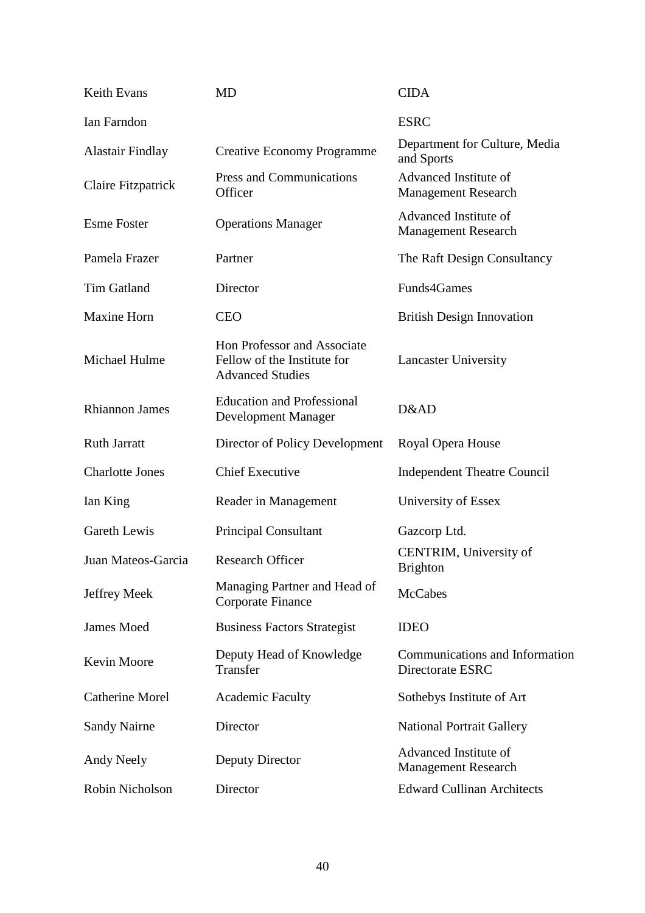| | | |
|---|---|---|
| Keith Evans | MD | CIDA |
| Ian Farndon | | ESRC |
| Alastair Findlay | Creative Economy Programme | Department for Culture, Media and Sports |
| Claire Fitzpatrick | Press and Communications Officer | Advanced Institute of Management Research |
| Esme Foster | Operations Manager | Advanced Institute of Management Research |
| Pamela Frazer | Partner | The Raft Design Consultancy |
| Tim Gatland | Director | Funds4Games |
| Maxine Horn | CEO | British Design Innovation |
| Michael Hulme | Hon Professor and Associate Fellow of the Institute for Advanced Studies | Lancaster University |
| Rhiannon James | Education and Professional Development Manager | D&AD |
| Ruth Jarratt | Director of Policy Development | Royal Opera House |
| Charlotte Jones | Chief Executive | Independent Theatre Council |
| Ian King | Reader in Management | University of Essex |
| Gareth Lewis | Principal Consultant | Gazcorp Ltd. |
| Juan Mateos-Garcia | Research Officer | CENTRIM, University of Brighton |
| Jeffrey Meek | Managing Partner and Head of Corporate Finance | McCabes |
| James Moed | Business Factors Strategist | IDEO |
| Kevin Moore | Deputy Head of Knowledge Transfer | Communications and Information Directorate ESRC |
| Catherine Morel | Academic Faculty | Sothebys Institute of Art |
| Sandy Nairne | Director | National Portrait Gallery |
| Andy Neely | Deputy Director | Advanced Institute of Management Research |
| Robin Nicholson | Director | Edward Cullinan Architects |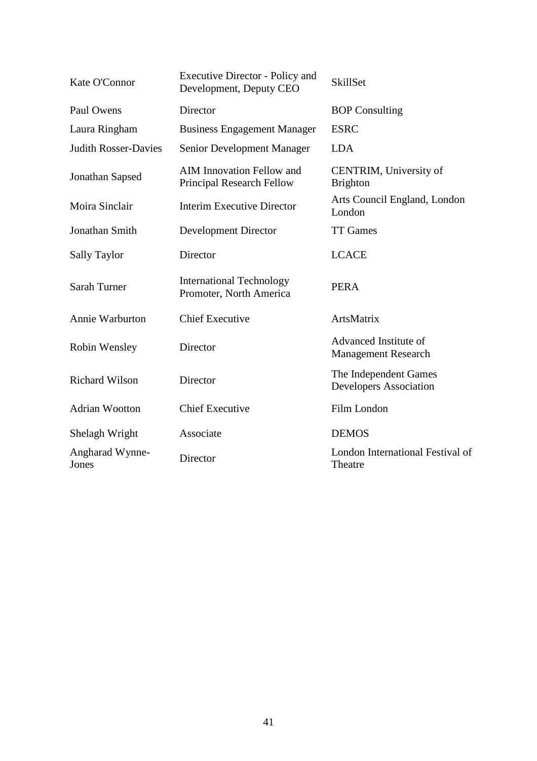| | | |
|---|---|---|
| Kate O'Connor | Executive Director - Policy and Development, Deputy CEO | SkillSet |
| Paul Owens | Director | BOP Consulting |
| Laura Ringham | Business Engagement Manager | ESRC |
| Judith Rosser-Davies | Senior Development Manager | LDA |
| Jonathan Sapsed | AIM Innovation Fellow and Principal Research Fellow | CENTRIM, University of Brighton |
| Moira Sinclair | Interim Executive Director | Arts Council England, London London |
| Jonathan Smith | Development Director | TT Games |
| Sally Taylor | Director | LCACE |
| Sarah Turner | International Technology Promoter, North America | PERA |
| Annie Warburton | Chief Executive | ArtsMatrix |
| Robin Wensley | Director | Advanced Institute of Management Research |
| Richard Wilson | Director | The Independent Games Developers Association |
| Adrian Wootton | Chief Executive | Film London |
| Shelagh Wright | Associate | DEMOS |
| Angharad Wynne-Jones | Director | London International Festival of Theatre |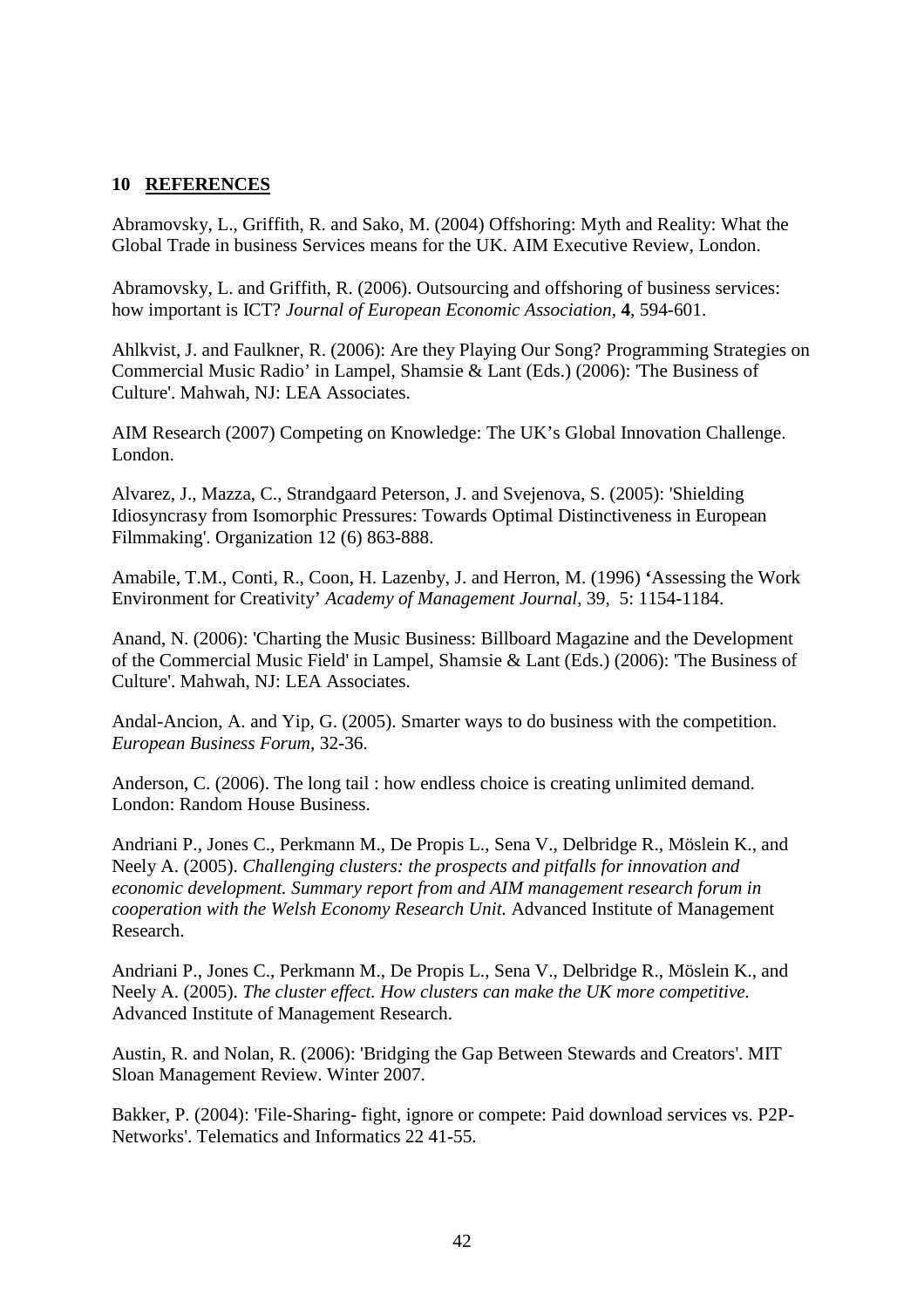## 10 REFERENCES

Abramovsky, L., Griffith, R. and Sako, M. (2004) Offshoring: Myth and Reality: What the Global Trade in business Services means for the UK. AIM Executive Review, London.

Abramovsky, L. and Griffith, R. (2006). Outsourcing and offshoring of business services: how important is ICT? *Journal of European Economic Association*, **4**, 594-601.

Ahlkvist, J. and Faulkner, R. (2006): Are they Playing Our Song? Programming Strategies on Commercial Music Radio' in Lampel, Shamsie & Lant (Eds.) (2006): 'The Business of Culture'. Mahwah, NJ: LEA Associates.

AIM Research (2007) Competing on Knowledge: The UK's Global Innovation Challenge. London.

Alvarez, J., Mazza, C., Strandgaard Peterson, J. and Svejenova, S. (2005): 'Shielding Idiosyncrasy from Isomorphic Pressures: Towards Optimal Distinctiveness in European Filmmaking'. Organization 12 (6) 863-888.

Amabile, T.M., Conti, R., Coon, H. Lazenby, J. and Herron, M. (1996) 'Assessing the Work Environment for Creativity' *Academy of Management Journal*, 39, 5: 1154-1184.

Anand, N. (2006): 'Charting the Music Business: Billboard Magazine and the Development of the Commercial Music Field' in Lampel, Shamsie & Lant (Eds.) (2006): 'The Business of Culture'. Mahwah, NJ: LEA Associates.

Andal-Ancion, A. and Yip, G. (2005). Smarter ways to do business with the competition. *European Business Forum*, 32-36.

Anderson, C. (2006). The long tail : how endless choice is creating unlimited demand. London: Random House Business.

Andriani P., Jones C., Perkmann M., De Propis L., Sena V., Delbridge R., Möslein K., and Neely A. (2005). *Challenging clusters: the prospects and pitfalls for innovation and economic development. Summary report from and AIM management research forum in cooperation with the Welsh Economy Research Unit.* Advanced Institute of Management Research.

Andriani P., Jones C., Perkmann M., De Propis L., Sena V., Delbridge R., Möslein K., and Neely A. (2005). *The cluster effect. How clusters can make the UK more competitive.* Advanced Institute of Management Research.

Austin, R. and Nolan, R. (2006): 'Bridging the Gap Between Stewards and Creators'. MIT Sloan Management Review. Winter 2007.

Bakker, P. (2004): 'File-Sharing- fight, ignore or compete: Paid download services vs. P2P-Networks'. Telematics and Informatics 22 41-55.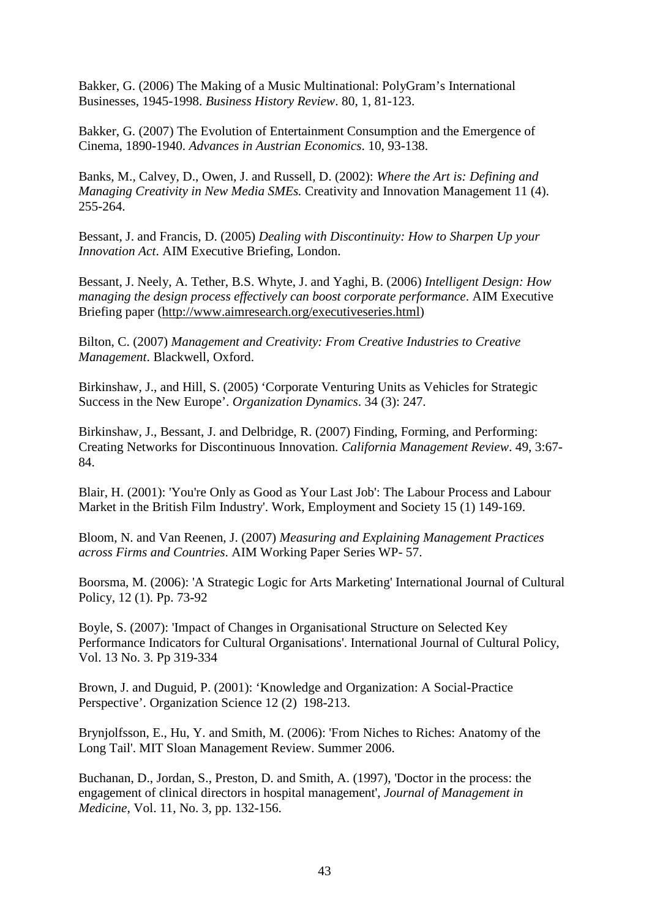Bakker, G. (2006) The Making of a Music Multinational: PolyGram's International Businesses, 1945-1998. *Business History Review*. 80, 1, 81-123.

Bakker, G. (2007) The Evolution of Entertainment Consumption and the Emergence of Cinema, 1890-1940. *Advances in Austrian Economics*. 10, 93-138.

Banks, M., Calvey, D., Owen, J. and Russell, D. (2002): *Where the Art is: Defining and Managing Creativity in New Media SMEs.* Creativity and Innovation Management 11 (4). 255-264.

Bessant, J. and Francis, D. (2005) *Dealing with Discontinuity: How to Sharpen Up your Innovation Act*. AIM Executive Briefing, London.

Bessant, J. Neely, A. Tether, B.S. Whyte, J. and Yaghi, B. (2006) *Intelligent Design: How managing the design process effectively can boost corporate performance*. AIM Executive Briefing paper (http://www.aimresearch.org/executiveseries.html)

Bilton, C. (2007) *Management and Creativity: From Creative Industries to Creative Management*. Blackwell, Oxford.

Birkinshaw, J., and Hill, S. (2005) 'Corporate Venturing Units as Vehicles for Strategic Success in the New Europe'. *Organization Dynamics*. 34 (3): 247.

Birkinshaw, J., Bessant, J. and Delbridge, R. (2007) Finding, Forming, and Performing: Creating Networks for Discontinuous Innovation. *California Management Review*. 49, 3:67-84.

Blair, H. (2001): 'You're Only as Good as Your Last Job': The Labour Process and Labour Market in the British Film Industry'. Work, Employment and Society 15 (1) 149-169.

Bloom, N. and Van Reenen, J. (2007) *Measuring and Explaining Management Practices across Firms and Countries*. AIM Working Paper Series WP- 57.

Boorsma, M. (2006): 'A Strategic Logic for Arts Marketing' International Journal of Cultural Policy, 12 (1). Pp. 73-92

Boyle, S. (2007): 'Impact of Changes in Organisational Structure on Selected Key Performance Indicators for Cultural Organisations'. International Journal of Cultural Policy, Vol. 13 No. 3. Pp 319-334

Brown, J. and Duguid, P. (2001): 'Knowledge and Organization: A Social-Practice Perspective'. Organization Science 12 (2) 198-213.

Brynjolfsson, E., Hu, Y. and Smith, M. (2006): 'From Niches to Riches: Anatomy of the Long Tail'. MIT Sloan Management Review. Summer 2006.

Buchanan, D., Jordan, S., Preston, D. and Smith, A. (1997), 'Doctor in the process: the engagement of clinical directors in hospital management', *Journal of Management in Medicine*, Vol. 11, No. 3, pp. 132-156.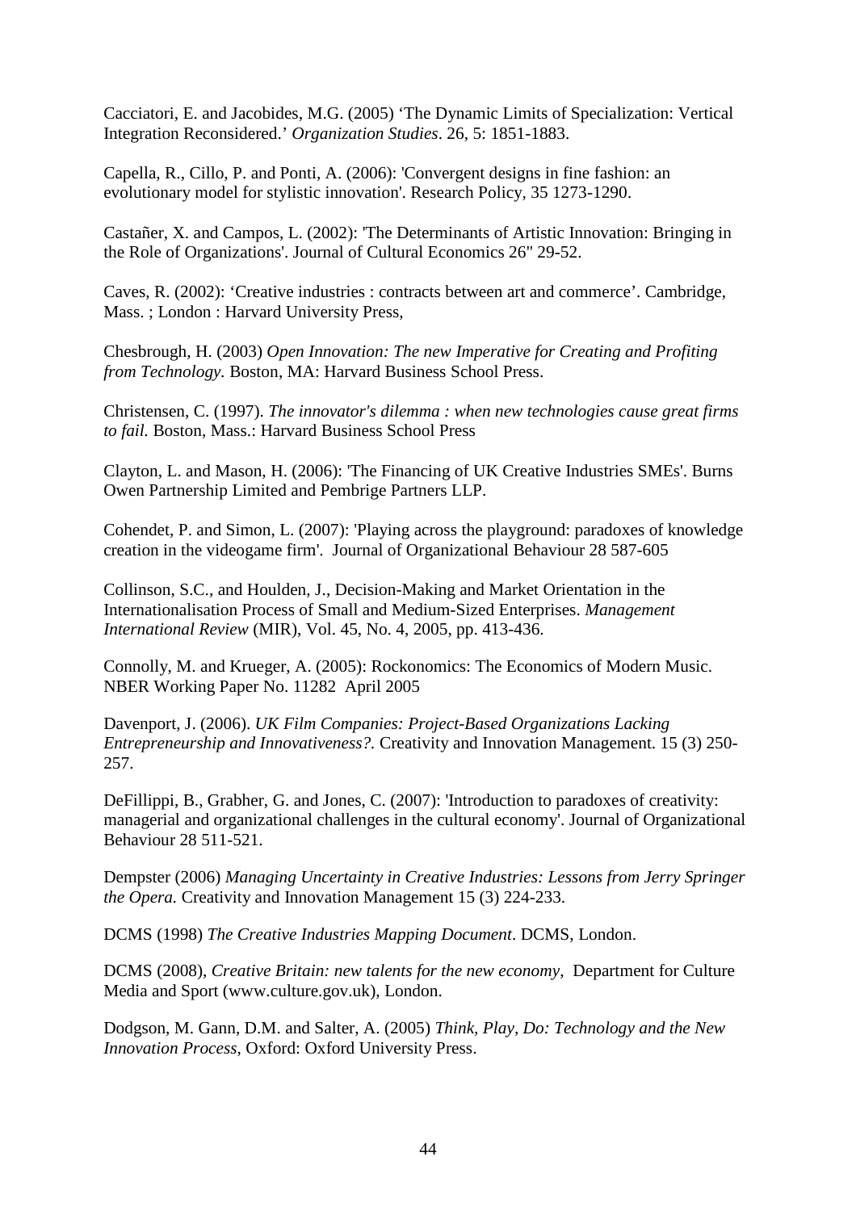Cacciatori, E. and Jacobides, M.G. (2005) 'The Dynamic Limits of Specialization: Vertical Integration Reconsidered.' *Organization Studies*. 26, 5: 1851-1883.

Capella, R., Cillo, P. and Ponti, A. (2006): 'Convergent designs in fine fashion: an evolutionary model for stylistic innovation'. Research Policy, 35 1273-1290.

Castañer, X. and Campos, L. (2002): 'The Determinants of Artistic Innovation: Bringing in the Role of Organizations'. Journal of Cultural Economics 26" 29-52.

Caves, R. (2002): 'Creative industries : contracts between art and commerce'. Cambridge, Mass. ; London : Harvard University Press,

Chesbrough, H. (2003) *Open Innovation: The new Imperative for Creating and Profiting from Technology*. Boston, MA: Harvard Business School Press.

Christensen, C. (1997). *The innovator's dilemma : when new technologies cause great firms to fail*. Boston, Mass.: Harvard Business School Press

Clayton, L. and Mason, H. (2006): 'The Financing of UK Creative Industries SMEs'. Burns Owen Partnership Limited and Pembrige Partners LLP.

Cohendet, P. and Simon, L. (2007): 'Playing across the playground: paradoxes of knowledge creation in the videogame firm'. Journal of Organizational Behaviour 28 587-605

Collinson, S.C., and Houlden, J., Decision-Making and Market Orientation in the Internationalisation Process of Small and Medium-Sized Enterprises. *Management International Review* (MIR), Vol. 45, No. 4, 2005, pp. 413-436.

Connolly, M. and Krueger, A. (2005): Rockonomics: The Economics of Modern Music. NBER Working Paper No. 11282 April 2005

Davenport, J. (2006). *UK Film Companies: Project-Based Organizations Lacking Entrepreneurship and Innovativeness?.* Creativity and Innovation Management. 15 (3) 250-257.

DeFillippi, B., Grabher, G. and Jones, C. (2007): 'Introduction to paradoxes of creativity: managerial and organizational challenges in the cultural economy'. Journal of Organizational Behaviour 28 511-521.

Dempster (2006) *Managing Uncertainty in Creative Industries: Lessons from Jerry Springer the Opera.* Creativity and Innovation Management 15 (3) 224-233.

DCMS (1998) *The Creative Industries Mapping Document*. DCMS, London.

DCMS (2008), *Creative Britain: new talents for the new economy*, Department for Culture Media and Sport (www.culture.gov.uk), London.

Dodgson, M. Gann, D.M. and Salter, A. (2005) *Think, Play, Do: Technology and the New Innovation Process*, Oxford: Oxford University Press.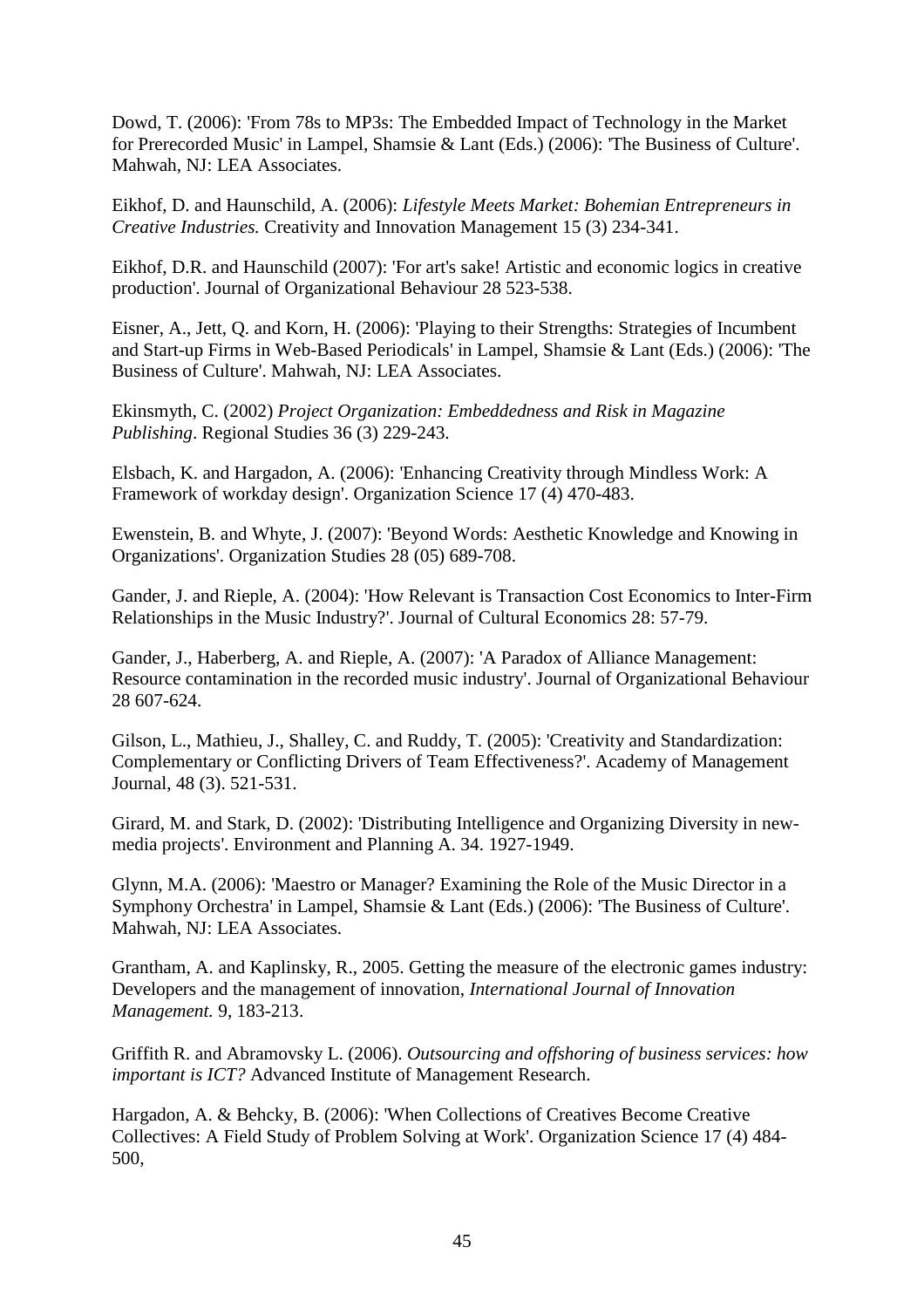Dowd, T. (2006): 'From 78s to MP3s: The Embedded Impact of Technology in the Market for Prerecorded Music' in Lampel, Shamsie & Lant (Eds.) (2006): 'The Business of Culture'. Mahwah, NJ: LEA Associates.

Eikhof, D. and Haunschild, A. (2006): *Lifestyle Meets Market: Bohemian Entrepreneurs in Creative Industries.* Creativity and Innovation Management 15 (3) 234-341.

Eikhof, D.R. and Haunschild (2007): 'For art's sake! Artistic and economic logics in creative production'. Journal of Organizational Behaviour 28 523-538.

Eisner, A., Jett, Q. and Korn, H. (2006): 'Playing to their Strengths: Strategies of Incumbent and Start-up Firms in Web-Based Periodicals' in Lampel, Shamsie & Lant (Eds.) (2006): 'The Business of Culture'. Mahwah, NJ: LEA Associates.

Ekinsmyth, C. (2002) *Project Organization: Embeddedness and Risk in Magazine Publishing*. Regional Studies 36 (3) 229-243.

Elsbach, K. and Hargadon, A. (2006): 'Enhancing Creativity through Mindless Work: A Framework of workday design'. Organization Science 17 (4) 470-483.

Ewenstein, B. and Whyte, J. (2007): 'Beyond Words: Aesthetic Knowledge and Knowing in Organizations'. Organization Studies 28 (05) 689-708.

Gander, J. and Rieple, A. (2004): 'How Relevant is Transaction Cost Economics to Inter-Firm Relationships in the Music Industry?'. Journal of Cultural Economics 28: 57-79.

Gander, J., Haberberg, A. and Rieple, A. (2007): 'A Paradox of Alliance Management: Resource contamination in the recorded music industry'. Journal of Organizational Behaviour 28 607-624.

Gilson, L., Mathieu, J., Shalley, C. and Ruddy, T. (2005): 'Creativity and Standardization: Complementary or Conflicting Drivers of Team Effectiveness?'. Academy of Management Journal, 48 (3). 521-531.

Girard, M. and Stark, D. (2002): 'Distributing Intelligence and Organizing Diversity in new-media projects'. Environment and Planning A. 34. 1927-1949.

Glynn, M.A. (2006): 'Maestro or Manager? Examining the Role of the Music Director in a Symphony Orchestra' in Lampel, Shamsie & Lant (Eds.) (2006): 'The Business of Culture'. Mahwah, NJ: LEA Associates.

Grantham, A. and Kaplinsky, R., 2005. Getting the measure of the electronic games industry: Developers and the management of innovation, *International Journal of Innovation Management.* 9, 183-213.

Griffith R. and Abramovsky L. (2006). *Outsourcing and offshoring of business services: how important is ICT?* Advanced Institute of Management Research.

Hargadon, A. & Behcky, B. (2006): 'When Collections of Creatives Become Creative Collectives: A Field Study of Problem Solving at Work'. Organization Science 17 (4) 484-500,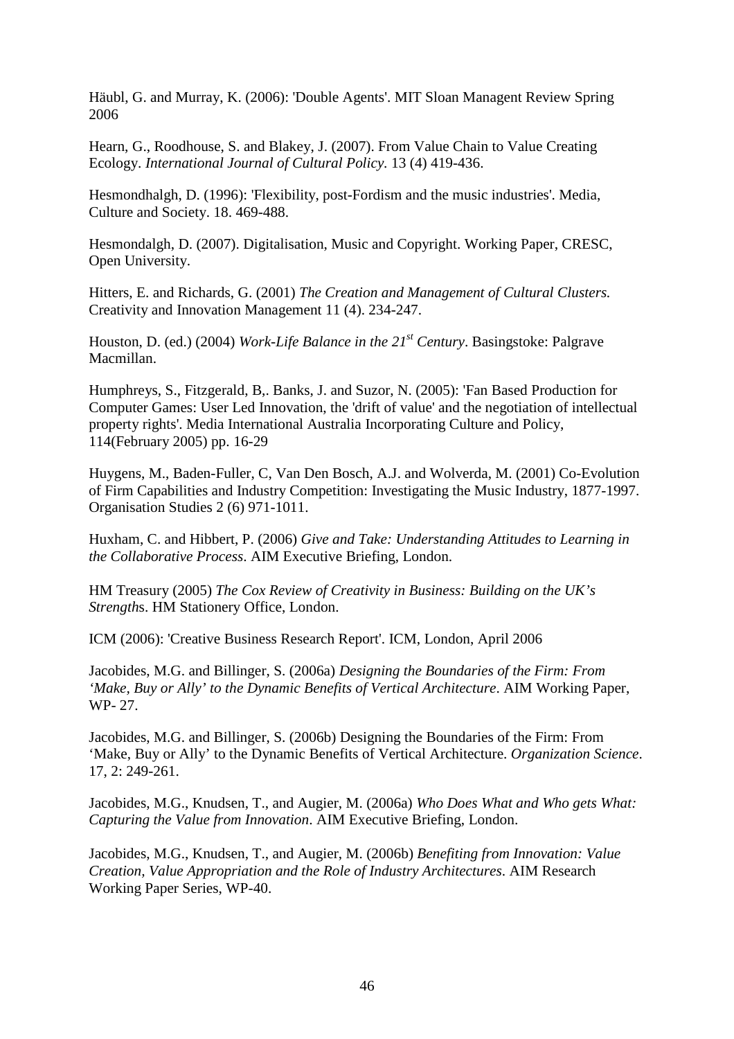Häubl, G. and Murray, K. (2006): 'Double Agents'. MIT Sloan Managent Review Spring 2006

Hearn, G., Roodhouse, S. and Blakey, J. (2007). From Value Chain to Value Creating Ecology. *International Journal of Cultural Policy.* 13 (4) 419-436.

Hesmondhalgh, D. (1996): 'Flexibility, post-Fordism and the music industries'. Media, Culture and Society. 18. 469-488.

Hesmondalgh, D. (2007). Digitalisation, Music and Copyright. Working Paper, CRESC, Open University.

Hitters, E. and Richards, G. (2001) *The Creation and Management of Cultural Clusters.* Creativity and Innovation Management 11 (4). 234-247.

Houston, D. (ed.) (2004) *Work-Life Balance in the 21st Century*. Basingstoke: Palgrave Macmillan.

Humphreys, S., Fitzgerald, B,. Banks, J. and Suzor, N. (2005): 'Fan Based Production for Computer Games: User Led Innovation, the 'drift of value' and the negotiation of intellectual property rights'. Media International Australia Incorporating Culture and Policy, 114(February 2005) pp. 16-29

Huygens, M., Baden-Fuller, C, Van Den Bosch, A.J. and Wolverda, M. (2001) Co-Evolution of Firm Capabilities and Industry Competition: Investigating the Music Industry, 1877-1997. Organisation Studies 2 (6) 971-1011.

Huxham, C. and Hibbert, P. (2006) *Give and Take: Understanding Attitudes to Learning in the Collaborative Process*. AIM Executive Briefing, London.

HM Treasury (2005) *The Cox Review of Creativity in Business: Building on the UK's Strength*s. HM Stationery Office, London.

ICM (2006): 'Creative Business Research Report'. ICM, London, April 2006

Jacobides, M.G. and Billinger, S. (2006a) *Designing the Boundaries of the Firm: From 'Make, Buy or Ally' to the Dynamic Benefits of Vertical Architecture*. AIM Working Paper, WP- 27.

Jacobides, M.G. and Billinger, S. (2006b) Designing the Boundaries of the Firm: From 'Make, Buy or Ally' to the Dynamic Benefits of Vertical Architecture. *Organization Science*. 17, 2: 249-261.

Jacobides, M.G., Knudsen, T., and Augier, M. (2006a) *Who Does What and Who gets What: Capturing the Value from Innovation*. AIM Executive Briefing, London.

Jacobides, M.G., Knudsen, T., and Augier, M. (2006b) *Benefiting from Innovation: Value Creation, Value Appropriation and the Role of Industry Architectures*. AIM Research Working Paper Series, WP-40.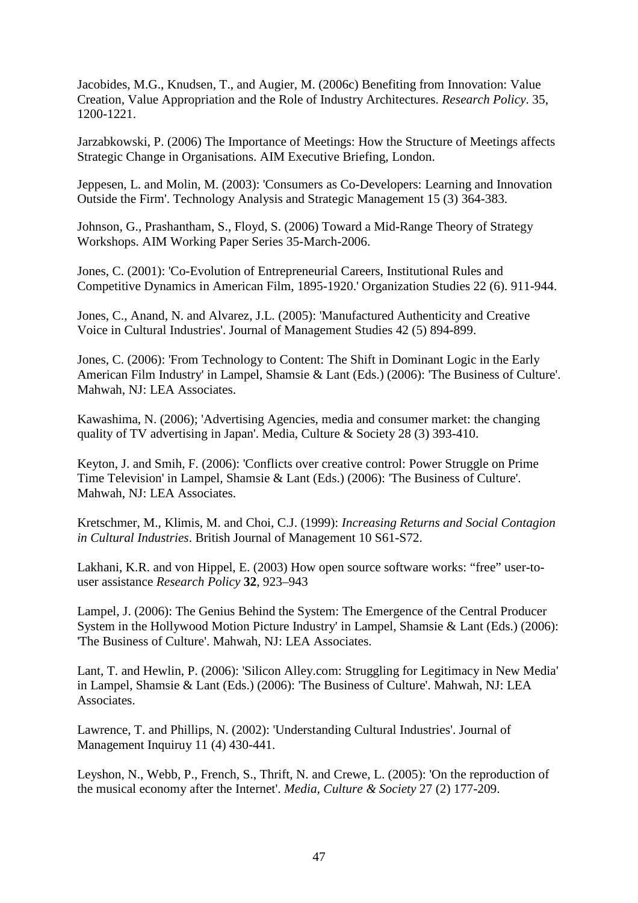Jacobides, M.G., Knudsen, T., and Augier, M. (2006c) Benefiting from Innovation: Value Creation, Value Appropriation and the Role of Industry Architectures. *Research Policy*. 35, 1200-1221.

Jarzabkowski, P. (2006) The Importance of Meetings: How the Structure of Meetings affects Strategic Change in Organisations. AIM Executive Briefing, London.

Jeppesen, L. and Molin, M. (2003): 'Consumers as Co-Developers: Learning and Innovation Outside the Firm'. Technology Analysis and Strategic Management 15 (3) 364-383.

Johnson, G., Prashantham, S., Floyd, S. (2006) Toward a Mid-Range Theory of Strategy Workshops. AIM Working Paper Series 35-March-2006.

Jones, C. (2001): 'Co-Evolution of Entrepreneurial Careers, Institutional Rules and Competitive Dynamics in American Film, 1895-1920.' Organization Studies 22 (6). 911-944.

Jones, C., Anand, N. and Alvarez, J.L. (2005): 'Manufactured Authenticity and Creative Voice in Cultural Industries'. Journal of Management Studies 42 (5) 894-899.

Jones, C. (2006): 'From Technology to Content: The Shift in Dominant Logic in the Early American Film Industry' in Lampel, Shamsie & Lant (Eds.) (2006): 'The Business of Culture'. Mahwah, NJ: LEA Associates.

Kawashima, N. (2006); 'Advertising Agencies, media and consumer market: the changing quality of TV advertising in Japan'. Media, Culture & Society 28 (3) 393-410.

Keyton, J. and Smih, F. (2006): 'Conflicts over creative control: Power Struggle on Prime Time Television' in Lampel, Shamsie & Lant (Eds.) (2006): 'The Business of Culture'. Mahwah, NJ: LEA Associates.

Kretschmer, M., Klimis, M. and Choi, C.J. (1999): *Increasing Returns and Social Contagion in Cultural Industries*. British Journal of Management 10 S61-S72.

Lakhani, K.R. and von Hippel, E. (2003) How open source software works: "free" user-to-user assistance *Research Policy* **32**, 923–943

Lampel, J. (2006): The Genius Behind the System: The Emergence of the Central Producer System in the Hollywood Motion Picture Industry' in Lampel, Shamsie & Lant (Eds.) (2006): 'The Business of Culture'. Mahwah, NJ: LEA Associates.

Lant, T. and Hewlin, P. (2006): 'Silicon Alley.com: Struggling for Legitimacy in New Media' in Lampel, Shamsie & Lant (Eds.) (2006): 'The Business of Culture'. Mahwah, NJ: LEA Associates.

Lawrence, T. and Phillips, N. (2002): 'Understanding Cultural Industries'. Journal of Management Inquiruy 11 (4) 430-441.

Leyshon, N., Webb, P., French, S., Thrift, N. and Crewe, L. (2005): 'On the reproduction of the musical economy after the Internet'. *Media, Culture & Society* 27 (2) 177-209.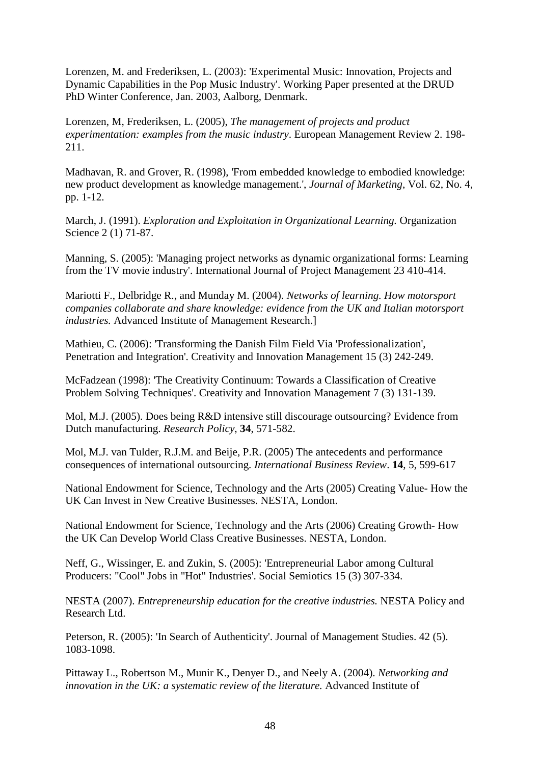Lorenzen, M. and Frederiksen, L. (2003): 'Experimental Music: Innovation, Projects and Dynamic Capabilities in the Pop Music Industry'. Working Paper presented at the DRUD PhD Winter Conference, Jan. 2003, Aalborg, Denmark.

Lorenzen, M, Frederiksen, L. (2005), *The management of projects and product experimentation: examples from the music industry*. European Management Review 2. 198-211.

Madhavan, R. and Grover, R. (1998), 'From embedded knowledge to embodied knowledge: new product development as knowledge management.', *Journal of Marketing*, Vol. 62, No. 4, pp. 1-12.

March, J. (1991). *Exploration and Exploitation in Organizational Learning.* Organization Science 2 (1) 71-87.

Manning, S. (2005): 'Managing project networks as dynamic organizational forms: Learning from the TV movie industry'. International Journal of Project Management 23 410-414.

Mariotti F., Delbridge R., and Munday M. (2004). *Networks of learning. How motorsport companies collaborate and share knowledge: evidence from the UK and Italian motorsport industries.* Advanced Institute of Management Research.]

Mathieu, C. (2006): 'Transforming the Danish Film Field Via 'Professionalization', Penetration and Integration'. Creativity and Innovation Management 15 (3) 242-249.

McFadzean (1998): 'The Creativity Continuum: Towards a Classification of Creative Problem Solving Techniques'. Creativity and Innovation Management 7 (3) 131-139.

Mol, M.J. (2005). Does being R&D intensive still discourage outsourcing? Evidence from Dutch manufacturing. *Research Policy*, **34**, 571-582.

Mol, M.J. van Tulder, R.J.M. and Beije, P.R. (2005) The antecedents and performance consequences of international outsourcing. *International Business Review*. **14**, 5, 599-617

National Endowment for Science, Technology and the Arts (2005) Creating Value- How the UK Can Invest in New Creative Businesses. NESTA, London.

National Endowment for Science, Technology and the Arts (2006) Creating Growth- How the UK Can Develop World Class Creative Businesses. NESTA, London.

Neff, G., Wissinger, E. and Zukin, S. (2005): 'Entrepreneurial Labor among Cultural Producers: "Cool" Jobs in "Hot" Industries'. Social Semiotics 15 (3) 307-334.

NESTA (2007). *Entrepreneurship education for the creative industries.* NESTA Policy and Research Ltd.

Peterson, R. (2005): 'In Search of Authenticity'. Journal of Management Studies. 42 (5). 1083-1098.

Pittaway L., Robertson M., Munir K., Denyer D., and Neely A. (2004). *Networking and innovation in the UK: a systematic review of the literature.* Advanced Institute of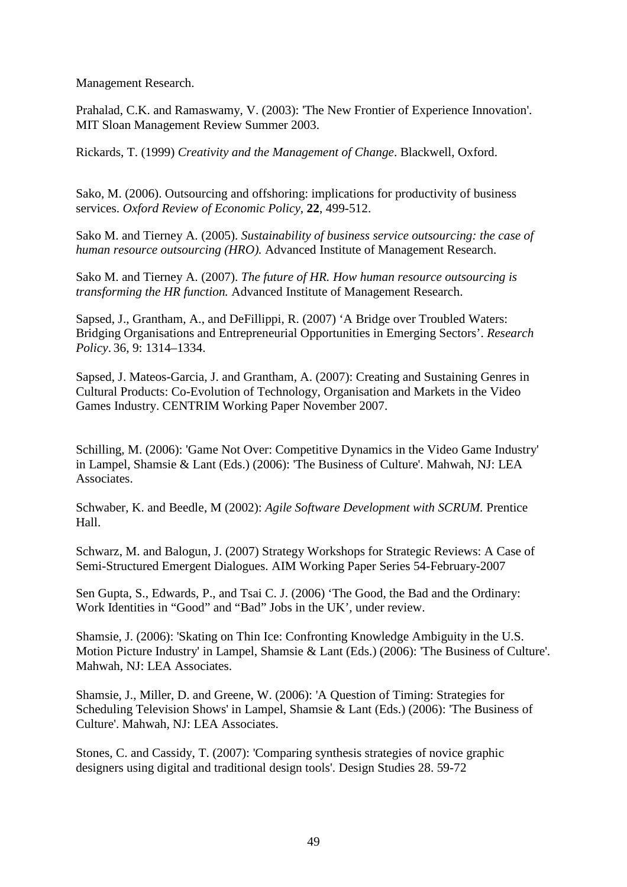Management Research.

Prahalad, C.K. and Ramaswamy, V. (2003): 'The New Frontier of Experience Innovation'. MIT Sloan Management Review Summer 2003.

Rickards, T. (1999) *Creativity and the Management of Change*. Blackwell, Oxford.

Sako, M. (2006). Outsourcing and offshoring: implications for productivity of business services. *Oxford Review of Economic Policy*, **22**, 499-512.

Sako M. and Tierney A. (2005). *Sustainability of business service outsourcing: the case of human resource outsourcing (HRO).* Advanced Institute of Management Research.

Sako M. and Tierney A. (2007). *The future of HR. How human resource outsourcing is transforming the HR function.* Advanced Institute of Management Research.

Sapsed, J., Grantham, A., and DeFillippi, R. (2007) 'A Bridge over Troubled Waters: Bridging Organisations and Entrepreneurial Opportunities in Emerging Sectors'. *Research Policy*. 36, 9: 1314–1334.

Sapsed, J. Mateos-Garcia, J. and Grantham, A. (2007): Creating and Sustaining Genres in Cultural Products: Co-Evolution of Technology, Organisation and Markets in the Video Games Industry. CENTRIM Working Paper November 2007.

Schilling, M. (2006): 'Game Not Over: Competitive Dynamics in the Video Game Industry' in Lampel, Shamsie & Lant (Eds.) (2006): 'The Business of Culture'. Mahwah, NJ: LEA Associates.

Schwaber, K. and Beedle, M (2002): *Agile Software Development with SCRUM.* Prentice Hall.

Schwarz, M. and Balogun, J. (2007) Strategy Workshops for Strategic Reviews: A Case of Semi-Structured Emergent Dialogues. AIM Working Paper Series 54-February-2007

Sen Gupta, S., Edwards, P., and Tsai C. J. (2006) 'The Good, the Bad and the Ordinary: Work Identities in "Good" and "Bad" Jobs in the UK', under review.

Shamsie, J. (2006): 'Skating on Thin Ice: Confronting Knowledge Ambiguity in the U.S. Motion Picture Industry' in Lampel, Shamsie & Lant (Eds.) (2006): 'The Business of Culture'. Mahwah, NJ: LEA Associates.

Shamsie, J., Miller, D. and Greene, W. (2006): 'A Question of Timing: Strategies for Scheduling Television Shows' in Lampel, Shamsie & Lant (Eds.) (2006): 'The Business of Culture'. Mahwah, NJ: LEA Associates.

Stones, C. and Cassidy, T. (2007): 'Comparing synthesis strategies of novice graphic designers using digital and traditional design tools'. Design Studies 28. 59-72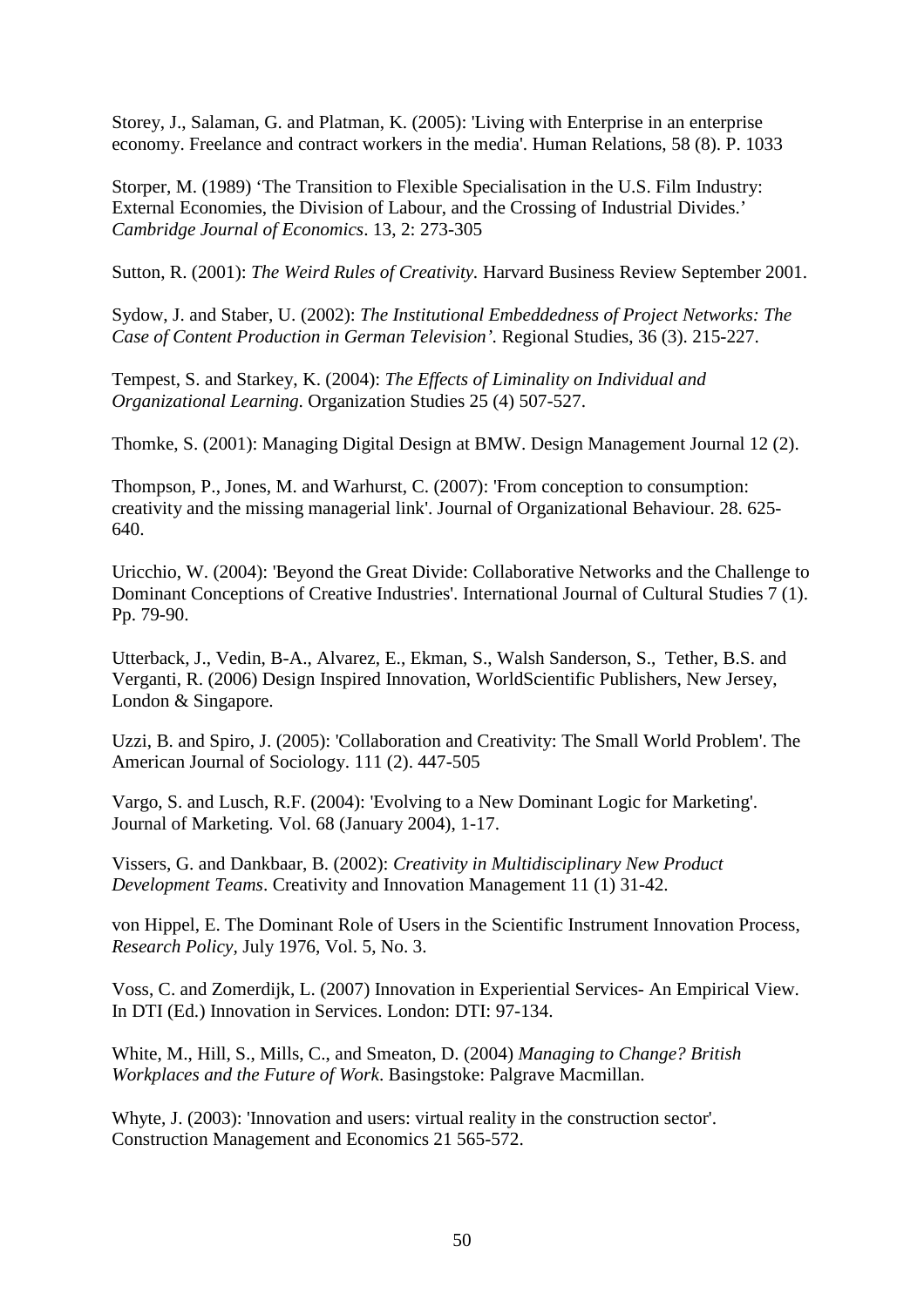Storey, J., Salaman, G. and Platman, K. (2005): 'Living with Enterprise in an enterprise economy. Freelance and contract workers in the media'. Human Relations, 58 (8). P. 1033

Storper, M. (1989) 'The Transition to Flexible Specialisation in the U.S. Film Industry: External Economies, the Division of Labour, and the Crossing of Industrial Divides.' *Cambridge Journal of Economics*. 13, 2: 273-305

Sutton, R. (2001): *The Weird Rules of Creativity.* Harvard Business Review September 2001.

Sydow, J. and Staber, U. (2002): *The Institutional Embeddedness of Project Networks: The Case of Content Production in German Television'.* Regional Studies, 36 (3). 215-227.

Tempest, S. and Starkey, K. (2004): *The Effects of Liminality on Individual and Organizational Learning.* Organization Studies 25 (4) 507-527.

Thomke, S. (2001): Managing Digital Design at BMW. Design Management Journal 12 (2).

Thompson, P., Jones, M. and Warhurst, C. (2007): 'From conception to consumption: creativity and the missing managerial link'. Journal of Organizational Behaviour. 28. 625-640.

Uricchio, W. (2004): 'Beyond the Great Divide: Collaborative Networks and the Challenge to Dominant Conceptions of Creative Industries'. International Journal of Cultural Studies 7 (1). Pp. 79-90.

Utterback, J., Vedin, B-A., Alvarez, E., Ekman, S., Walsh Sanderson, S., Tether, B.S. and Verganti, R. (2006) Design Inspired Innovation, WorldScientific Publishers, New Jersey, London & Singapore.

Uzzi, B. and Spiro, J. (2005): 'Collaboration and Creativity: The Small World Problem'. The American Journal of Sociology. 111 (2). 447-505

Vargo, S. and Lusch, R.F. (2004): 'Evolving to a New Dominant Logic for Marketing'. Journal of Marketing. Vol. 68 (January 2004), 1-17.

Vissers, G. and Dankbaar, B. (2002): *Creativity in Multidisciplinary New Product Development Teams*. Creativity and Innovation Management 11 (1) 31-42.

von Hippel, E. The Dominant Role of Users in the Scientific Instrument Innovation Process, *Research Policy,* July 1976, Vol. 5, No. 3.

Voss, C. and Zomerdijk, L. (2007) Innovation in Experiential Services- An Empirical View. In DTI (Ed.) Innovation in Services. London: DTI: 97-134.

White, M., Hill, S., Mills, C., and Smeaton, D. (2004) *Managing to Change? British Workplaces and the Future of Work*. Basingstoke: Palgrave Macmillan.

Whyte, J. (2003): 'Innovation and users: virtual reality in the construction sector'. Construction Management and Economics 21 565-572.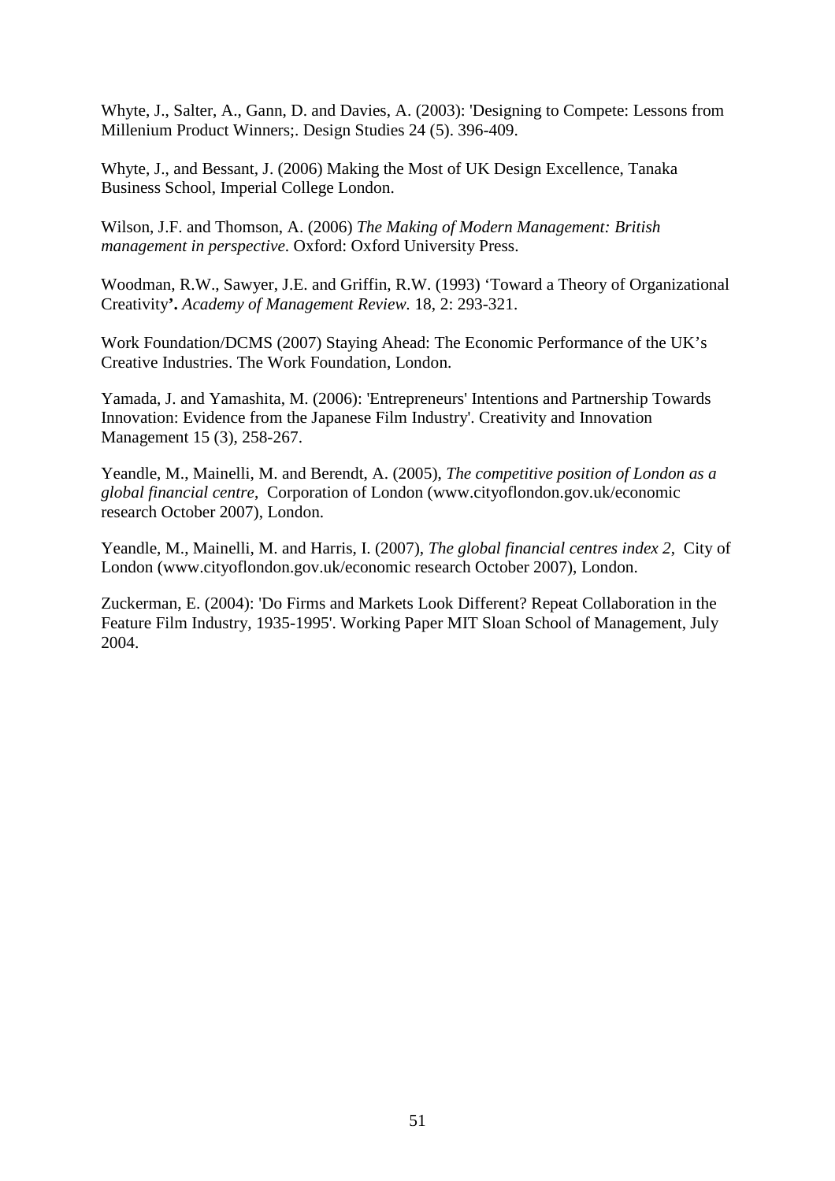Whyte, J., Salter, A., Gann, D. and Davies, A. (2003): 'Designing to Compete: Lessons from Millenium Product Winners;. Design Studies 24 (5). 396-409.

Whyte, J., and Bessant, J. (2006) Making the Most of UK Design Excellence, Tanaka Business School, Imperial College London.

Wilson, J.F. and Thomson, A. (2006) *The Making of Modern Management: British management in perspective*. Oxford: Oxford University Press.

Woodman, R.W., Sawyer, J.E. and Griffin, R.W. (1993) 'Toward a Theory of Organizational Creativity**'.** *Academy of Management Review.* 18, 2: 293-321.

Work Foundation/DCMS (2007) Staying Ahead: The Economic Performance of the UK's Creative Industries. The Work Foundation, London.

Yamada, J. and Yamashita, M. (2006): 'Entrepreneurs' Intentions and Partnership Towards Innovation: Evidence from the Japanese Film Industry'. Creativity and Innovation Management 15 (3), 258-267.

Yeandle, M., Mainelli, M. and Berendt, A. (2005), *The competitive position of London as a global financial centre*, Corporation of London (www.cityoflondon.gov.uk/economic research October 2007), London.

Yeandle, M., Mainelli, M. and Harris, I. (2007), *The global financial centres index 2*, City of London (www.cityoflondon.gov.uk/economic research October 2007), London.

Zuckerman, E. (2004): 'Do Firms and Markets Look Different? Repeat Collaboration in the Feature Film Industry, 1935-1995'. Working Paper MIT Sloan School of Management, July 2004.